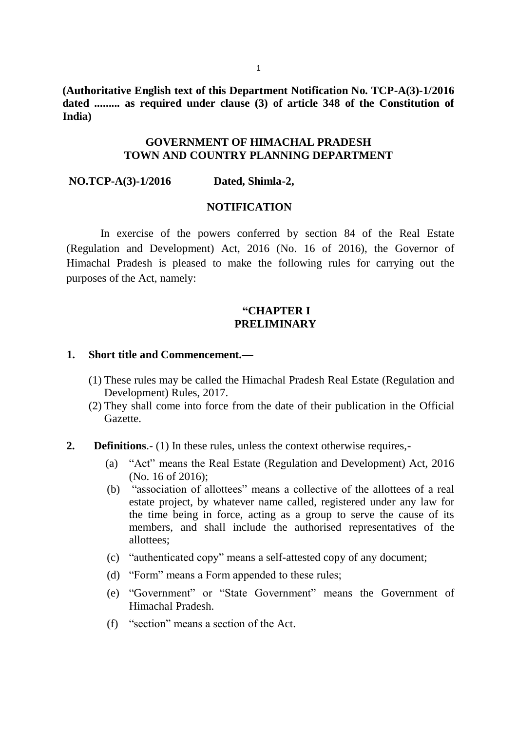**(Authoritative English text of this Department Notification No. TCP-A(3)-1/2016 dated ......... as required under clause (3) of article 348 of the Constitution of India)**

**GOVERNMENT OF HIMACHAL PRADESH**
**TOWN AND COUNTRY PLANNING DEPARTMENT**

**NO.TCP-A(3)-1/2016 Dated, Shimla-2,**

**NOTIFICATION**

In exercise of the powers conferred by section 84 of the Real Estate (Regulation and Development) Act, 2016 (No. 16 of 2016), the Governor of Himachal Pradesh is pleased to make the following rules for carrying out the purposes of the Act, namely:

**"CHAPTER I**
**PRELIMINARY**

**1. Short title and Commencement.—**

(1) These rules may be called the Himachal Pradesh Real Estate (Regulation and Development) Rules, 2017.

(2) They shall come into force from the date of their publication in the Official Gazette.

**2. Definitions**.- (1) In these rules, unless the context otherwise requires,-

(a) "Act" means the Real Estate (Regulation and Development) Act, 2016 (No. 16 of 2016);

(b) "association of allottees" means a collective of the allottees of a real estate project, by whatever name called, registered under any law for the time being in force, acting as a group to serve the cause of its members, and shall include the authorised representatives of the allottees;

(c) "authenticated copy" means a self-attested copy of any document;

(d) "Form" means a Form appended to these rules;

(e) "Government" or "State Government" means the Government of Himachal Pradesh.

(f) "section" means a section of the Act.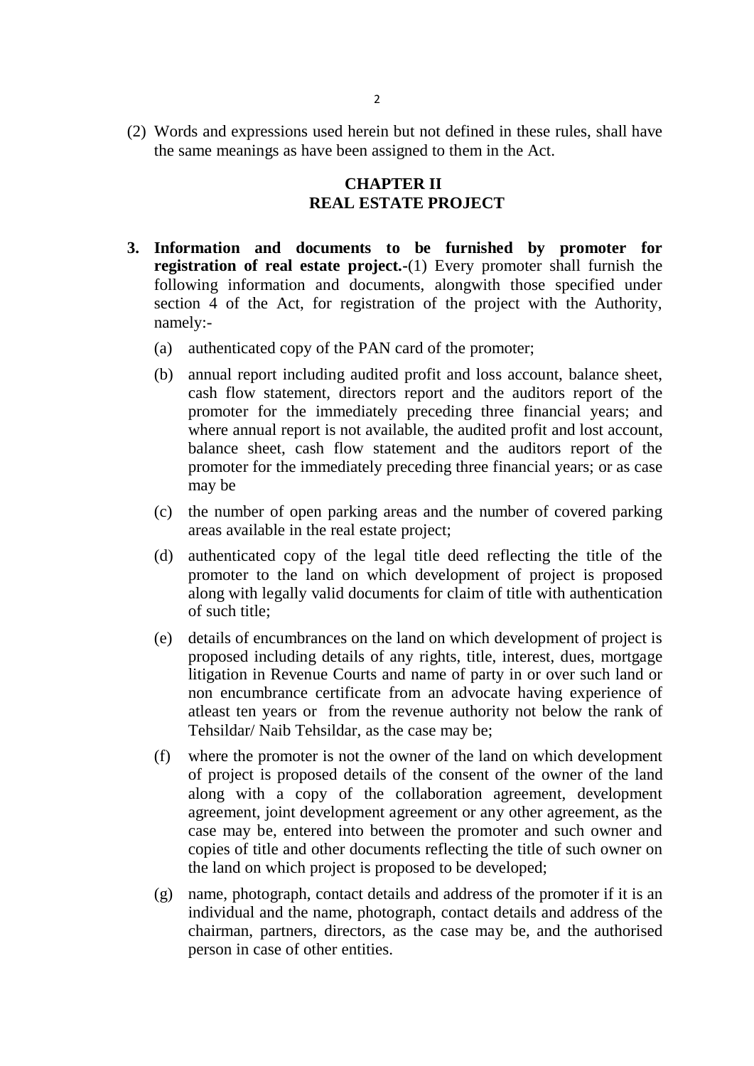(2) Words and expressions used herein but not defined in these rules, shall have the same meanings as have been assigned to them in the Act.

## CHAPTER II
## REAL ESTATE PROJECT

**3. Information and documents to be furnished by promoter for registration of real estate project.-**(1) Every promoter shall furnish the following information and documents, alongwith those specified under section 4 of the Act, for registration of the project with the Authority, namely:-

(a) authenticated copy of the PAN card of the promoter;

(b) annual report including audited profit and loss account, balance sheet, cash flow statement, directors report and the auditors report of the promoter for the immediately preceding three financial years; and where annual report is not available, the audited profit and lost account, balance sheet, cash flow statement and the auditors report of the promoter for the immediately preceding three financial years; or as case may be

(c) the number of open parking areas and the number of covered parking areas available in the real estate project;

(d) authenticated copy of the legal title deed reflecting the title of the promoter to the land on which development of project is proposed along with legally valid documents for claim of title with authentication of such title;

(e) details of encumbrances on the land on which development of project is proposed including details of any rights, title, interest, dues, mortgage litigation in Revenue Courts and name of party in or over such land or non encumbrance certificate from an advocate having experience of atleast ten years or from the revenue authority not below the rank of Tehsildar/ Naib Tehsildar, as the case may be;

(f) where the promoter is not the owner of the land on which development of project is proposed details of the consent of the owner of the land along with a copy of the collaboration agreement, development agreement, joint development agreement or any other agreement, as the case may be, entered into between the promoter and such owner and copies of title and other documents reflecting the title of such owner on the land on which project is proposed to be developed;

(g) name, photograph, contact details and address of the promoter if it is an individual and the name, photograph, contact details and address of the chairman, partners, directors, as the case may be, and the authorised person in case of other entities.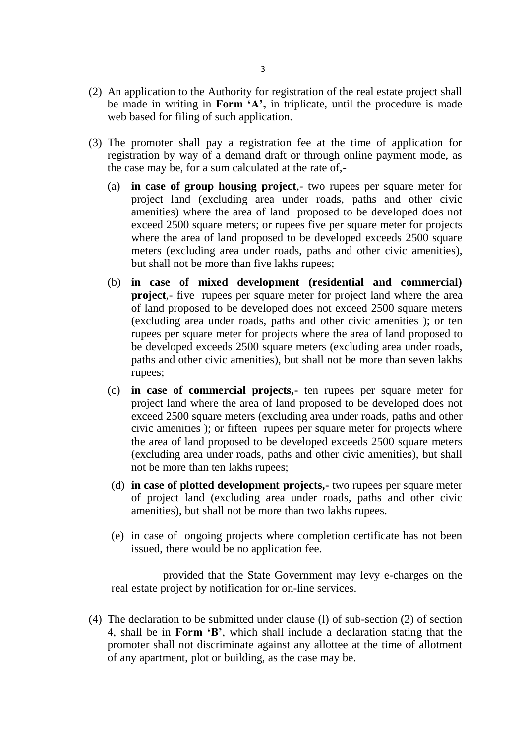(2) An application to the Authority for registration of the real estate project shall be made in writing in **Form 'A',** in triplicate, until the procedure is made web based for filing of such application.

(3) The promoter shall pay a registration fee at the time of application for registration by way of a demand draft or through online payment mode, as the case may be, for a sum calculated at the rate of,-

   (a) **in case of group housing project**,- two rupees per square meter for project land (excluding area under roads, paths and other civic amenities) where the area of land proposed to be developed does not exceed 2500 square meters; or rupees five per square meter for projects where the area of land proposed to be developed exceeds 2500 square meters (excluding area under roads, paths and other civic amenities), but shall not be more than five lakhs rupees;

   (b) **in case of mixed development (residential and commercial) project**,- five rupees per square meter for project land where the area of land proposed to be developed does not exceed 2500 square meters (excluding area under roads, paths and other civic amenities ); or ten rupees per square meter for projects where the area of land proposed to be developed exceeds 2500 square meters (excluding area under roads, paths and other civic amenities), but shall not be more than seven lakhs rupees;

   (c) **in case of commercial projects,-** ten rupees per square meter for project land where the area of land proposed to be developed does not exceed 2500 square meters (excluding area under roads, paths and other civic amenities ); or fifteen rupees per square meter for projects where the area of land proposed to be developed exceeds 2500 square meters (excluding area under roads, paths and other civic amenities), but shall not be more than ten lakhs rupees;

   (d) **in case of plotted development projects,-** two rupees per square meter of project land (excluding area under roads, paths and other civic amenities), but shall not be more than two lakhs rupees.

   (e) in case of ongoing projects where completion certificate has not been issued, there would be no application fee.

   provided that the State Government may levy e-charges on the real estate project by notification for on-line services.

(4) The declaration to be submitted under clause (l) of sub-section (2) of section 4, shall be in **Form 'B'**, which shall include a declaration stating that the promoter shall not discriminate against any allottee at the time of allotment of any apartment, plot or building, as the case may be.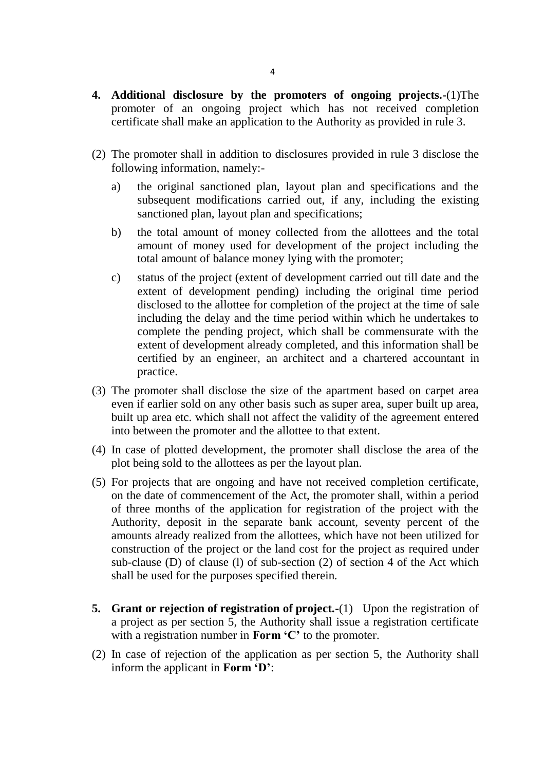**4. Additional disclosure by the promoters of ongoing projects.**-(1)The promoter of an ongoing project which has not received completion certificate shall make an application to the Authority as provided in rule 3.

(2) The promoter shall in addition to disclosures provided in rule 3 disclose the following information, namely:-

a) the original sanctioned plan, layout plan and specifications and the subsequent modifications carried out, if any, including the existing sanctioned plan, layout plan and specifications;

b) the total amount of money collected from the allottees and the total amount of money used for development of the project including the total amount of balance money lying with the promoter;

c) status of the project (extent of development carried out till date and the extent of development pending) including the original time period disclosed to the allottee for completion of the project at the time of sale including the delay and the time period within which he undertakes to complete the pending project, which shall be commensurate with the extent of development already completed, and this information shall be certified by an engineer, an architect and a chartered accountant in practice.

(3) The promoter shall disclose the size of the apartment based on carpet area even if earlier sold on any other basis such as super area, super built up area, built up area etc. which shall not affect the validity of the agreement entered into between the promoter and the allottee to that extent.

(4) In case of plotted development, the promoter shall disclose the area of the plot being sold to the allottees as per the layout plan.

(5) For projects that are ongoing and have not received completion certificate, on the date of commencement of the Act, the promoter shall, within a period of three months of the application for registration of the project with the Authority, deposit in the separate bank account, seventy percent of the amounts already realized from the allottees, which have not been utilized for construction of the project or the land cost for the project as required under sub-clause (D) of clause (l) of sub-section (2) of section 4 of the Act which shall be used for the purposes specified therein.

**5. Grant or rejection of registration of project.**-(1) Upon the registration of a project as per section 5, the Authority shall issue a registration certificate with a registration number in **Form 'C'** to the promoter.

(2) In case of rejection of the application as per section 5, the Authority shall inform the applicant in **Form 'D'**: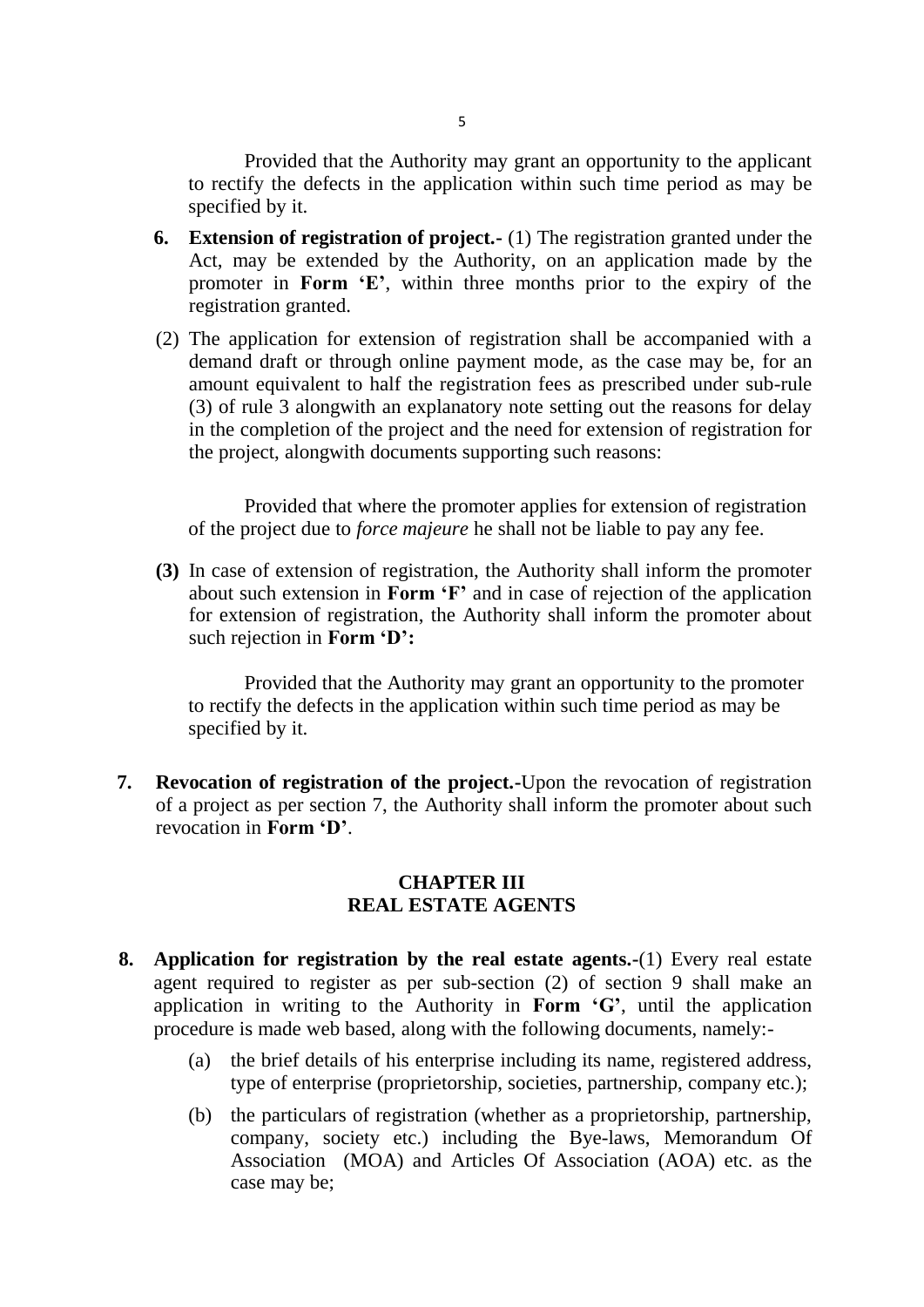Provided that the Authority may grant an opportunity to the applicant to rectify the defects in the application within such time period as may be specified by it.

**6. Extension of registration of project.-** (1) The registration granted under the Act, may be extended by the Authority, on an application made by the promoter in **Form 'E'**, within three months prior to the expiry of the registration granted.

(2) The application for extension of registration shall be accompanied with a demand draft or through online payment mode, as the case may be, for an amount equivalent to half the registration fees as prescribed under sub-rule (3) of rule 3 alongwith an explanatory note setting out the reasons for delay in the completion of the project and the need for extension of registration for the project, alongwith documents supporting such reasons:

Provided that where the promoter applies for extension of registration of the project due to *force majeure* he shall not be liable to pay any fee.

**(3)** In case of extension of registration, the Authority shall inform the promoter about such extension in **Form 'F'** and in case of rejection of the application for extension of registration, the Authority shall inform the promoter about such rejection in **Form 'D':**

Provided that the Authority may grant an opportunity to the promoter to rectify the defects in the application within such time period as may be specified by it.

**7. Revocation of registration of the project.-**Upon the revocation of registration of a project as per section 7, the Authority shall inform the promoter about such revocation in **Form 'D'**.

## CHAPTER III
## REAL ESTATE AGENTS

**8. Application for registration by the real estate agents.-**(1) Every real estate agent required to register as per sub-section (2) of section 9 shall make an application in writing to the Authority in **Form 'G'**, until the application procedure is made web based, along with the following documents, namely:-

(a) the brief details of his enterprise including its name, registered address, type of enterprise (proprietorship, societies, partnership, company etc.);

(b) the particulars of registration (whether as a proprietorship, partnership, company, society etc.) including the Bye-laws, Memorandum Of Association (MOA) and Articles Of Association (AOA) etc. as the case may be;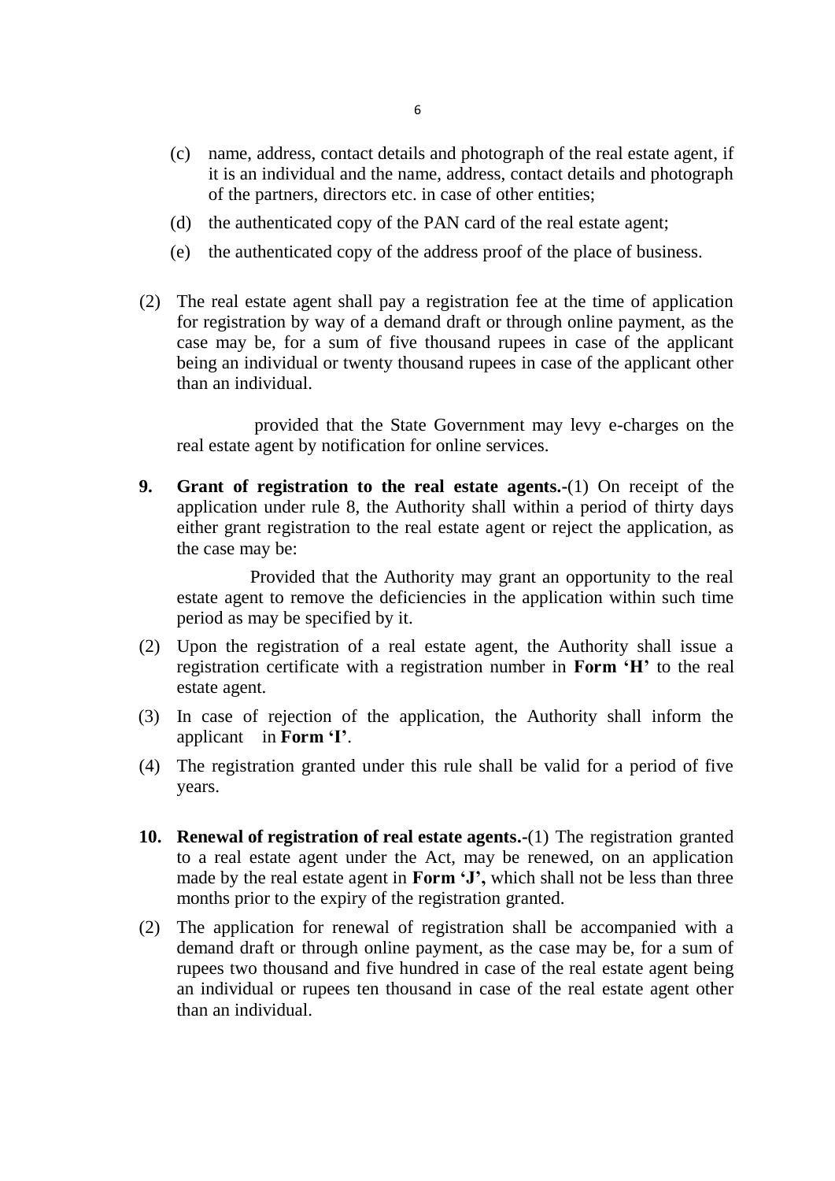(c) name, address, contact details and photograph of the real estate agent, if it is an individual and the name, address, contact details and photograph of the partners, directors etc. in case of other entities;

(d) the authenticated copy of the PAN card of the real estate agent;

(e) the authenticated copy of the address proof of the place of business.

(2) The real estate agent shall pay a registration fee at the time of application for registration by way of a demand draft or through online payment, as the case may be, for a sum of five thousand rupees in case of the applicant being an individual or twenty thousand rupees in case of the applicant other than an individual.

provided that the State Government may levy e-charges on the real estate agent by notification for online services.

**9. Grant of registration to the real estate agents.-**(1) On receipt of the application under rule 8, the Authority shall within a period of thirty days either grant registration to the real estate agent or reject the application, as the case may be:

Provided that the Authority may grant an opportunity to the real estate agent to remove the deficiencies in the application within such time period as may be specified by it.

(2) Upon the registration of a real estate agent, the Authority shall issue a registration certificate with a registration number in **Form 'H'** to the real estate agent.

(3) In case of rejection of the application, the Authority shall inform the applicant in **Form 'I'**.

(4) The registration granted under this rule shall be valid for a period of five years.

**10. Renewal of registration of real estate agents.-**(1) The registration granted to a real estate agent under the Act, may be renewed, on an application made by the real estate agent in **Form 'J',** which shall not be less than three months prior to the expiry of the registration granted.

(2) The application for renewal of registration shall be accompanied with a demand draft or through online payment, as the case may be, for a sum of rupees two thousand and five hundred in case of the real estate agent being an individual or rupees ten thousand in case of the real estate agent other than an individual.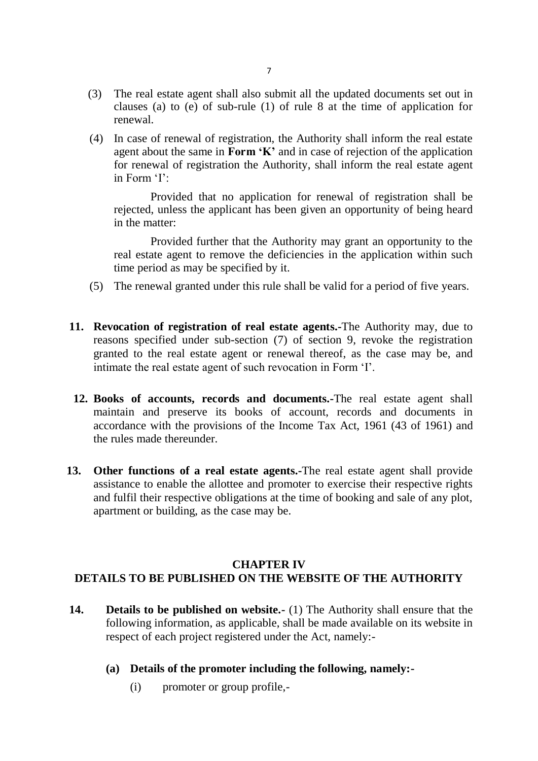(3) The real estate agent shall also submit all the updated documents set out in clauses (a) to (e) of sub-rule (1) of rule 8 at the time of application for renewal.

(4) In case of renewal of registration, the Authority shall inform the real estate agent about the same in **Form 'K'** and in case of rejection of the application for renewal of registration the Authority, shall inform the real estate agent in Form 'I':

Provided that no application for renewal of registration shall be rejected, unless the applicant has been given an opportunity of being heard in the matter:

Provided further that the Authority may grant an opportunity to the real estate agent to remove the deficiencies in the application within such time period as may be specified by it.

(5) The renewal granted under this rule shall be valid for a period of five years.

**11. Revocation of registration of real estate agents.-**The Authority may, due to reasons specified under sub-section (7) of section 9, revoke the registration granted to the real estate agent or renewal thereof, as the case may be, and intimate the real estate agent of such revocation in Form 'I'.

**12. Books of accounts, records and documents.-**The real estate agent shall maintain and preserve its books of account, records and documents in accordance with the provisions of the Income Tax Act, 1961 (43 of 1961) and the rules made thereunder.

**13. Other functions of a real estate agents.-**The real estate agent shall provide assistance to enable the allottee and promoter to exercise their respective rights and fulfil their respective obligations at the time of booking and sale of any plot, apartment or building, as the case may be.

## CHAPTER IV
## DETAILS TO BE PUBLISHED ON THE WEBSITE OF THE AUTHORITY

**14. Details to be published on website.-** (1) The Authority shall ensure that the following information, as applicable, shall be made available on its website in respect of each project registered under the Act, namely:-

**(a) Details of the promoter including the following, namely:-**

(i) promoter or group profile,-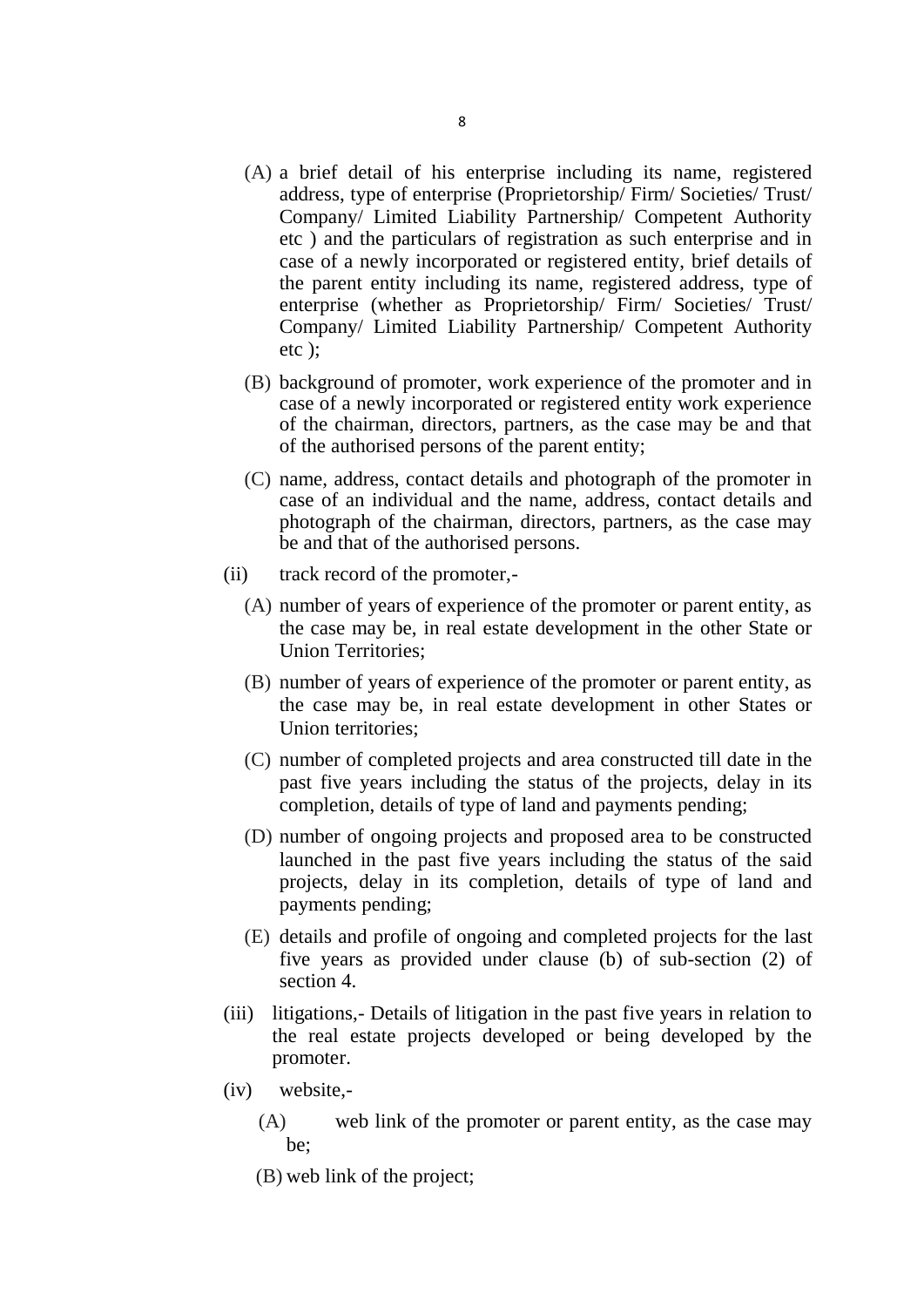(A) a brief detail of his enterprise including its name, registered address, type of enterprise (Proprietorship/ Firm/ Societies/ Trust/ Company/ Limited Liability Partnership/ Competent Authority etc ) and the particulars of registration as such enterprise and in case of a newly incorporated or registered entity, brief details of the parent entity including its name, registered address, type of enterprise (whether as Proprietorship/ Firm/ Societies/ Trust/ Company/ Limited Liability Partnership/ Competent Authority etc );

(B) background of promoter, work experience of the promoter and in case of a newly incorporated or registered entity work experience of the chairman, directors, partners, as the case may be and that of the authorised persons of the parent entity;

(C) name, address, contact details and photograph of the promoter in case of an individual and the name, address, contact details and photograph of the chairman, directors, partners, as the case may be and that of the authorised persons.

(ii) track record of the promoter,-

(A) number of years of experience of the promoter or parent entity, as the case may be, in real estate development in the other State or Union Territories;

(B) number of years of experience of the promoter or parent entity, as the case may be, in real estate development in other States or Union territories;

(C) number of completed projects and area constructed till date in the past five years including the status of the projects, delay in its completion, details of type of land and payments pending;

(D) number of ongoing projects and proposed area to be constructed launched in the past five years including the status of the said projects, delay in its completion, details of type of land and payments pending;

(E) details and profile of ongoing and completed projects for the last five years as provided under clause (b) of sub-section (2) of section 4.

(iii) litigations,- Details of litigation in the past five years in relation to the real estate projects developed or being developed by the promoter.

(iv) website,-

(A) web link of the promoter or parent entity, as the case may be;

(B) web link of the project;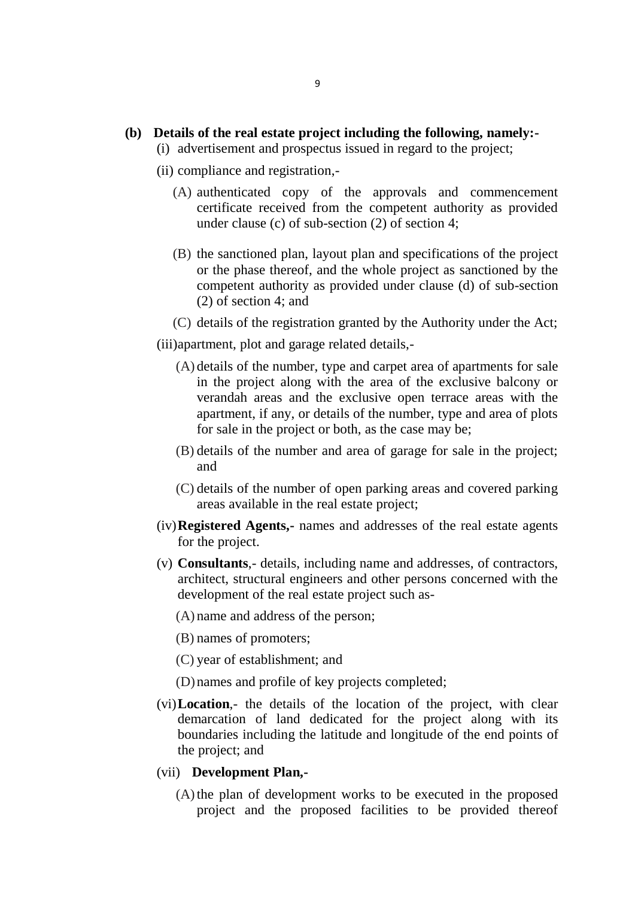**(b) Details of the real estate project including the following, namely:-**

(i) advertisement and prospectus issued in regard to the project;

(ii) compliance and registration,-

(A) authenticated copy of the approvals and commencement certificate received from the competent authority as provided under clause (c) of sub-section (2) of section 4;

(B) the sanctioned plan, layout plan and specifications of the project or the phase thereof, and the whole project as sanctioned by the competent authority as provided under clause (d) of sub-section (2) of section 4; and

(C) details of the registration granted by the Authority under the Act;

(iii) apartment, plot and garage related details,-

(A) details of the number, type and carpet area of apartments for sale in the project along with the area of the exclusive balcony or verandah areas and the exclusive open terrace areas with the apartment, if any, or details of the number, type and area of plots for sale in the project or both, as the case may be;

(B) details of the number and area of garage for sale in the project; and

(C) details of the number of open parking areas and covered parking areas available in the real estate project;

(iv) **Registered Agents,-** names and addresses of the real estate agents for the project.

(v) **Consultants**,- details, including name and addresses, of contractors, architect, structural engineers and other persons concerned with the development of the real estate project such as-

(A) name and address of the person;

(B) names of promoters;

(C) year of establishment; and

(D) names and profile of key projects completed;

(vi) **Location**,- the details of the location of the project, with clear demarcation of land dedicated for the project along with its boundaries including the latitude and longitude of the end points of the project; and

(vii) **Development Plan,-**

(A) the plan of development works to be executed in the proposed project and the proposed facilities to be provided thereof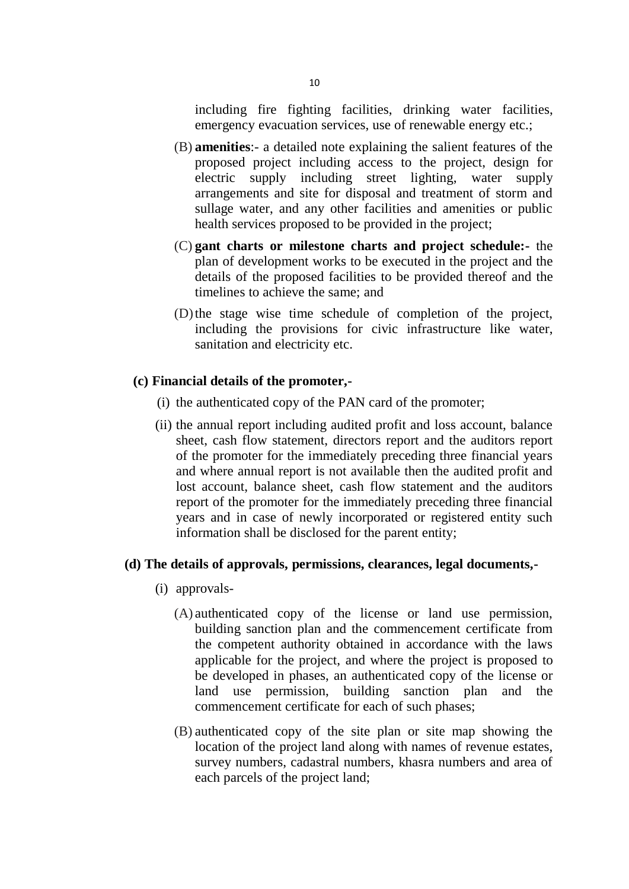including fire fighting facilities, drinking water facilities, emergency evacuation services, use of renewable energy etc.;

(B) **amenities**:- a detailed note explaining the salient features of the proposed project including access to the project, design for electric supply including street lighting, water supply arrangements and site for disposal and treatment of storm and sullage water, and any other facilities and amenities or public health services proposed to be provided in the project;

(C) **gant charts or milestone charts and project schedule:-** the plan of development works to be executed in the project and the details of the proposed facilities to be provided thereof and the timelines to achieve the same; and

(D) the stage wise time schedule of completion of the project, including the provisions for civic infrastructure like water, sanitation and electricity etc.

**(c) Financial details of the promoter,-**

(i) the authenticated copy of the PAN card of the promoter;

(ii) the annual report including audited profit and loss account, balance sheet, cash flow statement, directors report and the auditors report of the promoter for the immediately preceding three financial years and where annual report is not available then the audited profit and lost account, balance sheet, cash flow statement and the auditors report of the promoter for the immediately preceding three financial years and in case of newly incorporated or registered entity such information shall be disclosed for the parent entity;

**(d) The details of approvals, permissions, clearances, legal documents,-**

(i) approvals-

(A) authenticated copy of the license or land use permission, building sanction plan and the commencement certificate from the competent authority obtained in accordance with the laws applicable for the project, and where the project is proposed to be developed in phases, an authenticated copy of the license or land use permission, building sanction plan and the commencement certificate for each of such phases;

(B) authenticated copy of the site plan or site map showing the location of the project land along with names of revenue estates, survey numbers, cadastral numbers, khasra numbers and area of each parcels of the project land;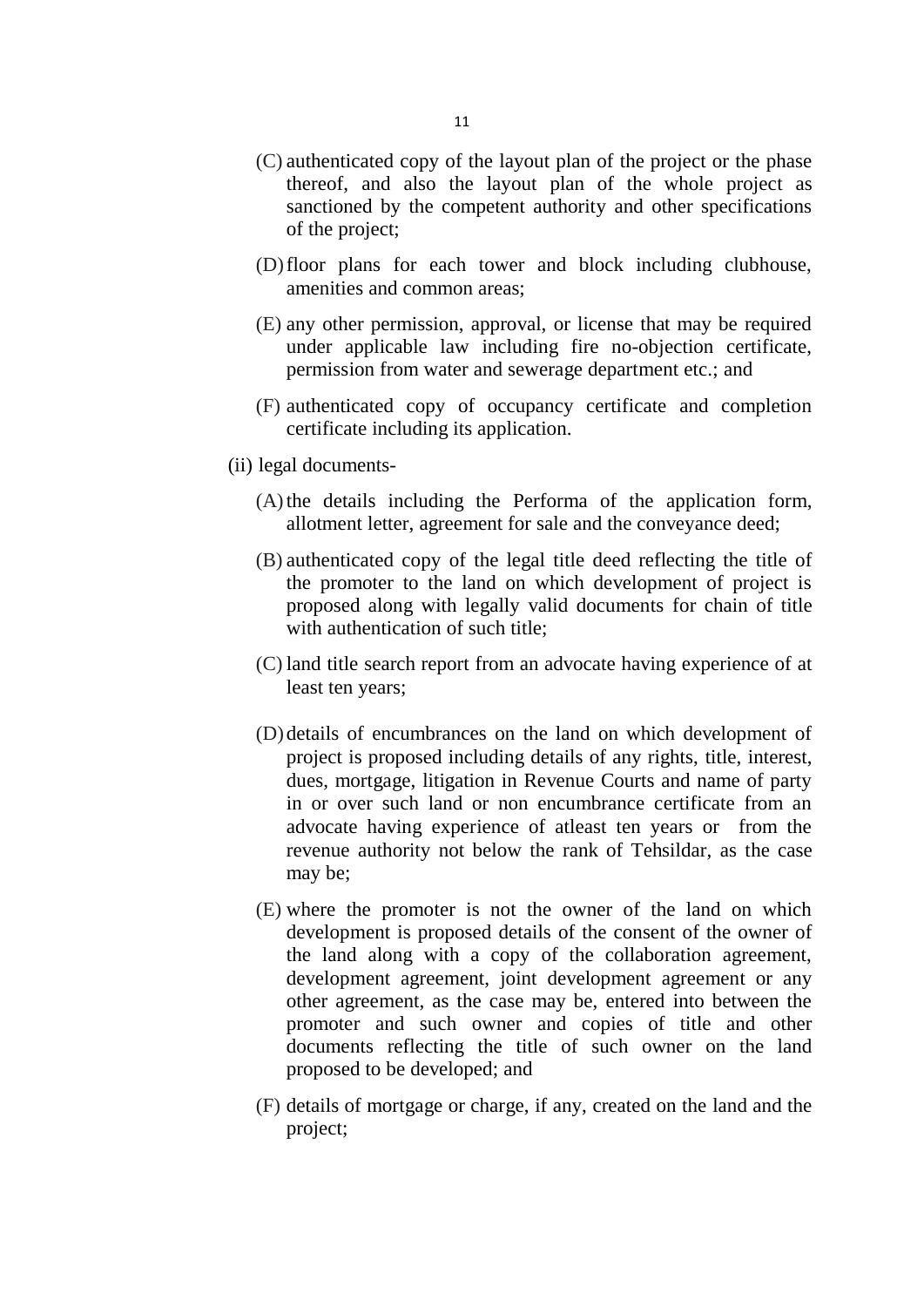(C) authenticated copy of the layout plan of the project or the phase thereof, and also the layout plan of the whole project as sanctioned by the competent authority and other specifications of the project;

(D) floor plans for each tower and block including clubhouse, amenities and common areas;

(E) any other permission, approval, or license that may be required under applicable law including fire no-objection certificate, permission from water and sewerage department etc.; and

(F) authenticated copy of occupancy certificate and completion certificate including its application.

(ii) legal documents-

(A) the details including the Performa of the application form, allotment letter, agreement for sale and the conveyance deed;

(B) authenticated copy of the legal title deed reflecting the title of the promoter to the land on which development of project is proposed along with legally valid documents for chain of title with authentication of such title;

(C) land title search report from an advocate having experience of at least ten years;

(D) details of encumbrances on the land on which development of project is proposed including details of any rights, title, interest, dues, mortgage, litigation in Revenue Courts and name of party in or over such land or non encumbrance certificate from an advocate having experience of atleast ten years or from the revenue authority not below the rank of Tehsildar, as the case may be;

(E) where the promoter is not the owner of the land on which development is proposed details of the consent of the owner of the land along with a copy of the collaboration agreement, development agreement, joint development agreement or any other agreement, as the case may be, entered into between the promoter and such owner and copies of title and other documents reflecting the title of such owner on the land proposed to be developed; and

(F) details of mortgage or charge, if any, created on the land and the project;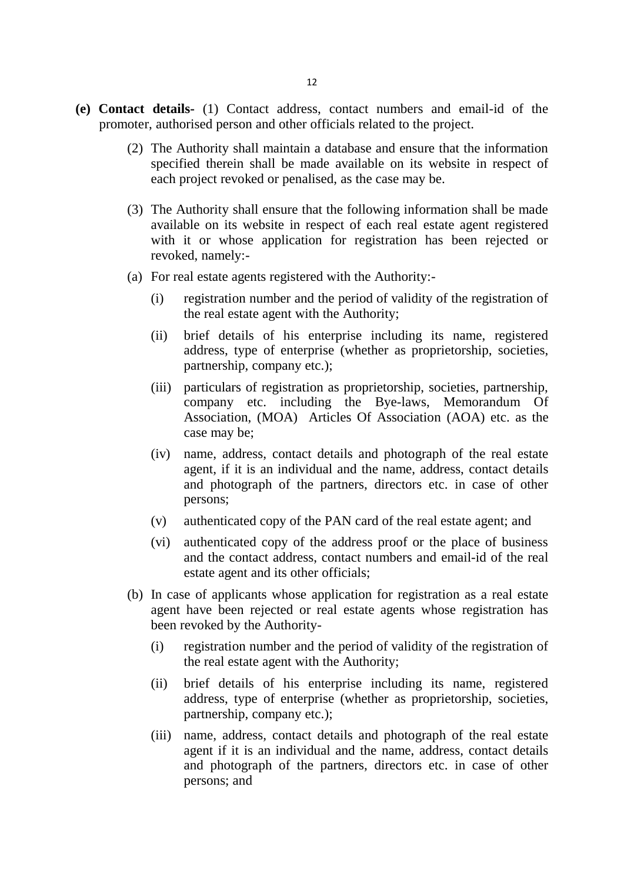**(e) Contact details-** (1) Contact address, contact numbers and email-id of the promoter, authorised person and other officials related to the project.

(2) The Authority shall maintain a database and ensure that the information specified therein shall be made available on its website in respect of each project revoked or penalised, as the case may be.

(3) The Authority shall ensure that the following information shall be made available on its website in respect of each real estate agent registered with it or whose application for registration has been rejected or revoked, namely:-

(a) For real estate agents registered with the Authority:-

(i) registration number and the period of validity of the registration of the real estate agent with the Authority;

(ii) brief details of his enterprise including its name, registered address, type of enterprise (whether as proprietorship, societies, partnership, company etc.);

(iii) particulars of registration as proprietorship, societies, partnership, company etc. including the Bye-laws, Memorandum Of Association, (MOA) Articles Of Association (AOA) etc. as the case may be;

(iv) name, address, contact details and photograph of the real estate agent, if it is an individual and the name, address, contact details and photograph of the partners, directors etc. in case of other persons;

(v) authenticated copy of the PAN card of the real estate agent; and

(vi) authenticated copy of the address proof or the place of business and the contact address, contact numbers and email-id of the real estate agent and its other officials;

(b) In case of applicants whose application for registration as a real estate agent have been rejected or real estate agents whose registration has been revoked by the Authority-

(i) registration number and the period of validity of the registration of the real estate agent with the Authority;

(ii) brief details of his enterprise including its name, registered address, type of enterprise (whether as proprietorship, societies, partnership, company etc.);

(iii) name, address, contact details and photograph of the real estate agent if it is an individual and the name, address, contact details and photograph of the partners, directors etc. in case of other persons; and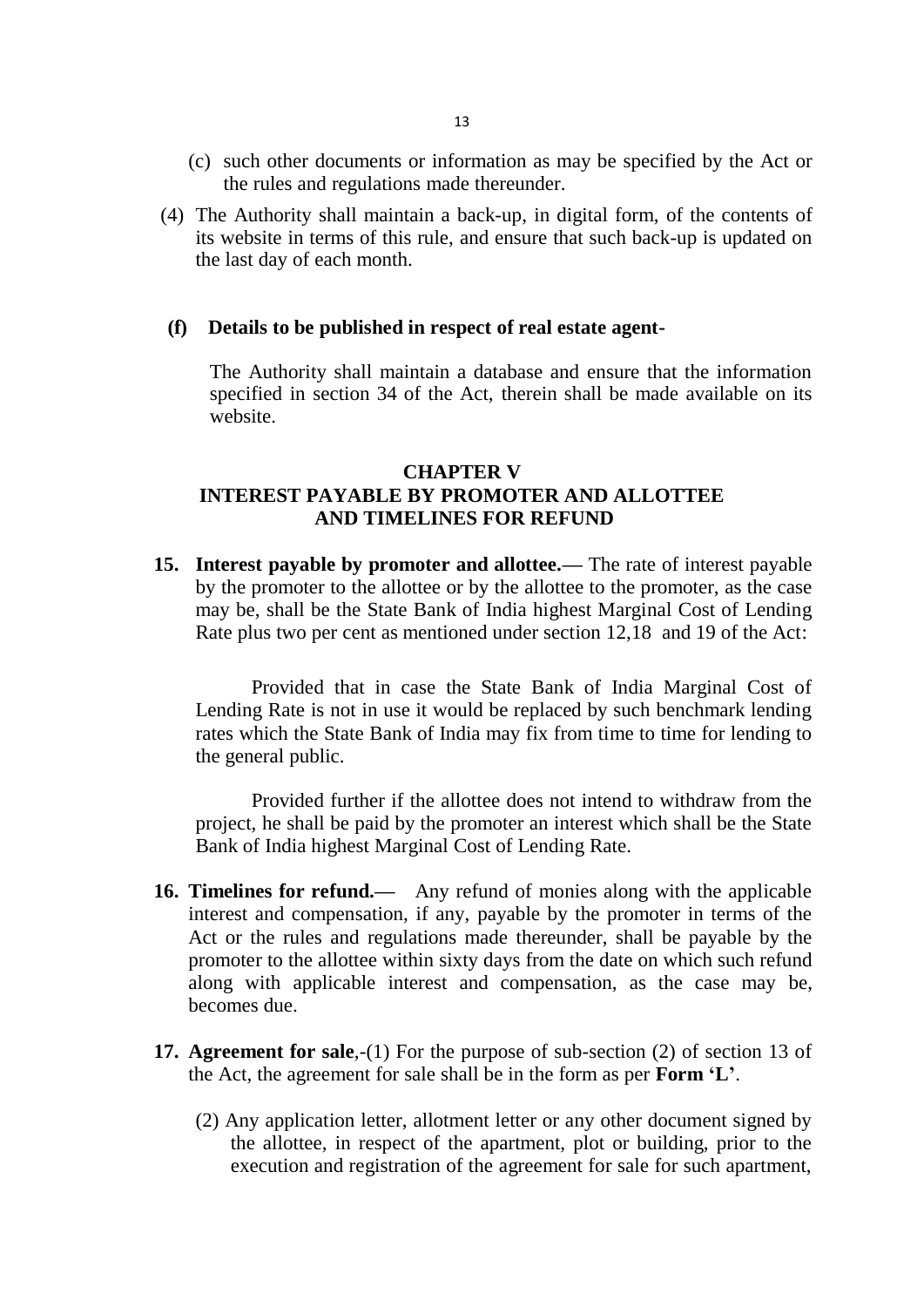(c) such other documents or information as may be specified by the Act or the rules and regulations made thereunder.

(4) The Authority shall maintain a back-up, in digital form, of the contents of its website in terms of this rule, and ensure that such back-up is updated on the last day of each month.

**(f) Details to be published in respect of real estate agent-**

The Authority shall maintain a database and ensure that the information specified in section 34 of the Act, therein shall be made available on its website.

## CHAPTER V
## INTEREST PAYABLE BY PROMOTER AND ALLOTTEE AND TIMELINES FOR REFUND

**15. Interest payable by promoter and allottee.—** The rate of interest payable by the promoter to the allottee or by the allottee to the promoter, as the case may be, shall be the State Bank of India highest Marginal Cost of Lending Rate plus two per cent as mentioned under section 12,18 and 19 of the Act:

Provided that in case the State Bank of India Marginal Cost of Lending Rate is not in use it would be replaced by such benchmark lending rates which the State Bank of India may fix from time to time for lending to the general public.

Provided further if the allottee does not intend to withdraw from the project, he shall be paid by the promoter an interest which shall be the State Bank of India highest Marginal Cost of Lending Rate.

**16. Timelines for refund.—** Any refund of monies along with the applicable interest and compensation, if any, payable by the promoter in terms of the Act or the rules and regulations made thereunder, shall be payable by the promoter to the allottee within sixty days from the date on which such refund along with applicable interest and compensation, as the case may be, becomes due.

**17. Agreement for sale**,-(1) For the purpose of sub-section (2) of section 13 of the Act, the agreement for sale shall be in the form as per **Form 'L'**.

(2) Any application letter, allotment letter or any other document signed by the allottee, in respect of the apartment, plot or building, prior to the execution and registration of the agreement for sale for such apartment,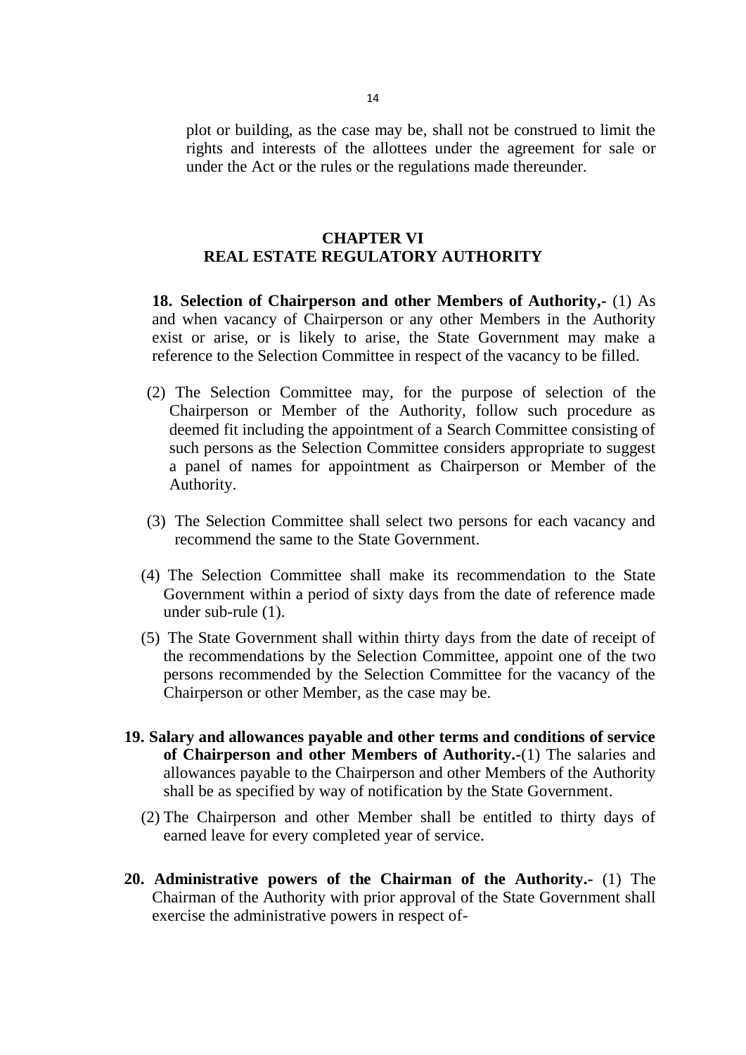plot or building, as the case may be, shall not be construed to limit the rights and interests of the allottees under the agreement for sale or under the Act or the rules or the regulations made thereunder.

## CHAPTER VI
## REAL ESTATE REGULATORY AUTHORITY

**18. Selection of Chairperson and other Members of Authority,-** (1) As and when vacancy of Chairperson or any other Members in the Authority exist or arise, or is likely to arise, the State Government may make a reference to the Selection Committee in respect of the vacancy to be filled.

(2) The Selection Committee may, for the purpose of selection of the Chairperson or Member of the Authority, follow such procedure as deemed fit including the appointment of a Search Committee consisting of such persons as the Selection Committee considers appropriate to suggest a panel of names for appointment as Chairperson or Member of the Authority.

(3) The Selection Committee shall select two persons for each vacancy and recommend the same to the State Government.

(4) The Selection Committee shall make its recommendation to the State Government within a period of sixty days from the date of reference made under sub-rule (1).

(5) The State Government shall within thirty days from the date of receipt of the recommendations by the Selection Committee, appoint one of the two persons recommended by the Selection Committee for the vacancy of the Chairperson or other Member, as the case may be.

**19. Salary and allowances payable and other terms and conditions of service of Chairperson and other Members of Authority.-**(1) The salaries and allowances payable to the Chairperson and other Members of the Authority shall be as specified by way of notification by the State Government.

(2) The Chairperson and other Member shall be entitled to thirty days of earned leave for every completed year of service.

**20. Administrative powers of the Chairman of the Authority.-** (1) The Chairman of the Authority with prior approval of the State Government shall exercise the administrative powers in respect of-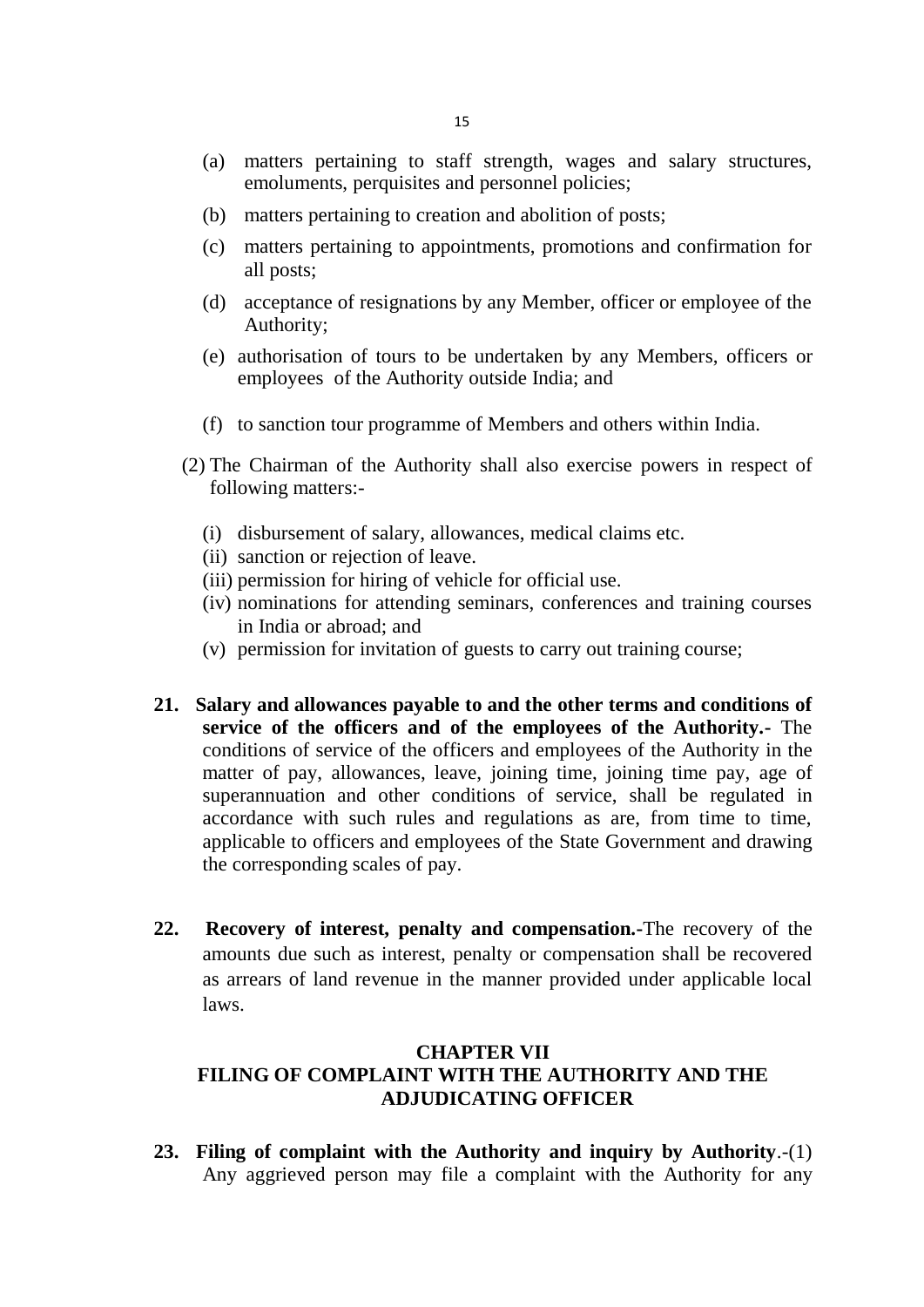(a) matters pertaining to staff strength, wages and salary structures, emoluments, perquisites and personnel policies;

(b) matters pertaining to creation and abolition of posts;

(c) matters pertaining to appointments, promotions and confirmation for all posts;

(d) acceptance of resignations by any Member, officer or employee of the Authority;

(e) authorisation of tours to be undertaken by any Members, officers or employees of the Authority outside India; and

(f) to sanction tour programme of Members and others within India.

(2) The Chairman of the Authority shall also exercise powers in respect of following matters:-

(i) disbursement of salary, allowances, medical claims etc.
(ii) sanction or rejection of leave.
(iii) permission for hiring of vehicle for official use.
(iv) nominations for attending seminars, conferences and training courses in India or abroad; and
(v) permission for invitation of guests to carry out training course;

**21. Salary and allowances payable to and the other terms and conditions of service of the officers and of the employees of the Authority.-** The conditions of service of the officers and employees of the Authority in the matter of pay, allowances, leave, joining time, joining time pay, age of superannuation and other conditions of service, shall be regulated in accordance with such rules and regulations as are, from time to time, applicable to officers and employees of the State Government and drawing the corresponding scales of pay.

**22. Recovery of interest, penalty and compensation.-**The recovery of the amounts due such as interest, penalty or compensation shall be recovered as arrears of land revenue in the manner provided under applicable local laws.

## CHAPTER VII
## FILING OF COMPLAINT WITH THE AUTHORITY AND THE ADJUDICATING OFFICER

**23. Filing of complaint with the Authority and inquiry by Authority**.-(1) Any aggrieved person may file a complaint with the Authority for any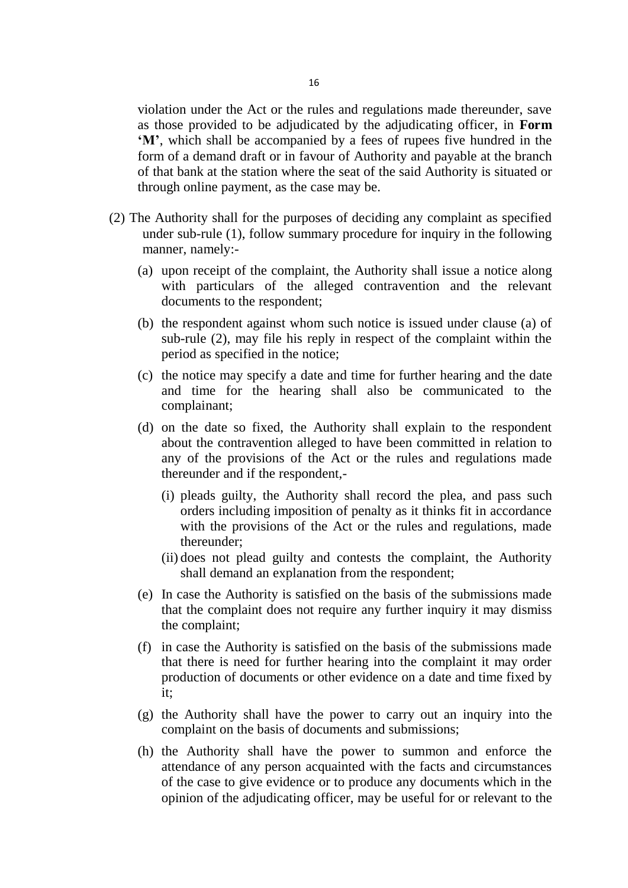violation under the Act or the rules and regulations made thereunder, save as those provided to be adjudicated by the adjudicating officer, in **Form 'M'**, which shall be accompanied by a fees of rupees five hundred in the form of a demand draft or in favour of Authority and payable at the branch of that bank at the station where the seat of the said Authority is situated or through online payment, as the case may be.

(2) The Authority shall for the purposes of deciding any complaint as specified under sub-rule (1), follow summary procedure for inquiry in the following manner, namely:-

(a) upon receipt of the complaint, the Authority shall issue a notice along with particulars of the alleged contravention and the relevant documents to the respondent;

(b) the respondent against whom such notice is issued under clause (a) of sub-rule (2), may file his reply in respect of the complaint within the period as specified in the notice;

(c) the notice may specify a date and time for further hearing and the date and time for the hearing shall also be communicated to the complainant;

(d) on the date so fixed, the Authority shall explain to the respondent about the contravention alleged to have been committed in relation to any of the provisions of the Act or the rules and regulations made thereunder and if the respondent,-

(i) pleads guilty, the Authority shall record the plea, and pass such orders including imposition of penalty as it thinks fit in accordance with the provisions of the Act or the rules and regulations, made thereunder;

(ii) does not plead guilty and contests the complaint, the Authority shall demand an explanation from the respondent;

(e) In case the Authority is satisfied on the basis of the submissions made that the complaint does not require any further inquiry it may dismiss the complaint;

(f) in case the Authority is satisfied on the basis of the submissions made that there is need for further hearing into the complaint it may order production of documents or other evidence on a date and time fixed by it;

(g) the Authority shall have the power to carry out an inquiry into the complaint on the basis of documents and submissions;

(h) the Authority shall have the power to summon and enforce the attendance of any person acquainted with the facts and circumstances of the case to give evidence or to produce any documents which in the opinion of the adjudicating officer, may be useful for or relevant to the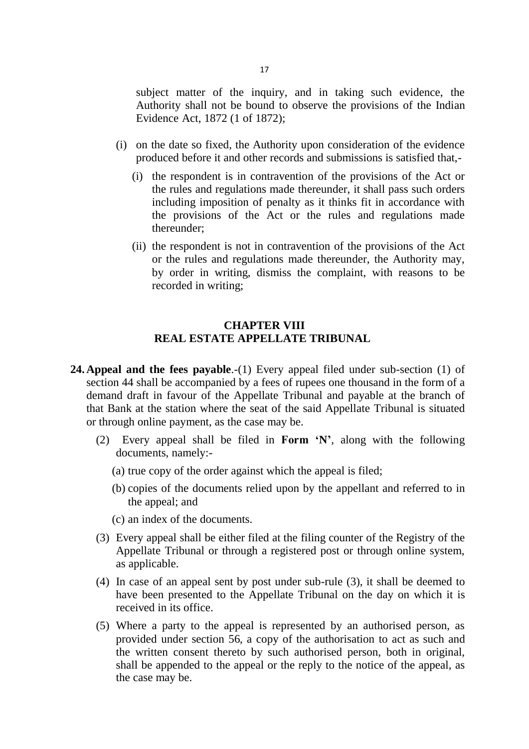subject matter of the inquiry, and in taking such evidence, the Authority shall not be bound to observe the provisions of the Indian Evidence Act, 1872 (1 of 1872);

(i) on the date so fixed, the Authority upon consideration of the evidence produced before it and other records and submissions is satisfied that,-

   (i) the respondent is in contravention of the provisions of the Act or the rules and regulations made thereunder, it shall pass such orders including imposition of penalty as it thinks fit in accordance with the provisions of the Act or the rules and regulations made thereunder;

   (ii) the respondent is not in contravention of the provisions of the Act or the rules and regulations made thereunder, the Authority may, by order in writing, dismiss the complaint, with reasons to be recorded in writing;

## CHAPTER VIII
## REAL ESTATE APPELLATE TRIBUNAL

**24. Appeal and the fees payable**.-(1) Every appeal filed under sub-section (1) of section 44 shall be accompanied by a fees of rupees one thousand in the form of a demand draft in favour of the Appellate Tribunal and payable at the branch of that Bank at the station where the seat of the said Appellate Tribunal is situated or through online payment, as the case may be.

(2) Every appeal shall be filed in **Form 'N'**, along with the following documents, namely:-

   (a) true copy of the order against which the appeal is filed;

   (b) copies of the documents relied upon by the appellant and referred to in the appeal; and

   (c) an index of the documents.

(3) Every appeal shall be either filed at the filing counter of the Registry of the Appellate Tribunal or through a registered post or through online system, as applicable.

(4) In case of an appeal sent by post under sub-rule (3), it shall be deemed to have been presented to the Appellate Tribunal on the day on which it is received in its office.

(5) Where a party to the appeal is represented by an authorised person, as provided under section 56, a copy of the authorisation to act as such and the written consent thereto by such authorised person, both in original, shall be appended to the appeal or the reply to the notice of the appeal, as the case may be.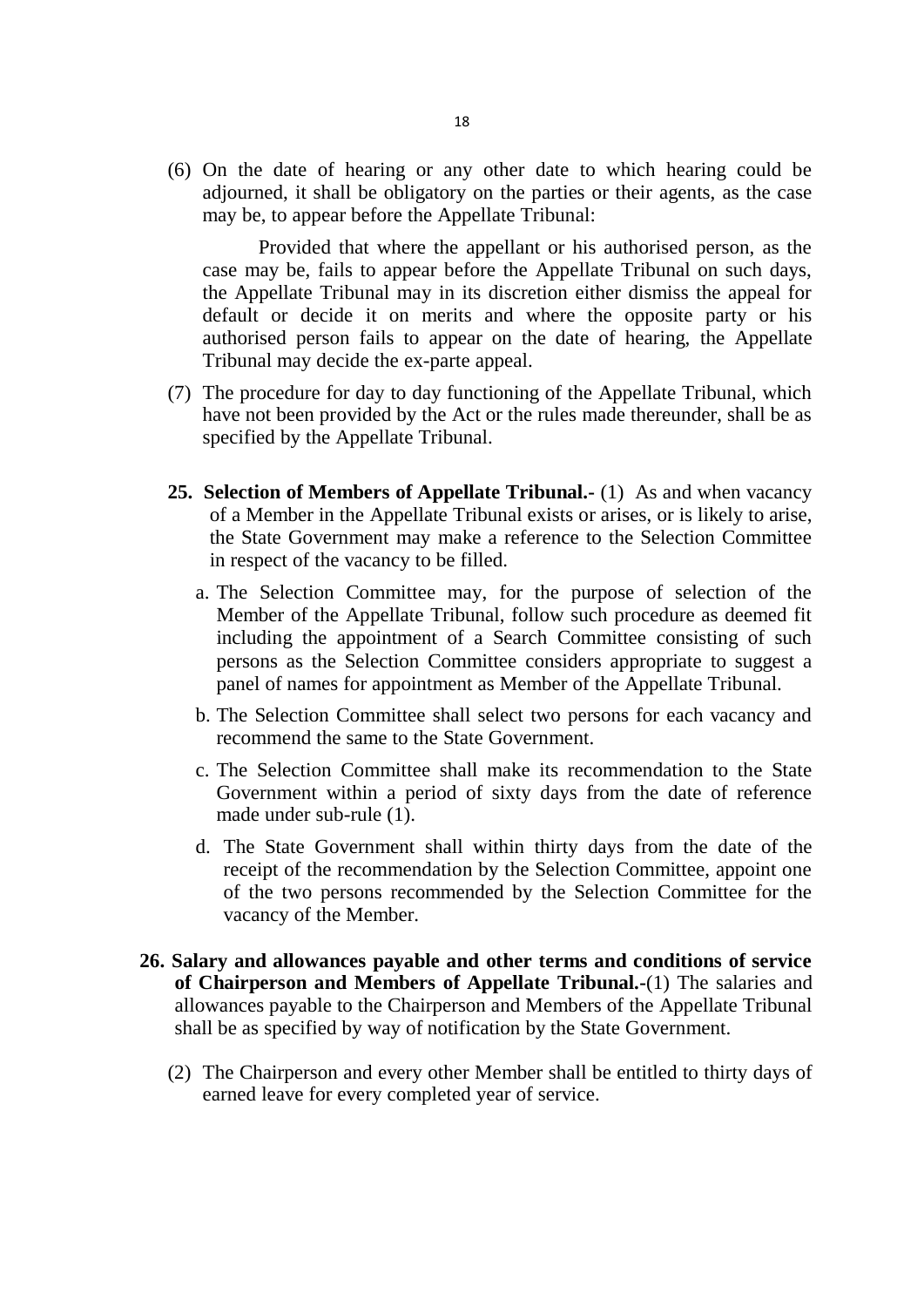(6) On the date of hearing or any other date to which hearing could be adjourned, it shall be obligatory on the parties or their agents, as the case may be, to appear before the Appellate Tribunal:

Provided that where the appellant or his authorised person, as the case may be, fails to appear before the Appellate Tribunal on such days, the Appellate Tribunal may in its discretion either dismiss the appeal for default or decide it on merits and where the opposite party or his authorised person fails to appear on the date of hearing, the Appellate Tribunal may decide the ex-parte appeal.

(7) The procedure for day to day functioning of the Appellate Tribunal, which have not been provided by the Act or the rules made thereunder, shall be as specified by the Appellate Tribunal.

**25. Selection of Members of Appellate Tribunal.-** (1) As and when vacancy of a Member in the Appellate Tribunal exists or arises, or is likely to arise, the State Government may make a reference to the Selection Committee in respect of the vacancy to be filled.

a. The Selection Committee may, for the purpose of selection of the Member of the Appellate Tribunal, follow such procedure as deemed fit including the appointment of a Search Committee consisting of such persons as the Selection Committee considers appropriate to suggest a panel of names for appointment as Member of the Appellate Tribunal.

b. The Selection Committee shall select two persons for each vacancy and recommend the same to the State Government.

c. The Selection Committee shall make its recommendation to the State Government within a period of sixty days from the date of reference made under sub-rule (1).

d. The State Government shall within thirty days from the date of the receipt of the recommendation by the Selection Committee, appoint one of the two persons recommended by the Selection Committee for the vacancy of the Member.

**26. Salary and allowances payable and other terms and conditions of service of Chairperson and Members of Appellate Tribunal.-**(1) The salaries and allowances payable to the Chairperson and Members of the Appellate Tribunal shall be as specified by way of notification by the State Government.

(2) The Chairperson and every other Member shall be entitled to thirty days of earned leave for every completed year of service.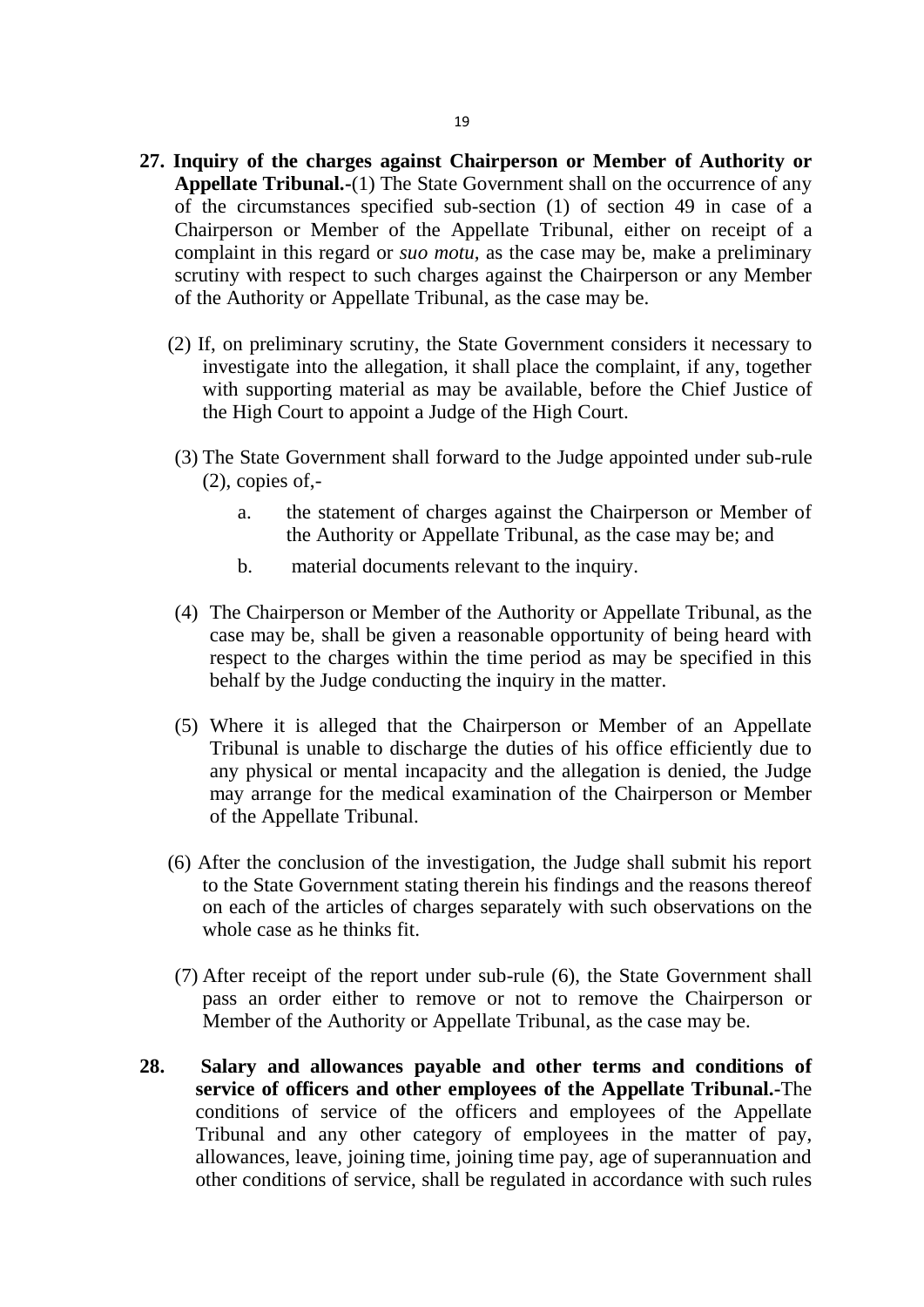**27. Inquiry of the charges against Chairperson or Member of Authority or Appellate Tribunal.**-(1) The State Government shall on the occurrence of any of the circumstances specified sub-section (1) of section 49 in case of a Chairperson or Member of the Appellate Tribunal, either on receipt of a complaint in this regard or *suo motu,* as the case may be, make a preliminary scrutiny with respect to such charges against the Chairperson or any Member of the Authority or Appellate Tribunal, as the case may be.

(2) If, on preliminary scrutiny, the State Government considers it necessary to investigate into the allegation, it shall place the complaint, if any, together with supporting material as may be available, before the Chief Justice of the High Court to appoint a Judge of the High Court.

(3) The State Government shall forward to the Judge appointed under sub-rule (2), copies of,-

a. the statement of charges against the Chairperson or Member of the Authority or Appellate Tribunal, as the case may be; and

b. material documents relevant to the inquiry.

(4) The Chairperson or Member of the Authority or Appellate Tribunal, as the case may be, shall be given a reasonable opportunity of being heard with respect to the charges within the time period as may be specified in this behalf by the Judge conducting the inquiry in the matter.

(5) Where it is alleged that the Chairperson or Member of an Appellate Tribunal is unable to discharge the duties of his office efficiently due to any physical or mental incapacity and the allegation is denied, the Judge may arrange for the medical examination of the Chairperson or Member of the Appellate Tribunal.

(6) After the conclusion of the investigation, the Judge shall submit his report to the State Government stating therein his findings and the reasons thereof on each of the articles of charges separately with such observations on the whole case as he thinks fit.

(7) After receipt of the report under sub-rule (6), the State Government shall pass an order either to remove or not to remove the Chairperson or Member of the Authority or Appellate Tribunal, as the case may be.

**28. Salary and allowances payable and other terms and conditions of service of officers and other employees of the Appellate Tribunal.**-The conditions of service of the officers and employees of the Appellate Tribunal and any other category of employees in the matter of pay, allowances, leave, joining time, joining time pay, age of superannuation and other conditions of service, shall be regulated in accordance with such rules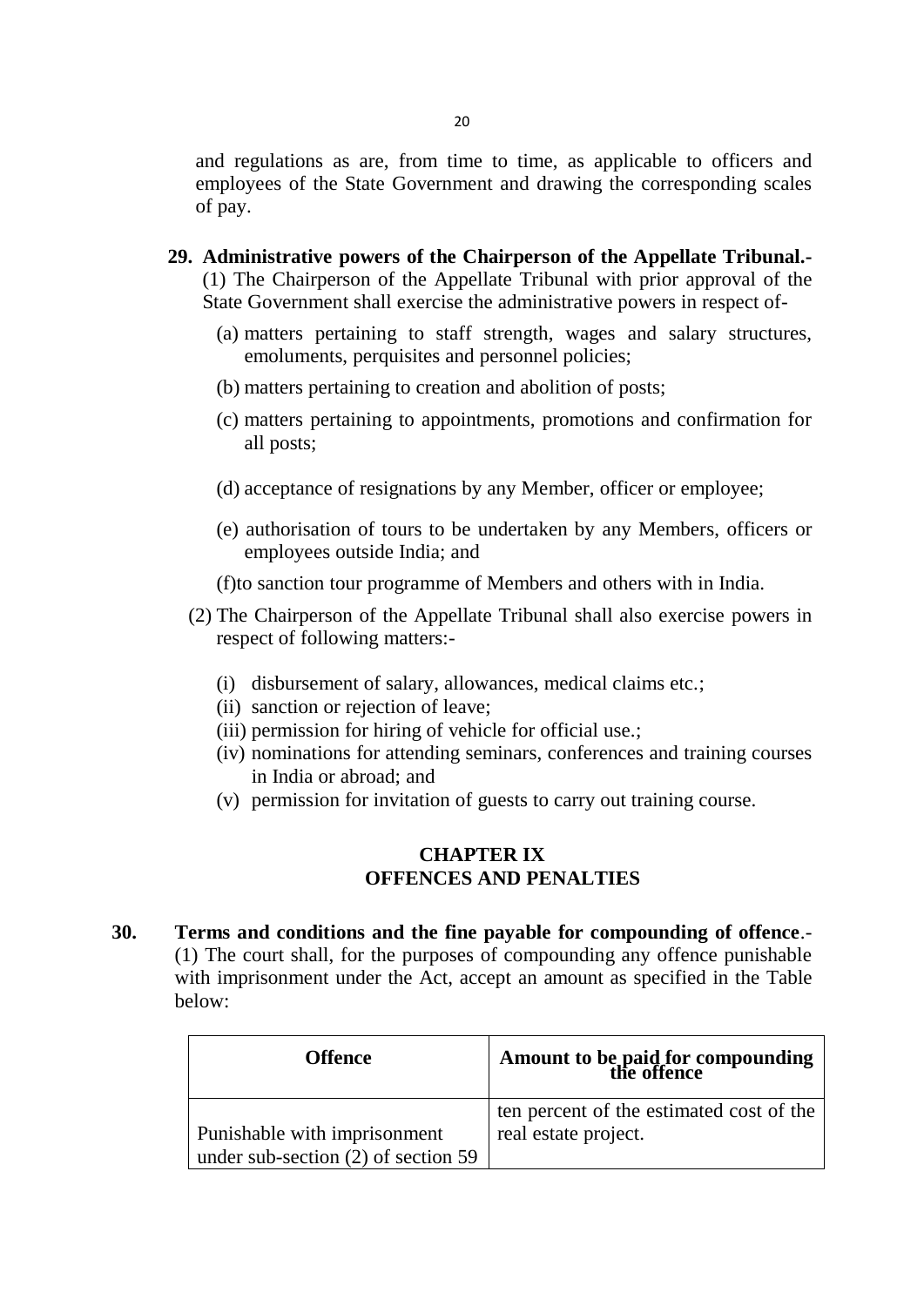and regulations as are, from time to time, as applicable to officers and employees of the State Government and drawing the corresponding scales of pay.

**29. Administrative powers of the Chairperson of the Appellate Tribunal.-** (1) The Chairperson of the Appellate Tribunal with prior approval of the State Government shall exercise the administrative powers in respect of-

(a) matters pertaining to staff strength, wages and salary structures, emoluments, perquisites and personnel policies;

(b) matters pertaining to creation and abolition of posts;

(c) matters pertaining to appointments, promotions and confirmation for all posts;

(d) acceptance of resignations by any Member, officer or employee;

(e) authorisation of tours to be undertaken by any Members, officers or employees outside India; and

(f)to sanction tour programme of Members and others with in India.

(2) The Chairperson of the Appellate Tribunal shall also exercise powers in respect of following matters:-

(i) disbursement of salary, allowances, medical claims etc.;
(ii) sanction or rejection of leave;
(iii) permission for hiring of vehicle for official use.;
(iv) nominations for attending seminars, conferences and training courses in India or abroad; and
(v) permission for invitation of guests to carry out training course.

## CHAPTER IX
## OFFENCES AND PENALTIES

**30. Terms and conditions and the fine payable for compounding of offence.-** (1) The court shall, for the purposes of compounding any offence punishable with imprisonment under the Act, accept an amount as specified in the Table below:

| Offence | Amount to be paid for compounding the offence |
|---|---|
| Punishable with imprisonment under sub-section (2) of section 59 | ten percent of the estimated cost of the real estate project. |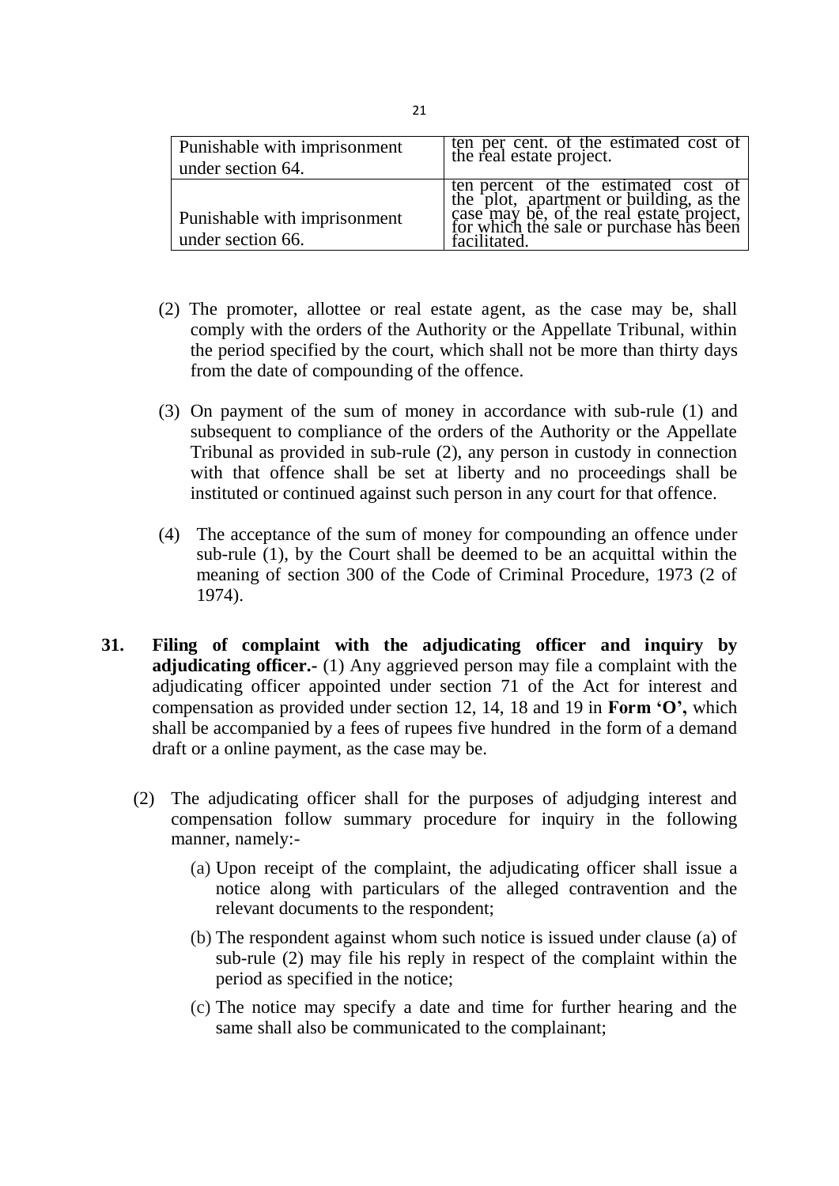| Punishable with imprisonment under section 64. | ten per cent. of the estimated cost of the real estate project. |
|---|---|
| Punishable with imprisonment under section 66. | ten percent of the estimated cost of the plot, apartment or building, as the case may be, of the real estate project, for which the sale or purchase has been facilitated. |

(2) The promoter, allottee or real estate agent, as the case may be, shall comply with the orders of the Authority or the Appellate Tribunal, within the period specified by the court, which shall not be more than thirty days from the date of compounding of the offence.

(3) On payment of the sum of money in accordance with sub-rule (1) and subsequent to compliance of the orders of the Authority or the Appellate Tribunal as provided in sub-rule (2), any person in custody in connection with that offence shall be set at liberty and no proceedings shall be instituted or continued against such person in any court for that offence.

(4) The acceptance of the sum of money for compounding an offence under sub-rule (1), by the Court shall be deemed to be an acquittal within the meaning of section 300 of the Code of Criminal Procedure, 1973 (2 of 1974).

**31. Filing of complaint with the adjudicating officer and inquiry by adjudicating officer.-** (1) Any aggrieved person may file a complaint with the adjudicating officer appointed under section 71 of the Act for interest and compensation as provided under section 12, 14, 18 and 19 in **Form 'O',** which shall be accompanied by a fees of rupees five hundred in the form of a demand draft or a online payment, as the case may be.

(2) The adjudicating officer shall for the purposes of adjudging interest and compensation follow summary procedure for inquiry in the following manner, namely:-

(a) Upon receipt of the complaint, the adjudicating officer shall issue a notice along with particulars of the alleged contravention and the relevant documents to the respondent;

(b) The respondent against whom such notice is issued under clause (a) of sub-rule (2) may file his reply in respect of the complaint within the period as specified in the notice;

(c) The notice may specify a date and time for further hearing and the same shall also be communicated to the complainant;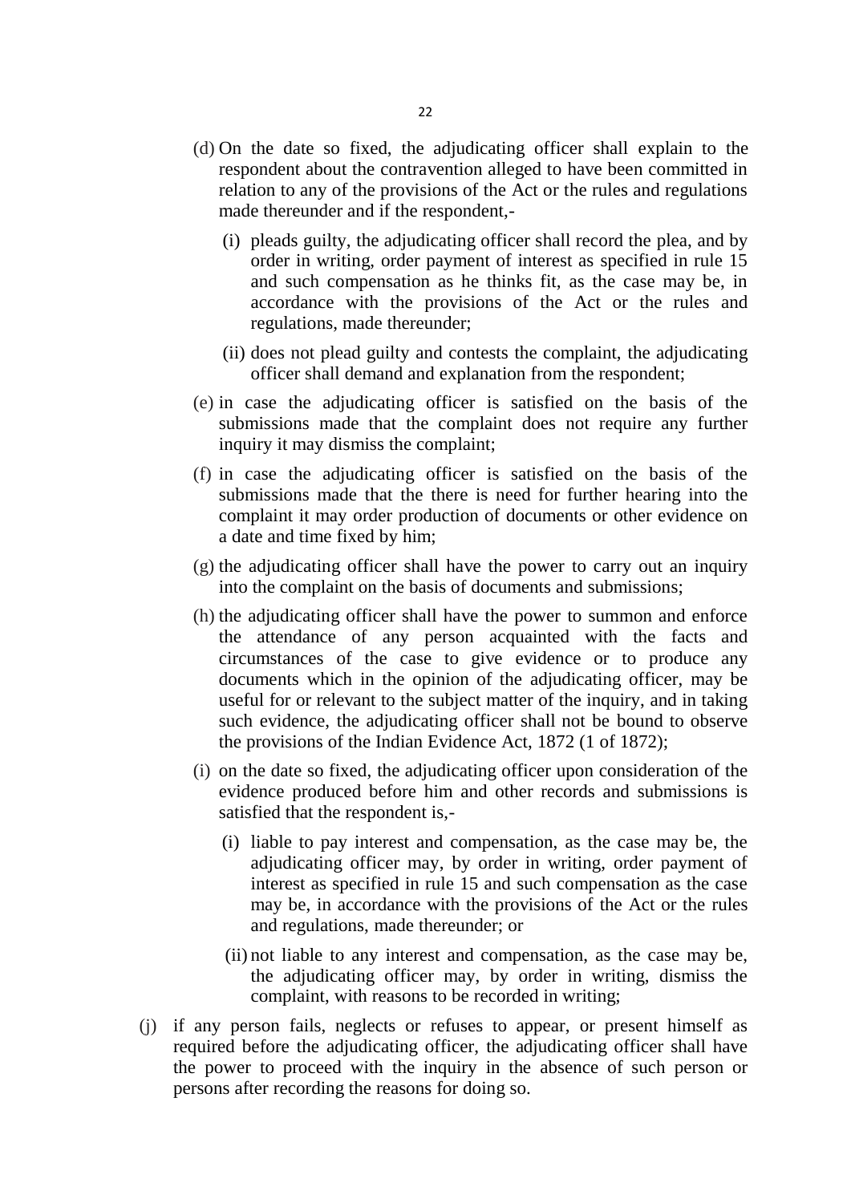(d) On the date so fixed, the adjudicating officer shall explain to the respondent about the contravention alleged to have been committed in relation to any of the provisions of the Act or the rules and regulations made thereunder and if the respondent,-

   (i) pleads guilty, the adjudicating officer shall record the plea, and by order in writing, order payment of interest as specified in rule 15 and such compensation as he thinks fit, as the case may be, in accordance with the provisions of the Act or the rules and regulations, made thereunder;

   (ii) does not plead guilty and contests the complaint, the adjudicating officer shall demand and explanation from the respondent;

(e) in case the adjudicating officer is satisfied on the basis of the submissions made that the complaint does not require any further inquiry it may dismiss the complaint;

(f) in case the adjudicating officer is satisfied on the basis of the submissions made that the there is need for further hearing into the complaint it may order production of documents or other evidence on a date and time fixed by him;

(g) the adjudicating officer shall have the power to carry out an inquiry into the complaint on the basis of documents and submissions;

(h) the adjudicating officer shall have the power to summon and enforce the attendance of any person acquainted with the facts and circumstances of the case to give evidence or to produce any documents which in the opinion of the adjudicating officer, may be useful for or relevant to the subject matter of the inquiry, and in taking such evidence, the adjudicating officer shall not be bound to observe the provisions of the Indian Evidence Act, 1872 (1 of 1872);

(i) on the date so fixed, the adjudicating officer upon consideration of the evidence produced before him and other records and submissions is satisfied that the respondent is,-

   (i) liable to pay interest and compensation, as the case may be, the adjudicating officer may, by order in writing, order payment of interest as specified in rule 15 and such compensation as the case may be, in accordance with the provisions of the Act or the rules and regulations, made thereunder; or

   (ii) not liable to any interest and compensation, as the case may be, the adjudicating officer may, by order in writing, dismiss the complaint, with reasons to be recorded in writing;

(j) if any person fails, neglects or refuses to appear, or present himself as required before the adjudicating officer, the adjudicating officer shall have the power to proceed with the inquiry in the absence of such person or persons after recording the reasons for doing so.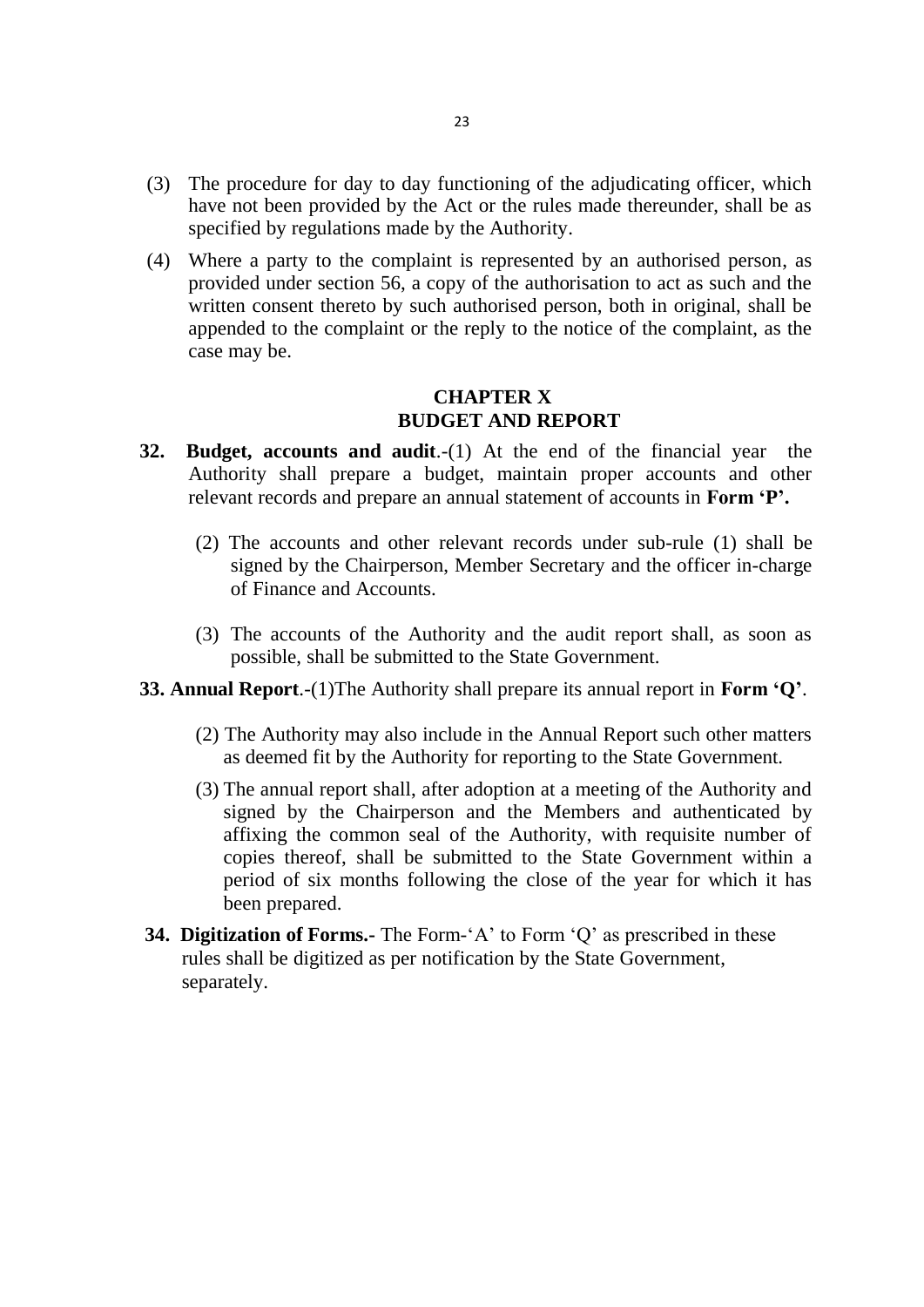(3) The procedure for day to day functioning of the adjudicating officer, which have not been provided by the Act or the rules made thereunder, shall be as specified by regulations made by the Authority.

(4) Where a party to the complaint is represented by an authorised person, as provided under section 56, a copy of the authorisation to act as such and the written consent thereto by such authorised person, both in original, shall be appended to the complaint or the reply to the notice of the complaint, as the case may be.

## CHAPTER X
## BUDGET AND REPORT

**32. Budget, accounts and audit**.-(1) At the end of the financial year the Authority shall prepare a budget, maintain proper accounts and other relevant records and prepare an annual statement of accounts in **Form 'P'.**

(2) The accounts and other relevant records under sub-rule (1) shall be signed by the Chairperson, Member Secretary and the officer in-charge of Finance and Accounts.

(3) The accounts of the Authority and the audit report shall, as soon as possible, shall be submitted to the State Government.

**33. Annual Report**.-(1)The Authority shall prepare its annual report in **Form 'Q'**.

(2) The Authority may also include in the Annual Report such other matters as deemed fit by the Authority for reporting to the State Government.

(3) The annual report shall, after adoption at a meeting of the Authority and signed by the Chairperson and the Members and authenticated by affixing the common seal of the Authority, with requisite number of copies thereof, shall be submitted to the State Government within a period of six months following the close of the year for which it has been prepared.

**34. Digitization of Forms.-** The Form-'A' to Form 'Q' as prescribed in these rules shall be digitized as per notification by the State Government, separately.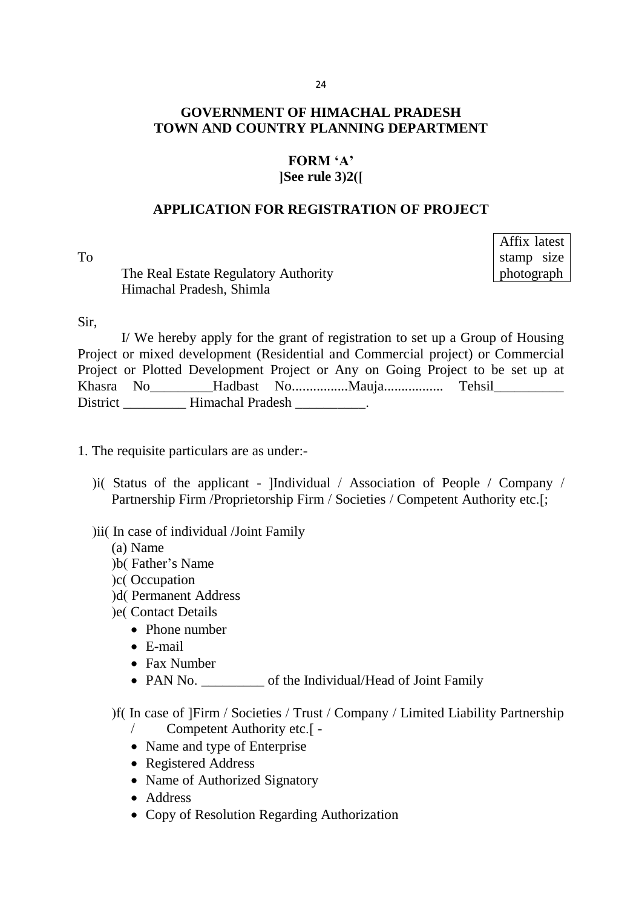**GOVERNMENT OF HIMACHAL PRADESH**
**TOWN AND COUNTRY PLANNING DEPARTMENT**

**FORM 'A'**
**]See rule 3)2([**

**APPLICATION FOR REGISTRATION OF PROJECT**

| Affix latest stamp size photograph |
|---|

To

The Real Estate Regulatory Authority
Himachal Pradesh, Shimla

Sir,

I/ We hereby apply for the grant of registration to set up a Group of Housing Project or mixed development (Residential and Commercial project) or Commercial Project or Plotted Development Project or Any on Going Project to be set up at Khasra No_________Hadbast No................Mauja................. Tehsil__________ District _________ Himachal Pradesh __________.

1. The requisite particulars are as under:-

   )i( Status of the applicant - ]Individual / Association of People / Company / Partnership Firm /Proprietorship Firm / Societies / Competent Authority etc.[;

   )ii( In case of individual /Joint Family
   - (a) Name
   - )b( Father's Name
   - )c( Occupation
   - )d( Permanent Address
   - )e( Contact Details
     - Phone number
     - E-mail
     - Fax Number
     - PAN No. _________ of the Individual/Head of Joint Family

   )f( In case of ]Firm / Societies / Trust / Company / Limited Liability Partnership / Competent Authority etc.[ -
   - Name and type of Enterprise
   - Registered Address
   - Name of Authorized Signatory
   - Address
   - Copy of Resolution Regarding Authorization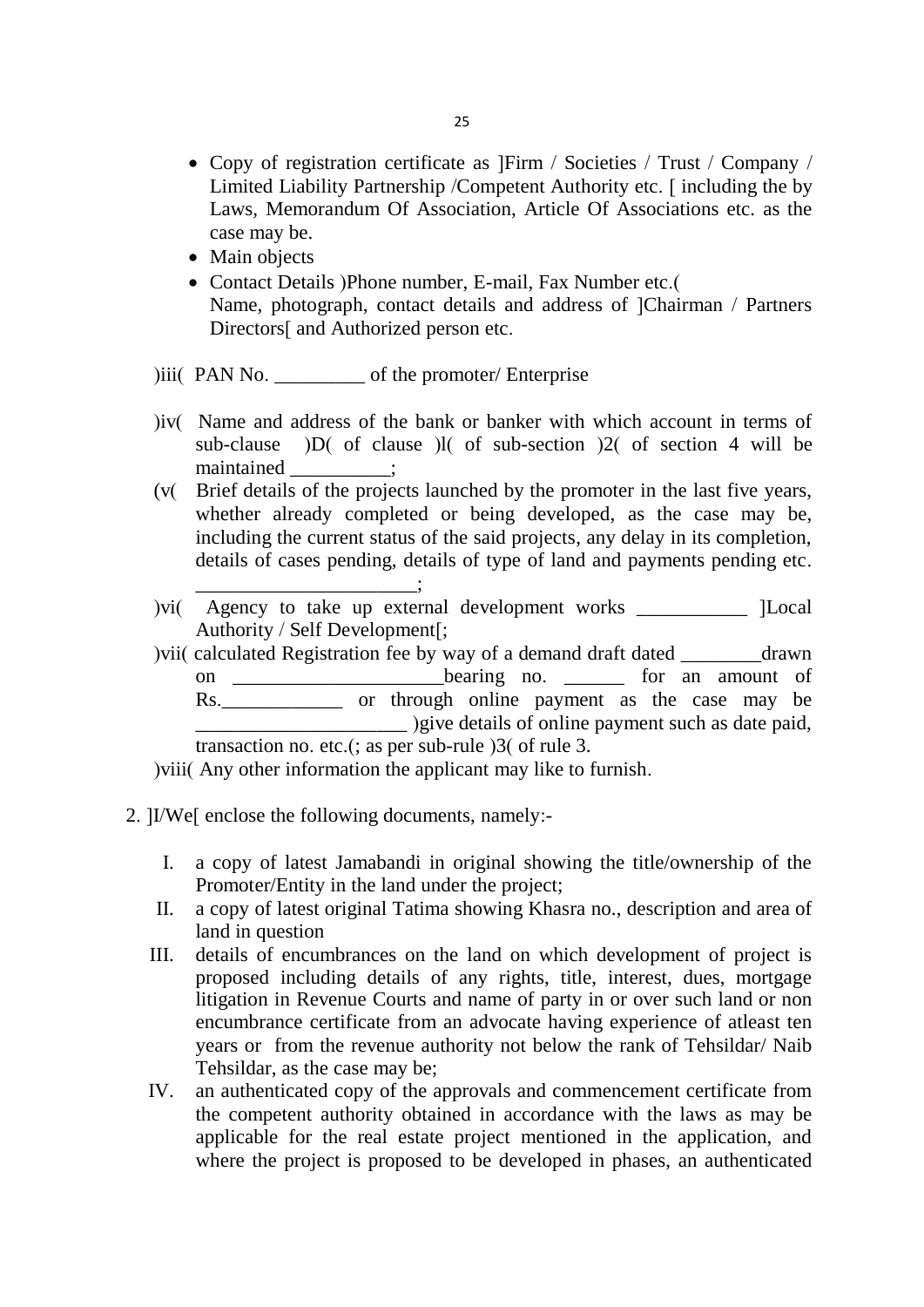- Copy of registration certificate as ]Firm / Societies / Trust / Company / Limited Liability Partnership /Competent Authority etc. [ including the by Laws, Memorandum Of Association, Article Of Associations etc. as the case may be.
- Main objects
- Contact Details )Phone number, E-mail, Fax Number etc.(
  Name, photograph, contact details and address of ]Chairman / Partners Directors[ and Authorized person etc.

)iii( PAN No. _________ of the promoter/ Enterprise

)iv( Name and address of the bank or banker with which account in terms of sub-clause )D( of clause )l( of sub-section )2( of section 4 will be maintained __________;

(v( Brief details of the projects launched by the promoter in the last five years, whether already completed or being developed, as the case may be, including the current status of the said projects, any delay in its completion, details of cases pending, details of type of land and payments pending etc. _____________________;

)vi( Agency to take up external development works ___________ ]Local Authority / Self Development[;

)vii( calculated Registration fee by way of a demand draft dated ________drawn on _____________________bearing no. ______ for an amount of Rs.____________ or through online payment as the case may be _____________________ )give details of online payment such as date paid, transaction no. etc.(; as per sub-rule )3( of rule 3.

)viii( Any other information the applicant may like to furnish.

2. ]I/We[ enclose the following documents, namely:-

   I. a copy of latest Jamabandi in original showing the title/ownership of the Promoter/Entity in the land under the project;
   II. a copy of latest original Tatima showing Khasra no., description and area of land in question
   III. details of encumbrances on the land on which development of project is proposed including details of any rights, title, interest, dues, mortgage litigation in Revenue Courts and name of party in or over such land or non encumbrance certificate from an advocate having experience of atleast ten years or from the revenue authority not below the rank of Tehsildar/ Naib Tehsildar, as the case may be;
   IV. an authenticated copy of the approvals and commencement certificate from the competent authority obtained in accordance with the laws as may be applicable for the real estate project mentioned in the application, and where the project is proposed to be developed in phases, an authenticated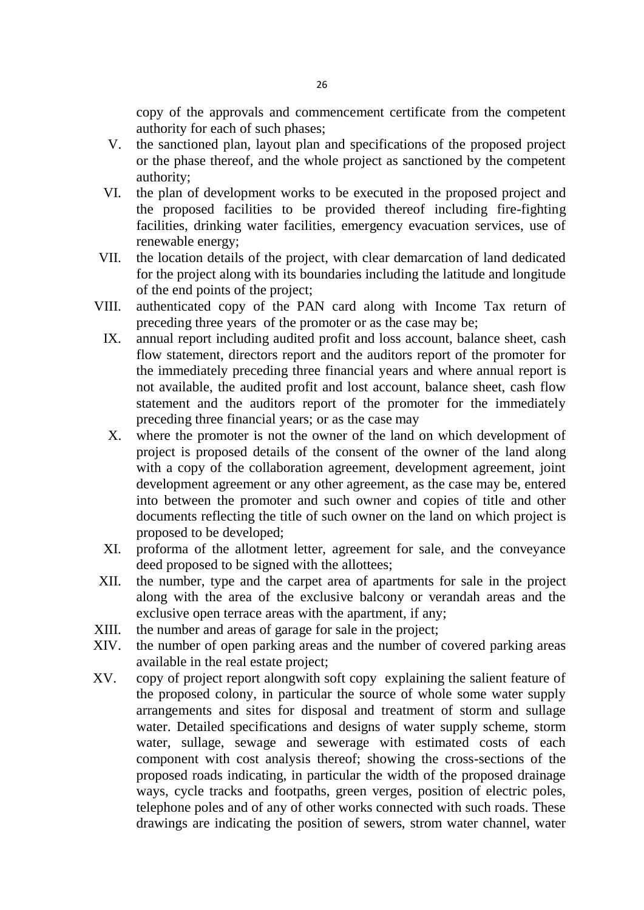copy of the approvals and commencement certificate from the competent authority for each of such phases;

V. the sanctioned plan, layout plan and specifications of the proposed project or the phase thereof, and the whole project as sanctioned by the competent authority;

VI. the plan of development works to be executed in the proposed project and the proposed facilities to be provided thereof including fire-fighting facilities, drinking water facilities, emergency evacuation services, use of renewable energy;

VII. the location details of the project, with clear demarcation of land dedicated for the project along with its boundaries including the latitude and longitude of the end points of the project;

VIII. authenticated copy of the PAN card along with Income Tax return of preceding three years of the promoter or as the case may be;

IX. annual report including audited profit and loss account, balance sheet, cash flow statement, directors report and the auditors report of the promoter for the immediately preceding three financial years and where annual report is not available, the audited profit and lost account, balance sheet, cash flow statement and the auditors report of the promoter for the immediately preceding three financial years; or as the case may

X. where the promoter is not the owner of the land on which development of project is proposed details of the consent of the owner of the land along with a copy of the collaboration agreement, development agreement, joint development agreement or any other agreement, as the case may be, entered into between the promoter and such owner and copies of title and other documents reflecting the title of such owner on the land on which project is proposed to be developed;

XI. proforma of the allotment letter, agreement for sale, and the conveyance deed proposed to be signed with the allottees;

XII. the number, type and the carpet area of apartments for sale in the project along with the area of the exclusive balcony or verandah areas and the exclusive open terrace areas with the apartment, if any;

XIII. the number and areas of garage for sale in the project;

XIV. the number of open parking areas and the number of covered parking areas available in the real estate project;

XV. copy of project report alongwith soft copy explaining the salient feature of the proposed colony, in particular the source of whole some water supply arrangements and sites for disposal and treatment of storm and sullage water. Detailed specifications and designs of water supply scheme, storm water, sullage, sewage and sewerage with estimated costs of each component with cost analysis thereof; showing the cross-sections of the proposed roads indicating, in particular the width of the proposed drainage ways, cycle tracks and footpaths, green verges, position of electric poles, telephone poles and of any of other works connected with such roads. These drawings are indicating the position of sewers, strom water channel, water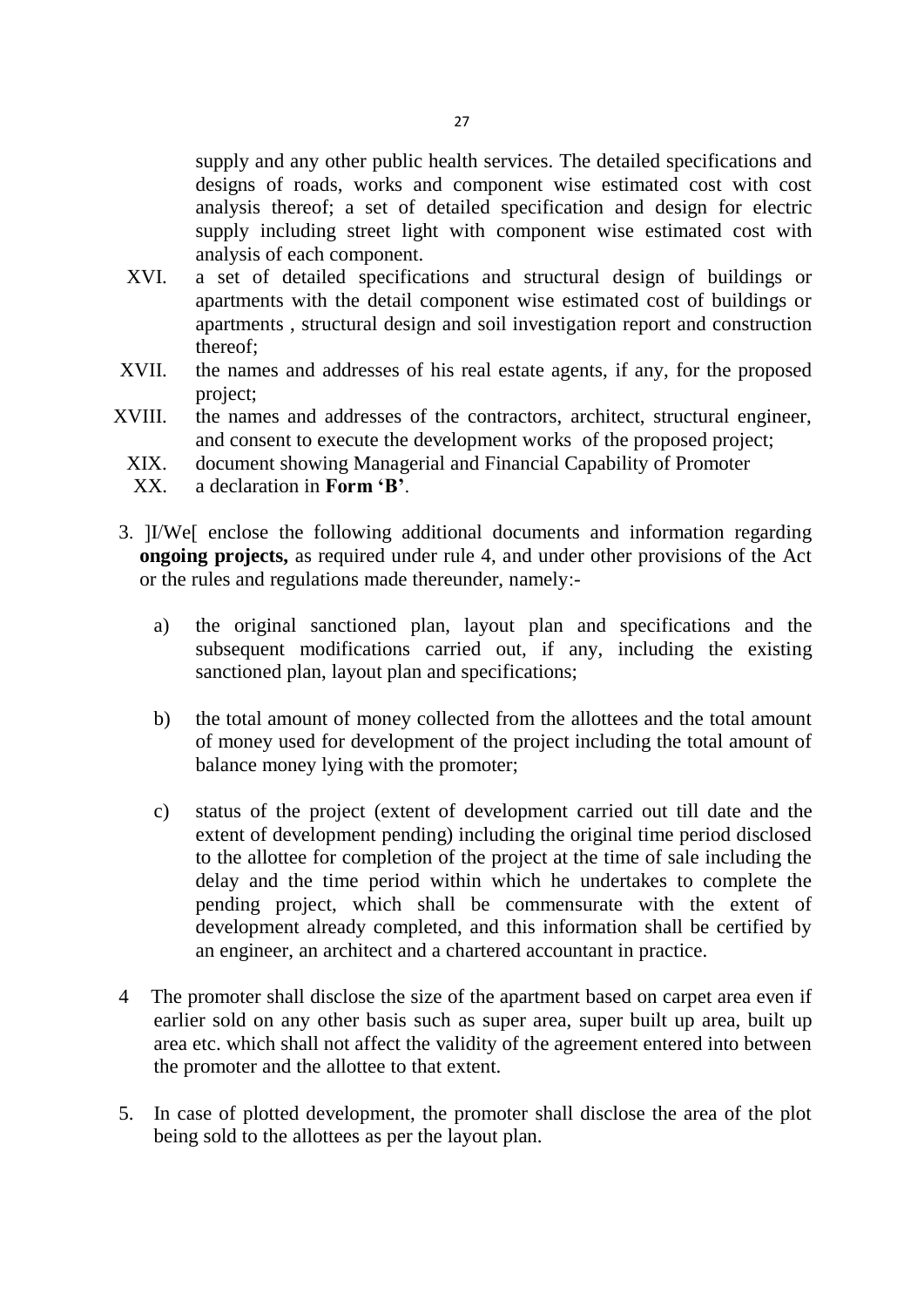supply and any other public health services. The detailed specifications and designs of roads, works and component wise estimated cost with cost analysis thereof; a set of detailed specification and design for electric supply including street light with component wise estimated cost with analysis of each component.

XVI. a set of detailed specifications and structural design of buildings or apartments with the detail component wise estimated cost of buildings or apartments , structural design and soil investigation report and construction thereof;

XVII. the names and addresses of his real estate agents, if any, for the proposed project;

XVIII. the names and addresses of the contractors, architect, structural engineer, and consent to execute the development works of the proposed project;

XIX. document showing Managerial and Financial Capability of Promoter

XX. a declaration in **Form 'B'**.

3. ]I/We[ enclose the following additional documents and information regarding **ongoing projects,** as required under rule 4, and under other provisions of the Act or the rules and regulations made thereunder, namely:-

   a) the original sanctioned plan, layout plan and specifications and the subsequent modifications carried out, if any, including the existing sanctioned plan, layout plan and specifications;

   b) the total amount of money collected from the allottees and the total amount of money used for development of the project including the total amount of balance money lying with the promoter;

   c) status of the project (extent of development carried out till date and the extent of development pending) including the original time period disclosed to the allottee for completion of the project at the time of sale including the delay and the time period within which he undertakes to complete the pending project, which shall be commensurate with the extent of development already completed, and this information shall be certified by an engineer, an architect and a chartered accountant in practice.

4 The promoter shall disclose the size of the apartment based on carpet area even if earlier sold on any other basis such as super area, super built up area, built up area etc. which shall not affect the validity of the agreement entered into between the promoter and the allottee to that extent.

5. In case of plotted development, the promoter shall disclose the area of the plot being sold to the allottees as per the layout plan.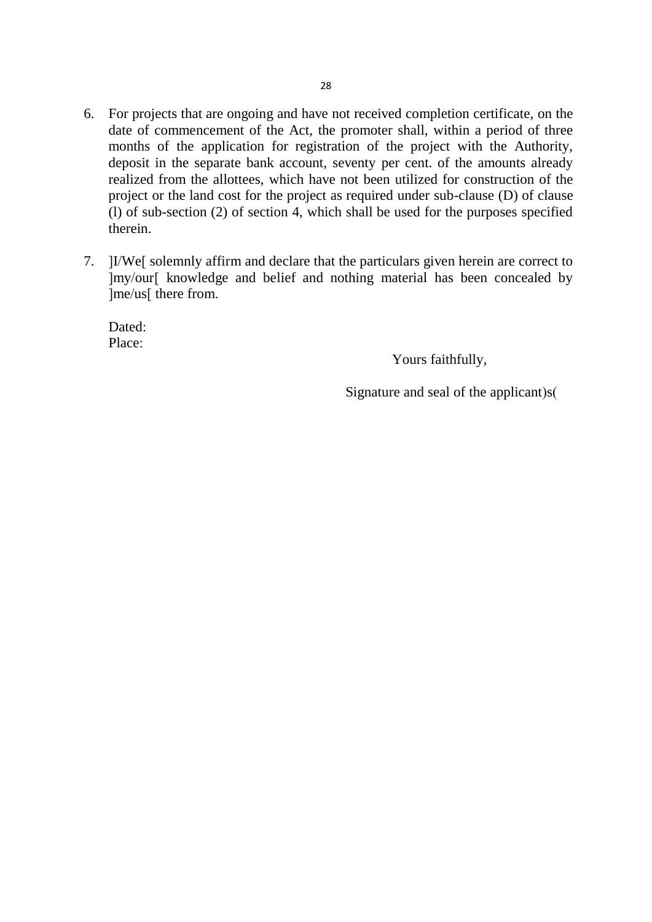6. For projects that are ongoing and have not received completion certificate, on the date of commencement of the Act, the promoter shall, within a period of three months of the application for registration of the project with the Authority, deposit in the separate bank account, seventy per cent. of the amounts already realized from the allottees, which have not been utilized for construction of the project or the land cost for the project as required under sub-clause (D) of clause (l) of sub-section (2) of section 4, which shall be used for the purposes specified therein.

7. ]I/We[ solemnly affirm and declare that the particulars given herein are correct to ]my/our[ knowledge and belief and nothing material has been concealed by ]me/us[ there from.

Dated:
Place:

Yours faithfully,

Signature and seal of the applicant)s(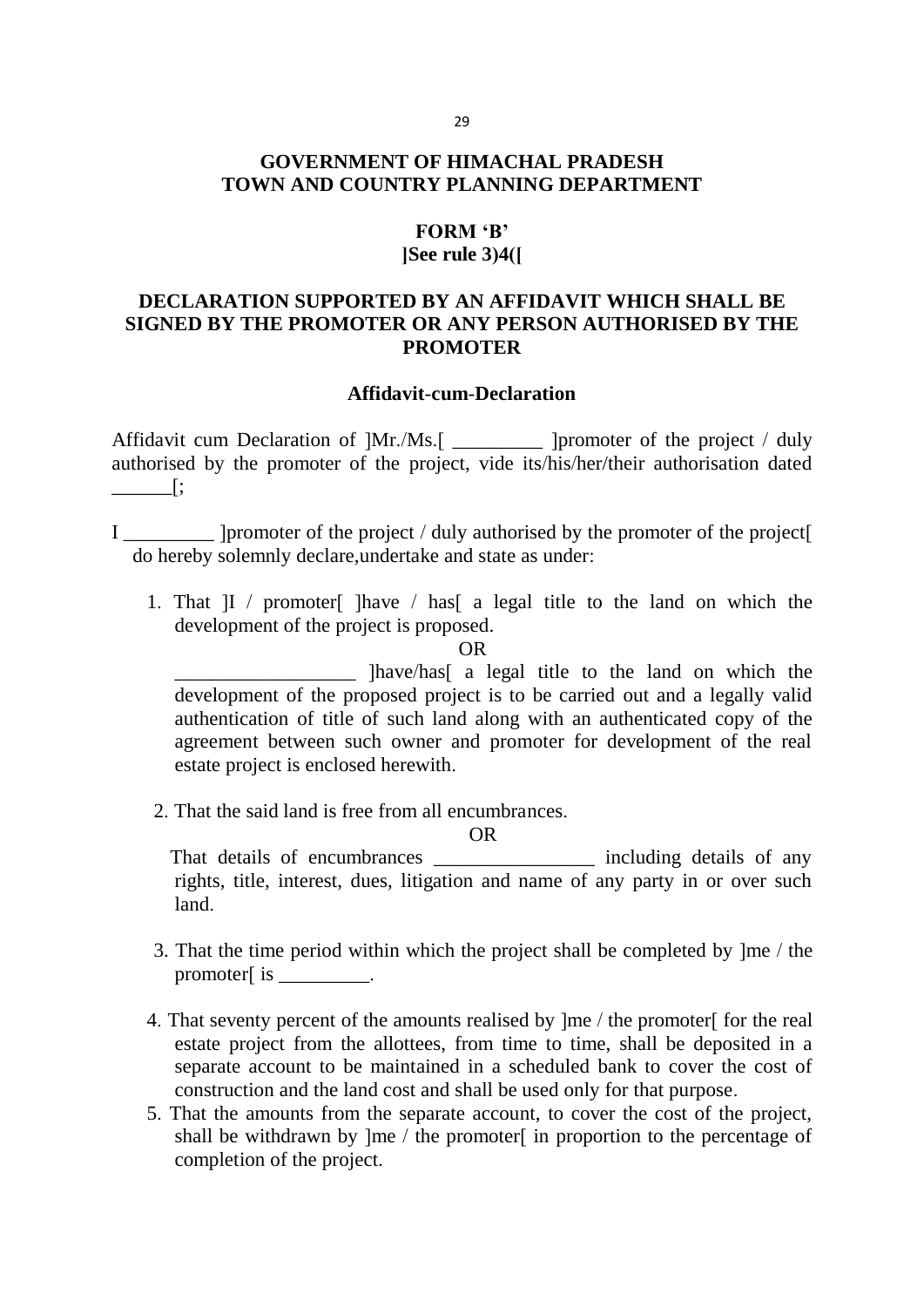**GOVERNMENT OF HIMACHAL PRADESH**
**TOWN AND COUNTRY PLANNING DEPARTMENT**

**FORM 'B'**
**]See rule 3)4([**

**DECLARATION SUPPORTED BY AN AFFIDAVIT WHICH SHALL BE SIGNED BY THE PROMOTER OR ANY PERSON AUTHORISED BY THE PROMOTER**

**Affidavit-cum-Declaration**

Affidavit cum Declaration of ]Mr./Ms.[ _________ ]promoter of the project / duly authorised by the promoter of the project, vide its/his/her/their authorisation dated ______[;

I _________ ]promoter of the project / duly authorised by the promoter of the project[ do hereby solemnly declare,undertake and state as under:

1. That ]I / promoter[ ]have / has[ a legal title to the land on which the development of the project is proposed.

   OR

   __________________ ]have/has[ a legal title to the land on which the development of the proposed project is to be carried out and a legally valid authentication of title of such land along with an authenticated copy of the agreement between such owner and promoter for development of the real estate project is enclosed herewith.

2. That the said land is free from all encumbrances.

   OR

   That details of encumbrances ________________ including details of any rights, title, interest, dues, litigation and name of any party in or over such land.

3. That the time period within which the project shall be completed by ]me / the promoter[ is _________.

4. That seventy percent of the amounts realised by ]me / the promoter[ for the real estate project from the allottees, from time to time, shall be deposited in a separate account to be maintained in a scheduled bank to cover the cost of construction and the land cost and shall be used only for that purpose.

5. That the amounts from the separate account, to cover the cost of the project, shall be withdrawn by ]me / the promoter[ in proportion to the percentage of completion of the project.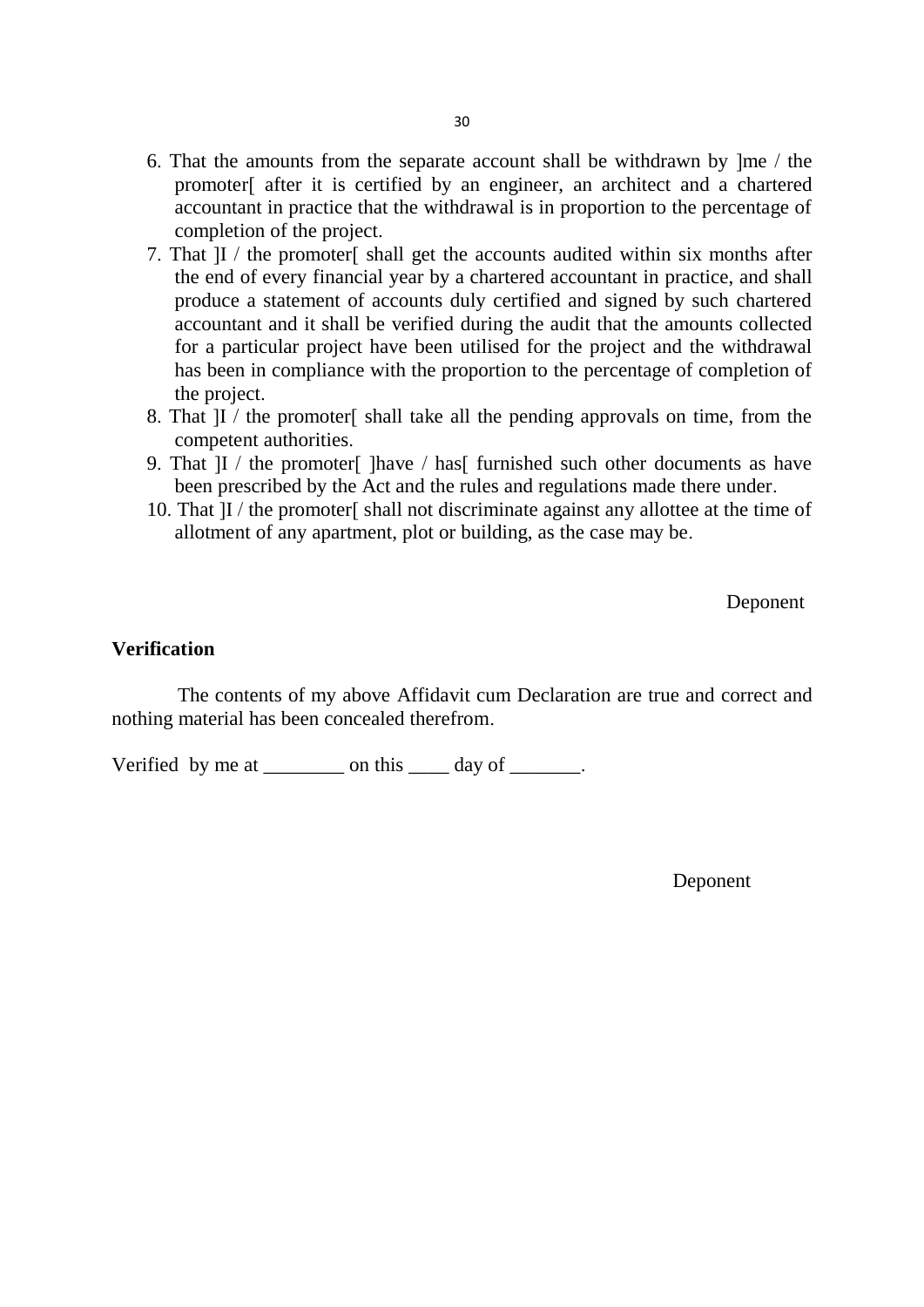6. That the amounts from the separate account shall be withdrawn by ]me / the promoter[ after it is certified by an engineer, an architect and a chartered accountant in practice that the withdrawal is in proportion to the percentage of completion of the project.
7. That ]I / the promoter[ shall get the accounts audited within six months after the end of every financial year by a chartered accountant in practice, and shall produce a statement of accounts duly certified and signed by such chartered accountant and it shall be verified during the audit that the amounts collected for a particular project have been utilised for the project and the withdrawal has been in compliance with the proportion to the percentage of completion of the project.
8. That ]I / the promoter[ shall take all the pending approvals on time, from the competent authorities.
9. That ]I / the promoter[ ]have / has[ furnished such other documents as have been prescribed by the Act and the rules and regulations made there under.
10. That ]I / the promoter[ shall not discriminate against any allottee at the time of allotment of any apartment, plot or building, as the case may be.

Deponent

**Verification**

The contents of my above Affidavit cum Declaration are true and correct and nothing material has been concealed therefrom.

Verified by me at ________ on this ____ day of _______.

Deponent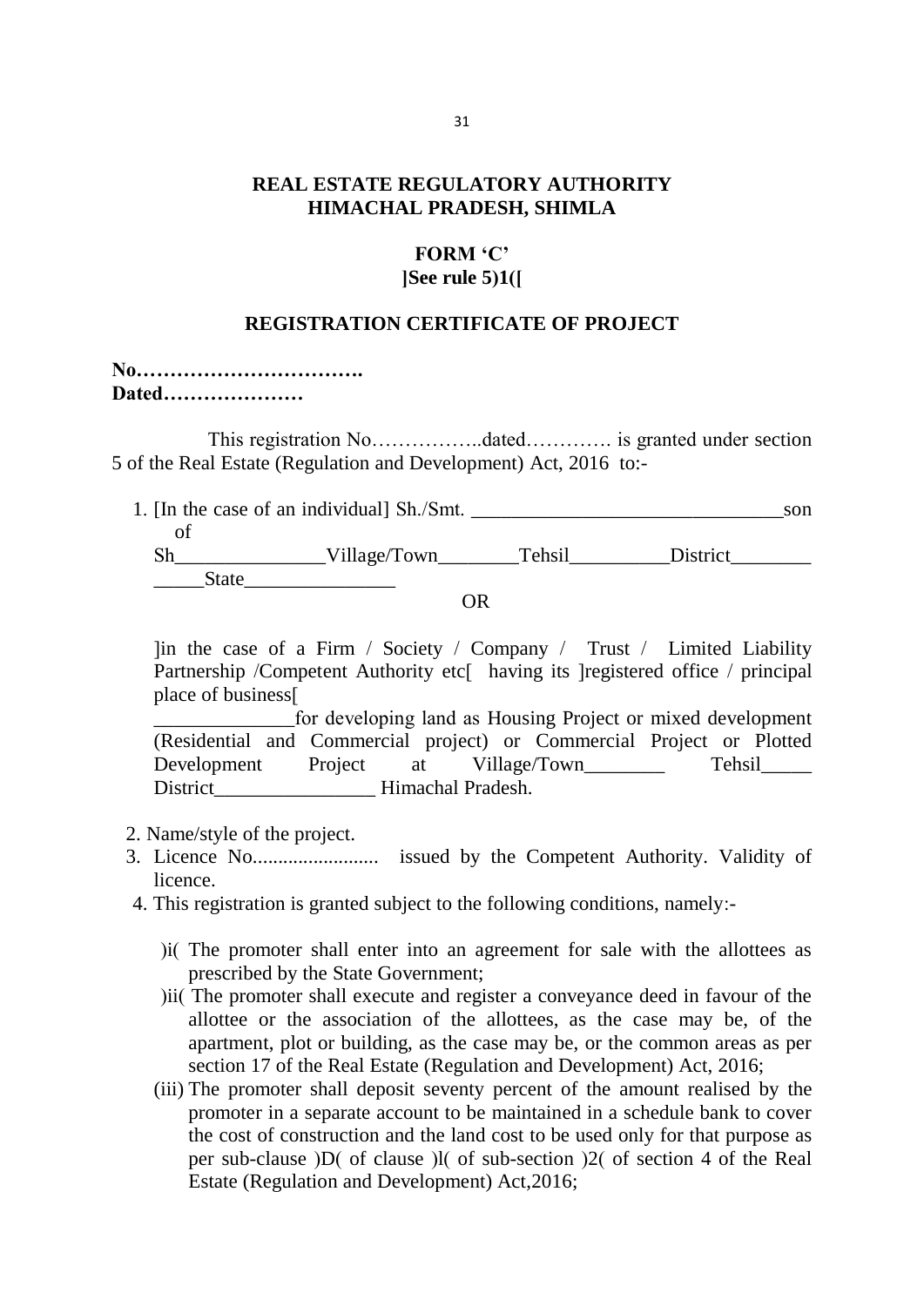**REAL ESTATE REGULATORY AUTHORITY**
**HIMACHAL PRADESH, SHIMLA**

**FORM 'C'**
**]See rule 5)1([**

**REGISTRATION CERTIFICATE OF PROJECT**

**No…………………………….**
**Dated…………………**

This registration No……………..dated…………. is granted under section 5 of the Real Estate (Regulation and Development) Act, 2016 to:-

1. [In the case of an individual] Sh./Smt. ______________________________son of Sh______________Village/Town________Tehsil__________District________ _____State_______________

   OR

   ]in the case of a Firm / Society / Company / Trust / Limited Liability Partnership /Competent Authority etc[ having its ]registered office / principal place of business[ ______________for developing land as Housing Project or mixed development (Residential and Commercial project) or Commercial Project or Plotted Development Project at Village/Town________ Tehsil_____ District________________ Himachal Pradesh.

2. Name/style of the project.
3. Licence No......................... issued by the Competent Authority. Validity of licence.
4. This registration is granted subject to the following conditions, namely:-

   )i( The promoter shall enter into an agreement for sale with the allottees as prescribed by the State Government;

   )ii( The promoter shall execute and register a conveyance deed in favour of the allottee or the association of the allottees, as the case may be, of the apartment, plot or building, as the case may be, or the common areas as per section 17 of the Real Estate (Regulation and Development) Act, 2016;

   (iii) The promoter shall deposit seventy percent of the amount realised by the promoter in a separate account to be maintained in a schedule bank to cover the cost of construction and the land cost to be used only for that purpose as per sub-clause )D( of clause )l( of sub-section )2( of section 4 of the Real Estate (Regulation and Development) Act,2016;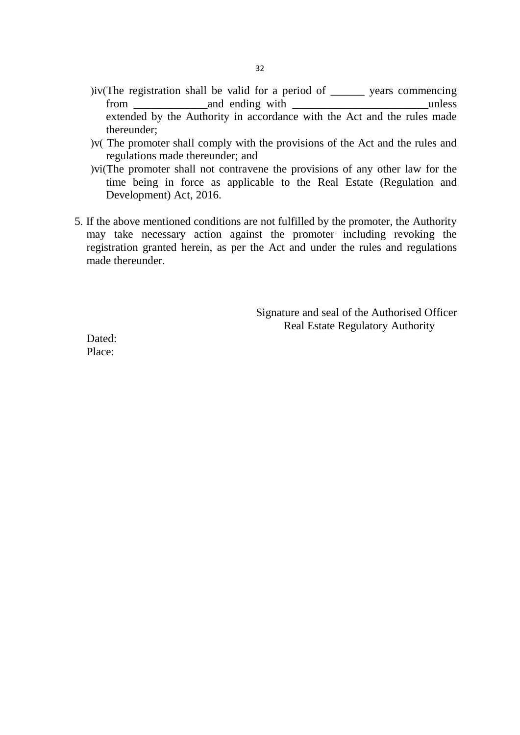(iv) The registration shall be valid for a period of ______ years commencing from _____________and ending with ________________________unless extended by the Authority in accordance with the Act and the rules made thereunder;

(v) The promoter shall comply with the provisions of the Act and the rules and regulations made thereunder; and

(vi) The promoter shall not contravene the provisions of any other law for the time being in force as applicable to the Real Estate (Regulation and Development) Act, 2016.

5. If the above mentioned conditions are not fulfilled by the promoter, the Authority may take necessary action against the promoter including revoking the registration granted herein, as per the Act and under the rules and regulations made thereunder.

Signature and seal of the Authorised Officer
Real Estate Regulatory Authority

Dated:
Place: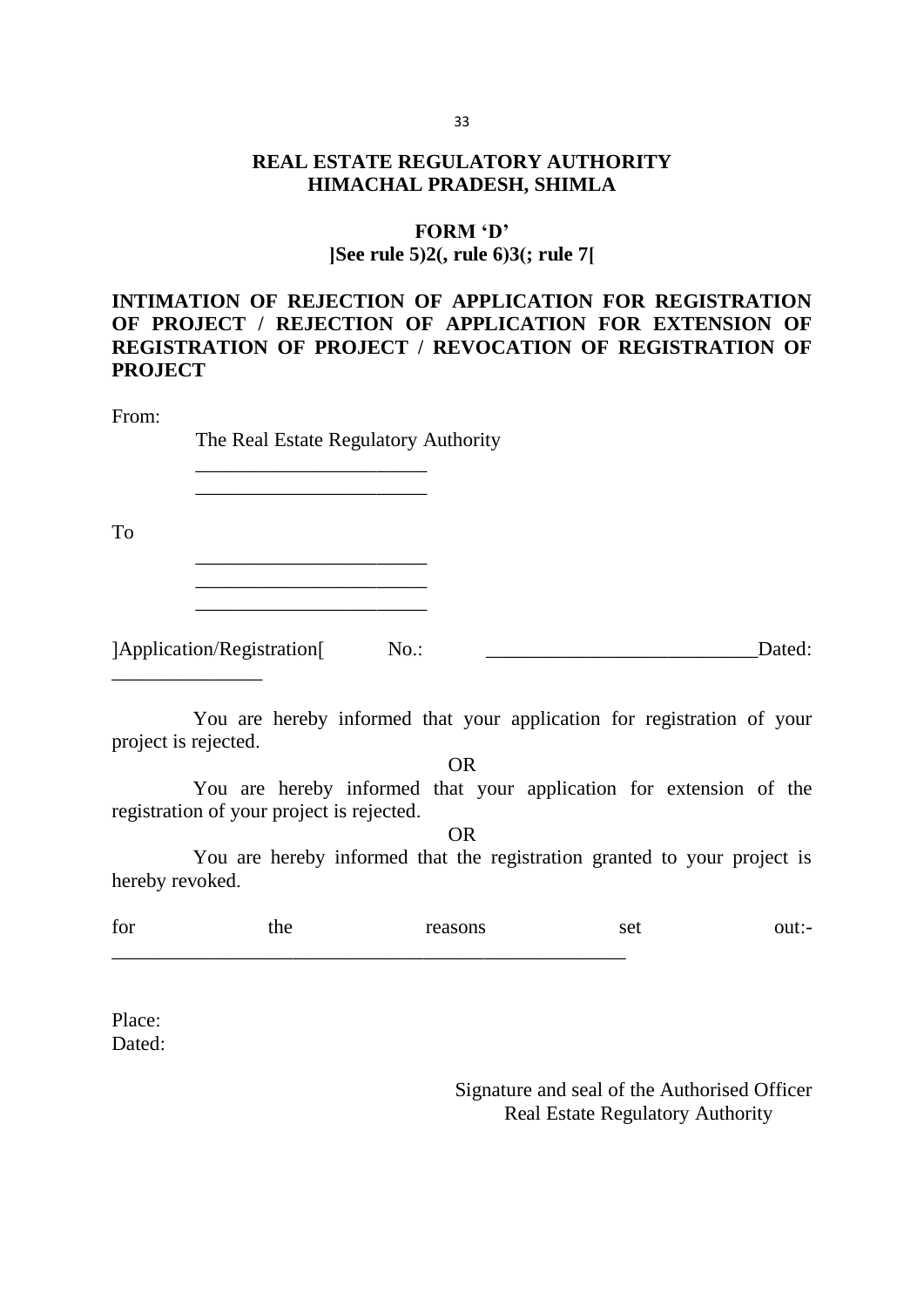## REAL ESTATE REGULATORY AUTHORITY
## HIMACHAL PRADESH, SHIMLA

### FORM 'D'
**]See rule 5)2(, rule 6)3(; rule 7[**

**INTIMATION OF REJECTION OF APPLICATION FOR REGISTRATION OF PROJECT / REJECTION OF APPLICATION FOR EXTENSION OF REGISTRATION OF PROJECT / REVOCATION OF REGISTRATION OF PROJECT**

From:

The Real Estate Regulatory Authority

_______________________

_______________________

To

_______________________

_______________________

_______________________

]Application/Registration[ No.: ___________________________Dated: _______________

You are hereby informed that your application for registration of your project is rejected.

OR

You are hereby informed that your application for extension of the registration of your project is rejected.

OR

You are hereby informed that the registration granted to your project is hereby revoked.

for the reasons set out:- ____________________________________________________

Place:
Dated:

Signature and seal of the Authorised Officer
Real Estate Regulatory Authority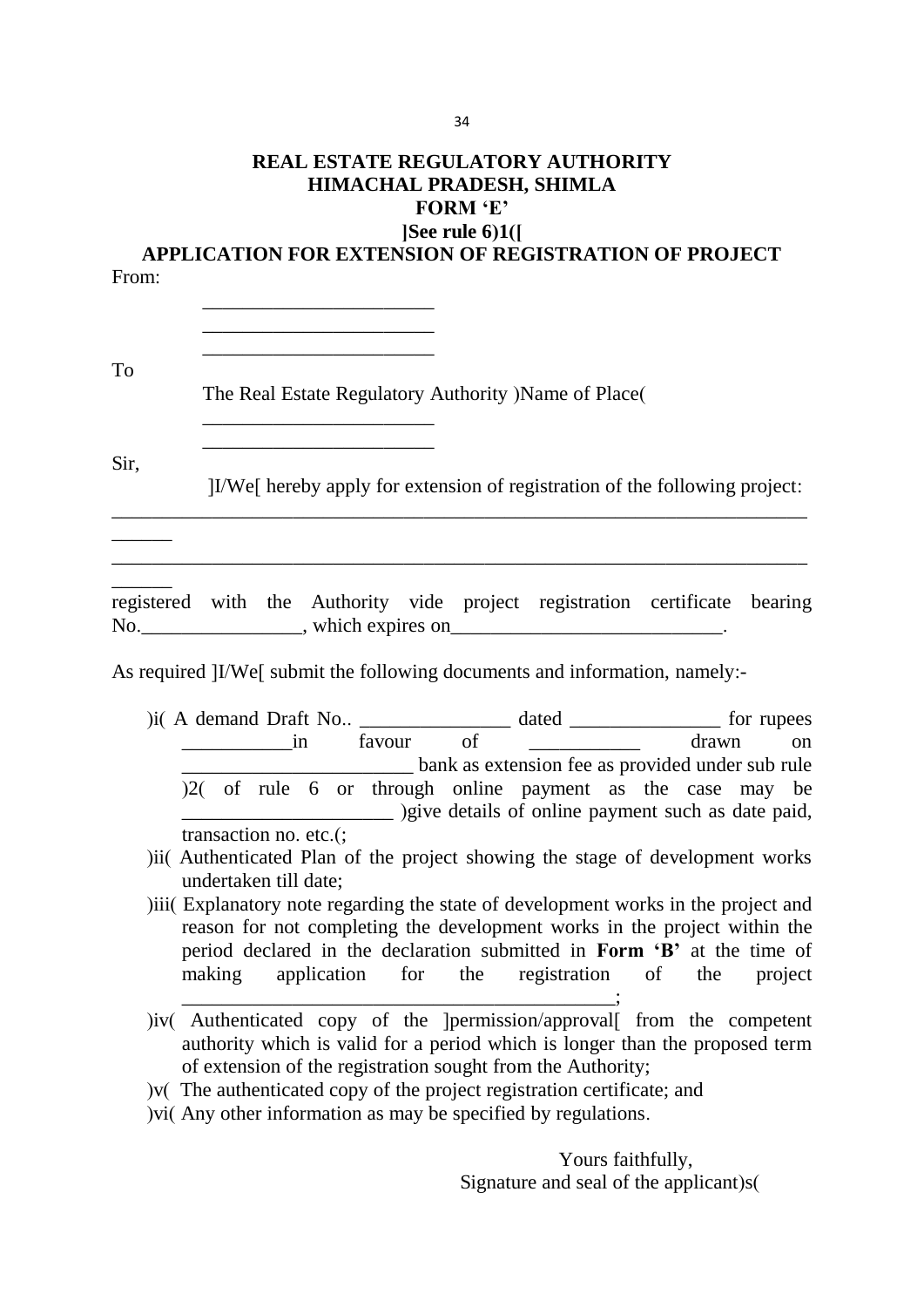# REAL ESTATE REGULATORY AUTHORITY
# HIMACHAL PRADESH, SHIMLA
## FORM 'E'
**]See rule 6)1([**

## APPLICATION FOR EXTENSION OF REGISTRATION OF PROJECT

From:

_______________________
_______________________
_______________________

To

The Real Estate Regulatory Authority )Name of Place(
_______________________
_______________________

Sir,

]I/We[ hereby apply for extension of registration of the following project: ______________________________________________________________________________
______________________________________________________________________________ registered with the Authority vide project registration certificate bearing No.________________, which expires on___________________________.

As required ]I/We[ submit the following documents and information, namely:-

)i( A demand Draft No.. _______________ dated _______________ for rupees ___________in favour of ___________ drawn on _______________________ bank as extension fee as provided under sub rule )2( of rule 6 or through online payment as the case may be _____________________ )give details of online payment such as date paid, transaction no. etc.(;

)ii( Authenticated Plan of the project showing the stage of development works undertaken till date;

)iii( Explanatory note regarding the state of development works in the project and reason for not completing the development works in the project within the period declared in the declaration submitted in **Form 'B'** at the time of making application for the registration of the project ____________________________________________;

)iv( Authenticated copy of the ]permission/approval[ from the competent authority which is valid for a period which is longer than the proposed term of extension of the registration sought from the Authority;

)v( The authenticated copy of the project registration certificate; and

)vi( Any other information as may be specified by regulations.

Yours faithfully,
Signature and seal of the applicant)s(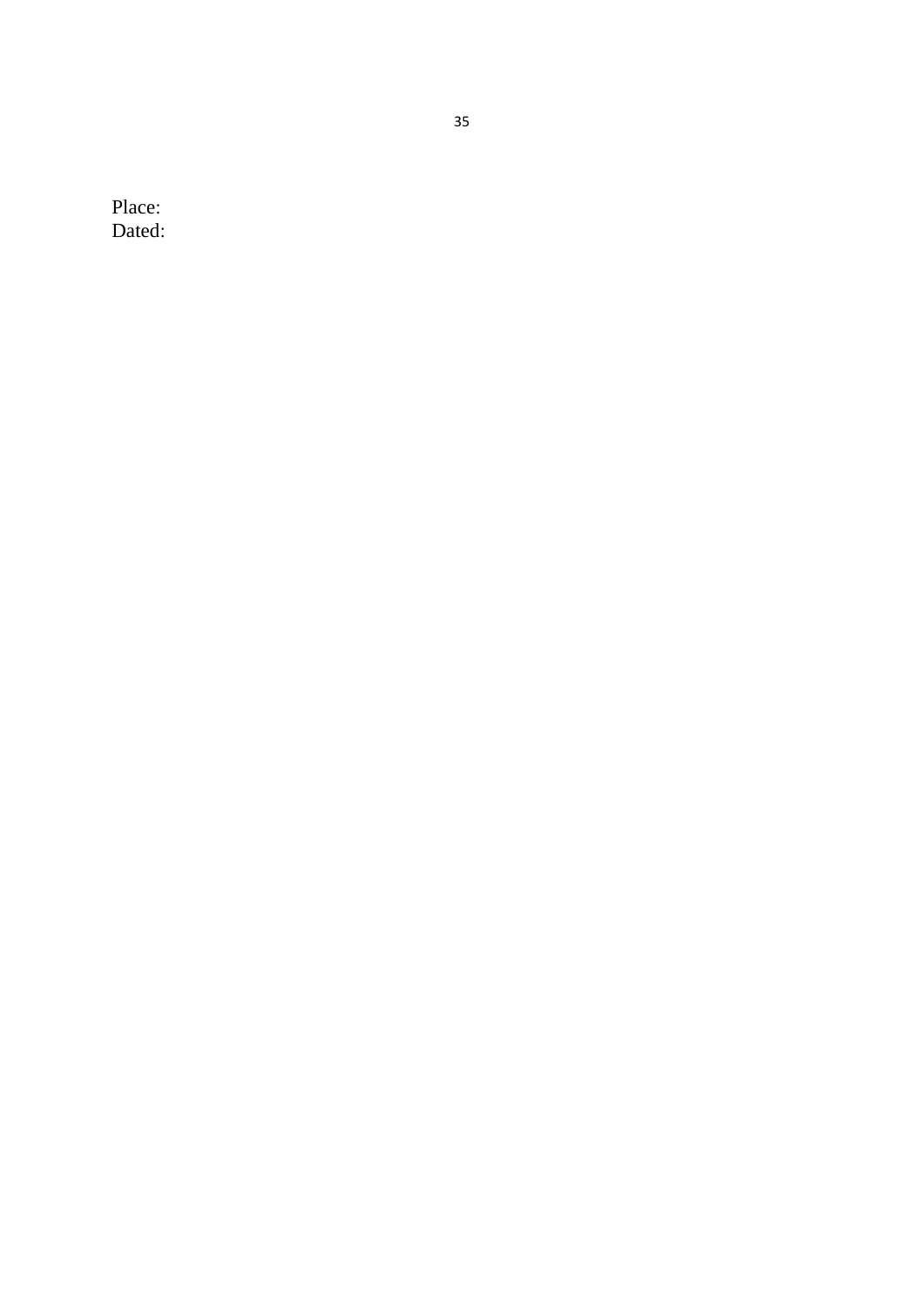Place:
Dated: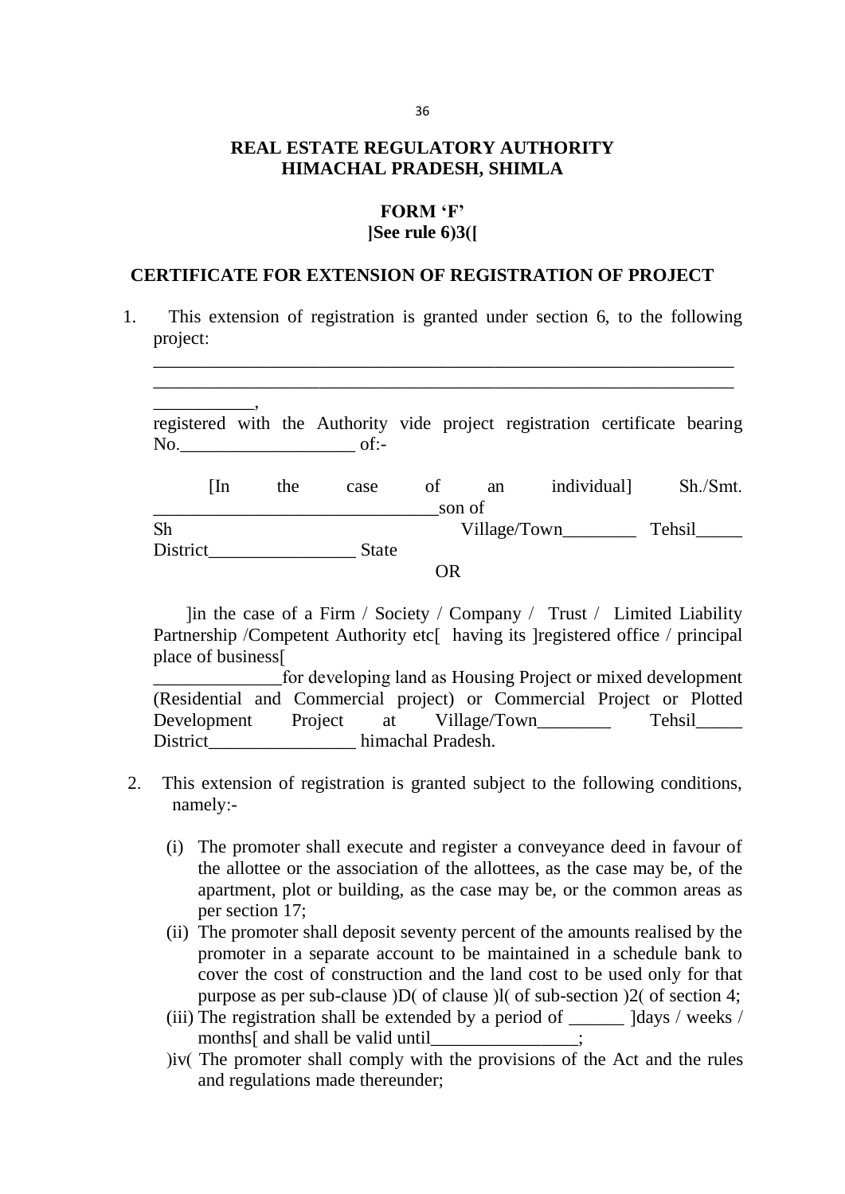## REAL ESTATE REGULATORY AUTHORITY HIMACHAL PRADESH, SHIMLA

### FORM 'F'
### ]See rule 6)3([

### CERTIFICATE FOR EXTENSION OF REGISTRATION OF PROJECT

1. This extension of registration is granted under section 6, to the following project:

   ________________________________________________________________
   ________________________________________________________________
   ___________,

   registered with the Authority vide project registration certificate bearing No.___________________ of:-

   [In the case of an individual] Sh./Smt. _______________________________son of Sh Village/Town________ Tehsil_____ District________________ State

   OR

   ]in the case of a Firm / Society / Company / Trust / Limited Liability Partnership /Competent Authority etc[ having its ]registered office / principal place of business[ ______________for developing land as Housing Project or mixed development (Residential and Commercial project) or Commercial Project or Plotted Development Project at Village/Town________ Tehsil_____ District________________ himachal Pradesh.

2. This extension of registration is granted subject to the following conditions, namely:-

   (i) The promoter shall execute and register a conveyance deed in favour of the allottee or the association of the allottees, as the case may be, of the apartment, plot or building, as the case may be, or the common areas as per section 17;

   (ii) The promoter shall deposit seventy percent of the amounts realised by the promoter in a separate account to be maintained in a schedule bank to cover the cost of construction and the land cost to be used only for that purpose as per sub-clause )D( of clause )l( of sub-section )2( of section 4;

   (iii) The registration shall be extended by a period of ______ ]days / weeks / months[ and shall be valid until________________;

   )iv( The promoter shall comply with the provisions of the Act and the rules and regulations made thereunder;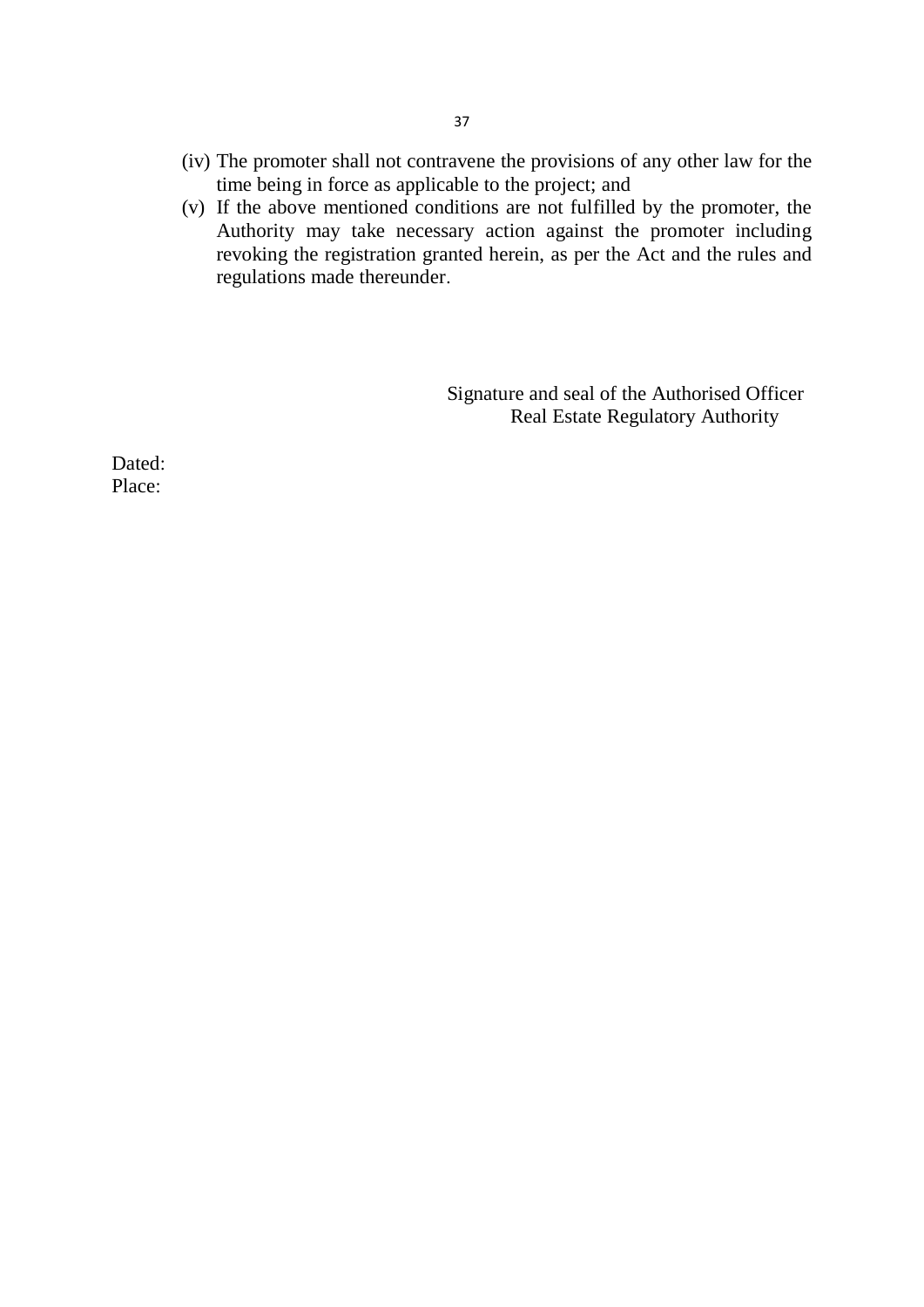(iv) The promoter shall not contravene the provisions of any other law for the time being in force as applicable to the project; and

(v) If the above mentioned conditions are not fulfilled by the promoter, the Authority may take necessary action against the promoter including revoking the registration granted herein, as per the Act and the rules and regulations made thereunder.

Signature and seal of the Authorised Officer
Real Estate Regulatory Authority

Dated:
Place: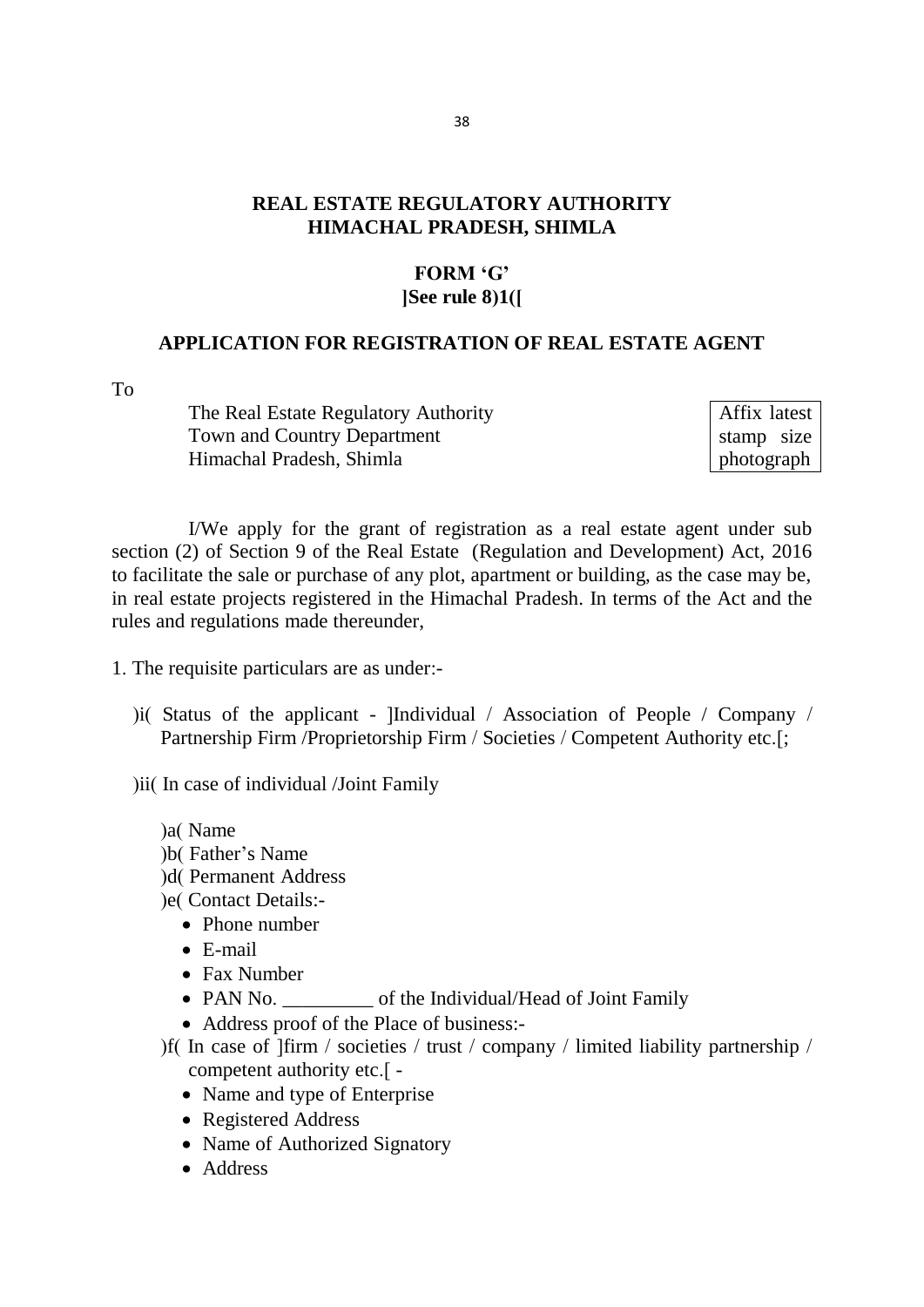## REAL ESTATE REGULATORY AUTHORITY
## HIMACHAL PRADESH, SHIMLA

### FORM 'G'
### ]See rule 8)1([

### APPLICATION FOR REGISTRATION OF REAL ESTATE AGENT

To

The Real Estate Regulatory Authority
Town and Country Department
Himachal Pradesh, Shimla

| Affix latest stamp size photograph |
|---|

I/We apply for the grant of registration as a real estate agent under sub section (2) of Section 9 of the Real Estate (Regulation and Development) Act, 2016 to facilitate the sale or purchase of any plot, apartment or building, as the case may be, in real estate projects registered in the Himachal Pradesh. In terms of the Act and the rules and regulations made thereunder,

1. The requisite particulars are as under:-

   )i( Status of the applicant - ]Individual / Association of People / Company / Partnership Firm /Proprietorship Firm / Societies / Competent Authority etc.[;

   )ii( In case of individual /Joint Family

   )a( Name
   )b( Father's Name
   )d( Permanent Address
   )e( Contact Details:-
   - Phone number
   - E-mail
   - Fax Number
   - PAN No. _________ of the Individual/Head of Joint Family
   - Address proof of the Place of business:-

   )f( In case of ]firm / societies / trust / company / limited liability partnership / competent authority etc.[ -
   - Name and type of Enterprise
   - Registered Address
   - Name of Authorized Signatory
   - Address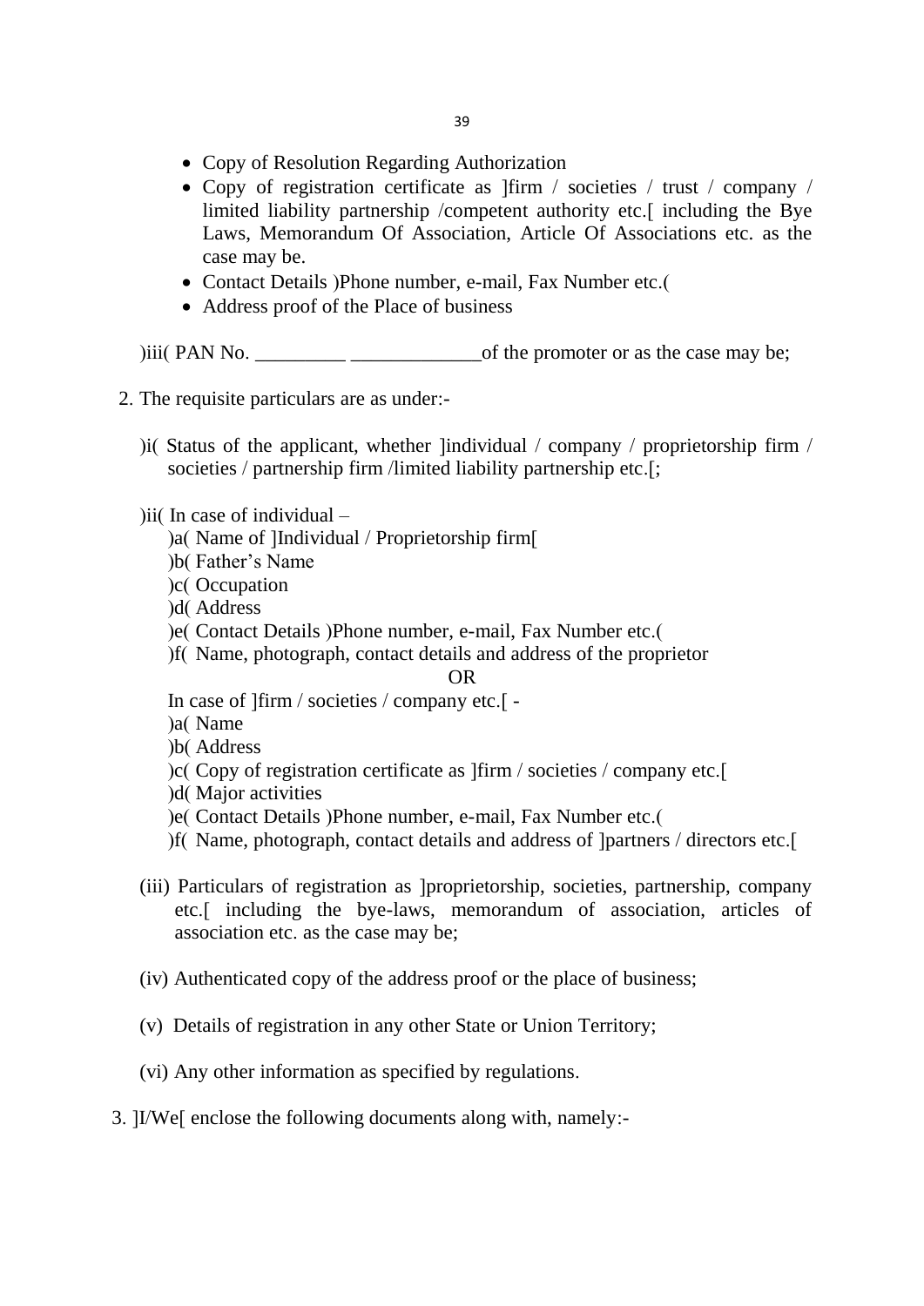- Copy of Resolution Regarding Authorization
- Copy of registration certificate as ]firm / societies / trust / company / limited liability partnership /competent authority etc.[ including the Bye Laws, Memorandum Of Association, Article Of Associations etc. as the case may be.
- Contact Details )Phone number, e-mail, Fax Number etc.(
- Address proof of the Place of business

)iii( PAN No. _________ _____________of the promoter or as the case may be;

2. The requisite particulars are as under:-

   )i( Status of the applicant, whether ]individual / company / proprietorship firm / societies / partnership firm /limited liability partnership etc.[;

   )ii( In case of individual –

   )a( Name of ]Individual / Proprietorship firm[

   )b( Father's Name

   )c( Occupation

   )d( Address

   )e( Contact Details )Phone number, e-mail, Fax Number etc.(

   )f( Name, photograph, contact details and address of the proprietor

   OR

   In case of ]firm / societies / company etc.[ -

   )a( Name

   )b( Address

   )c( Copy of registration certificate as ]firm / societies / company etc.[

   )d( Major activities

   )e( Contact Details )Phone number, e-mail, Fax Number etc.(

   )f( Name, photograph, contact details and address of ]partners / directors etc.[

   (iii) Particulars of registration as ]proprietorship, societies, partnership, company etc.[ including the bye-laws, memorandum of association, articles of association etc. as the case may be;

   (iv) Authenticated copy of the address proof or the place of business;

   (v) Details of registration in any other State or Union Territory;

   (vi) Any other information as specified by regulations.

3. ]I/We[ enclose the following documents along with, namely:-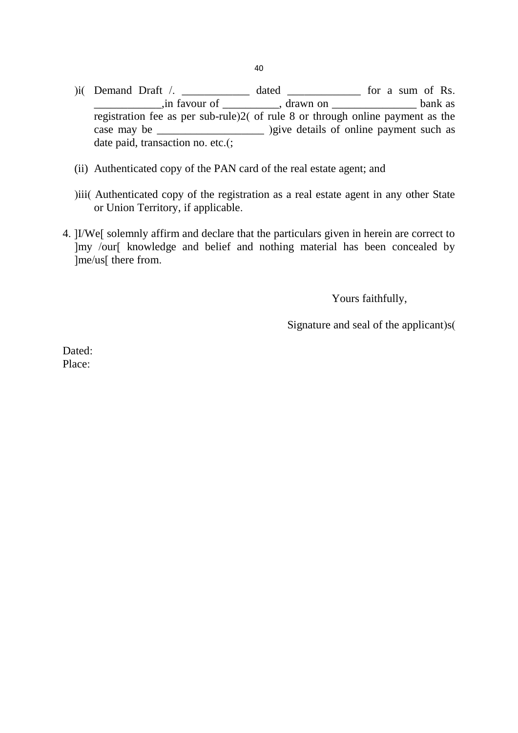)i( Demand Draft /. ____________ dated _____________ for a sum of Rs. ____________,in favour of __________, drawn on _______________ bank as registration fee as per sub-rule)2( of rule 8 or through online payment as the case may be ___________________ )give details of online payment such as date paid, transaction no. etc.(;

(ii) Authenticated copy of the PAN card of the real estate agent; and

)iii( Authenticated copy of the registration as a real estate agent in any other State or Union Territory, if applicable.

4. ]I/We[ solemnly affirm and declare that the particulars given in herein are correct to ]my /our[ knowledge and belief and nothing material has been concealed by ]me/us[ there from.

Yours faithfully,

Signature and seal of the applicant)s(

Dated:
Place: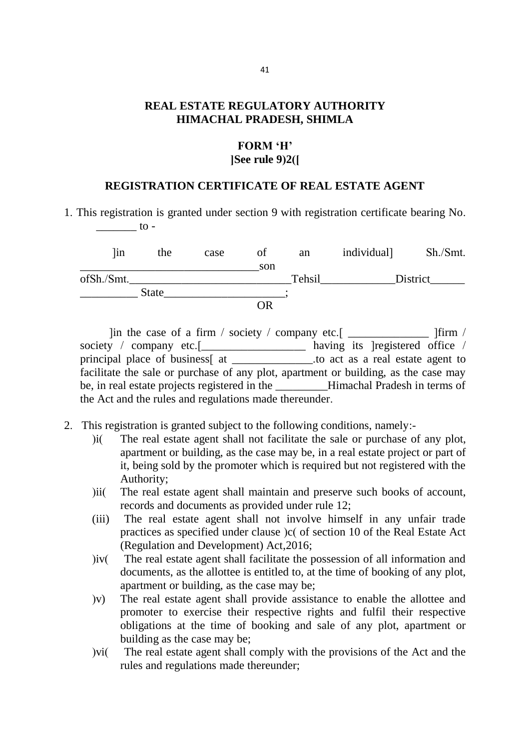## REAL ESTATE REGULATORY AUTHORITY
## HIMACHAL PRADESH, SHIMLA

### FORM 'H'
### ]See rule 9)2([

### REGISTRATION CERTIFICATE OF REAL ESTATE AGENT

1. This registration is granted under section 9 with registration certificate bearing No. _______ to -

]in the case of an individual] Sh./Smt. ______________________________son ofSh./Smt.___________________________Tehsil____________District______ __________ State____________________;

OR

]in the case of a firm / society / company etc.[ ______________ ]firm / society / company etc.[__________________ having its ]registered office / principal place of business[ at ______________.to act as a real estate agent to facilitate the sale or purchase of any plot, apartment or building, as the case may be, in real estate projects registered in the _________Himachal Pradesh in terms of the Act and the rules and regulations made thereunder.

2. This registration is granted subject to the following conditions, namely:-
   )i( The real estate agent shall not facilitate the sale or purchase of any plot, apartment or building, as the case may be, in a real estate project or part of it, being sold by the promoter which is required but not registered with the Authority;
   )ii( The real estate agent shall maintain and preserve such books of account, records and documents as provided under rule 12;
   (iii) The real estate agent shall not involve himself in any unfair trade practices as specified under clause )c( of section 10 of the Real Estate Act (Regulation and Development) Act,2016;
   )iv( The real estate agent shall facilitate the possession of all information and documents, as the allottee is entitled to, at the time of booking of any plot, apartment or building, as the case may be;
   )v) The real estate agent shall provide assistance to enable the allottee and promoter to exercise their respective rights and fulfil their respective obligations at the time of booking and sale of any plot, apartment or building as the case may be;
   )vi( The real estate agent shall comply with the provisions of the Act and the rules and regulations made thereunder;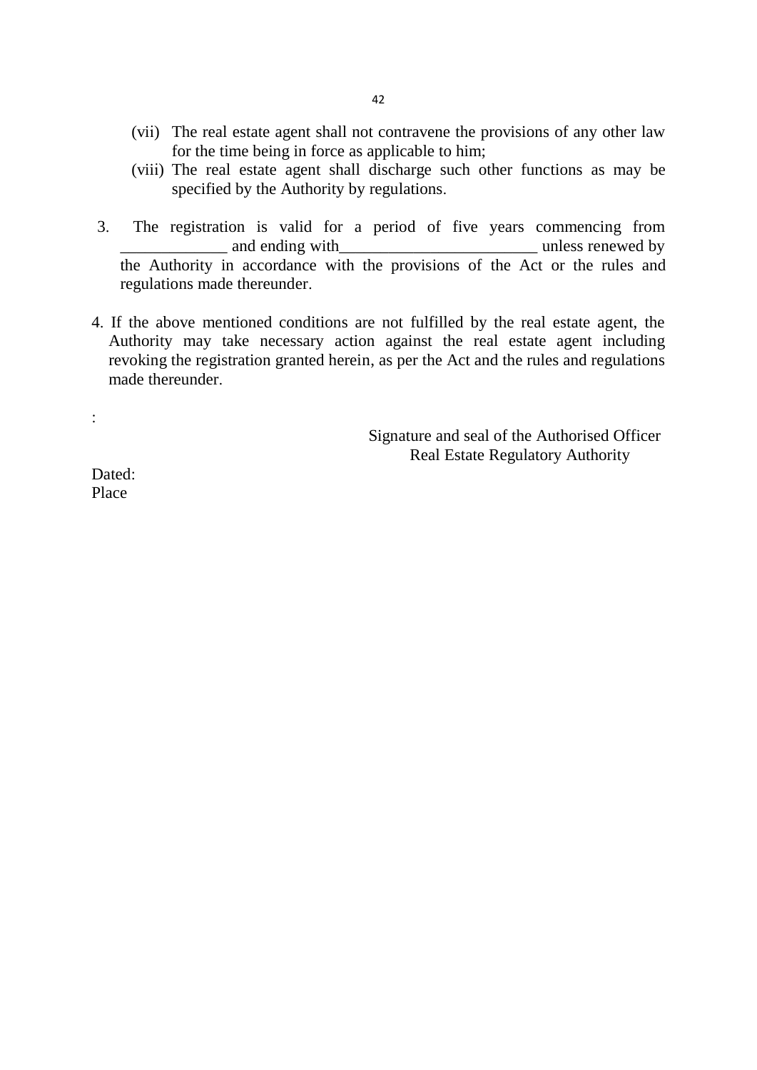(vii) The real estate agent shall not contravene the provisions of any other law for the time being in force as applicable to him;

(viii) The real estate agent shall discharge such other functions as may be specified by the Authority by regulations.

3. The registration is valid for a period of five years commencing from _____________ and ending with________________________ unless renewed by the Authority in accordance with the provisions of the Act or the rules and regulations made thereunder.

4. If the above mentioned conditions are not fulfilled by the real estate agent, the Authority may take necessary action against the real estate agent including revoking the registration granted herein, as per the Act and the rules and regulations made thereunder.

:

Signature and seal of the Authorised Officer
Real Estate Regulatory Authority

Dated:
Place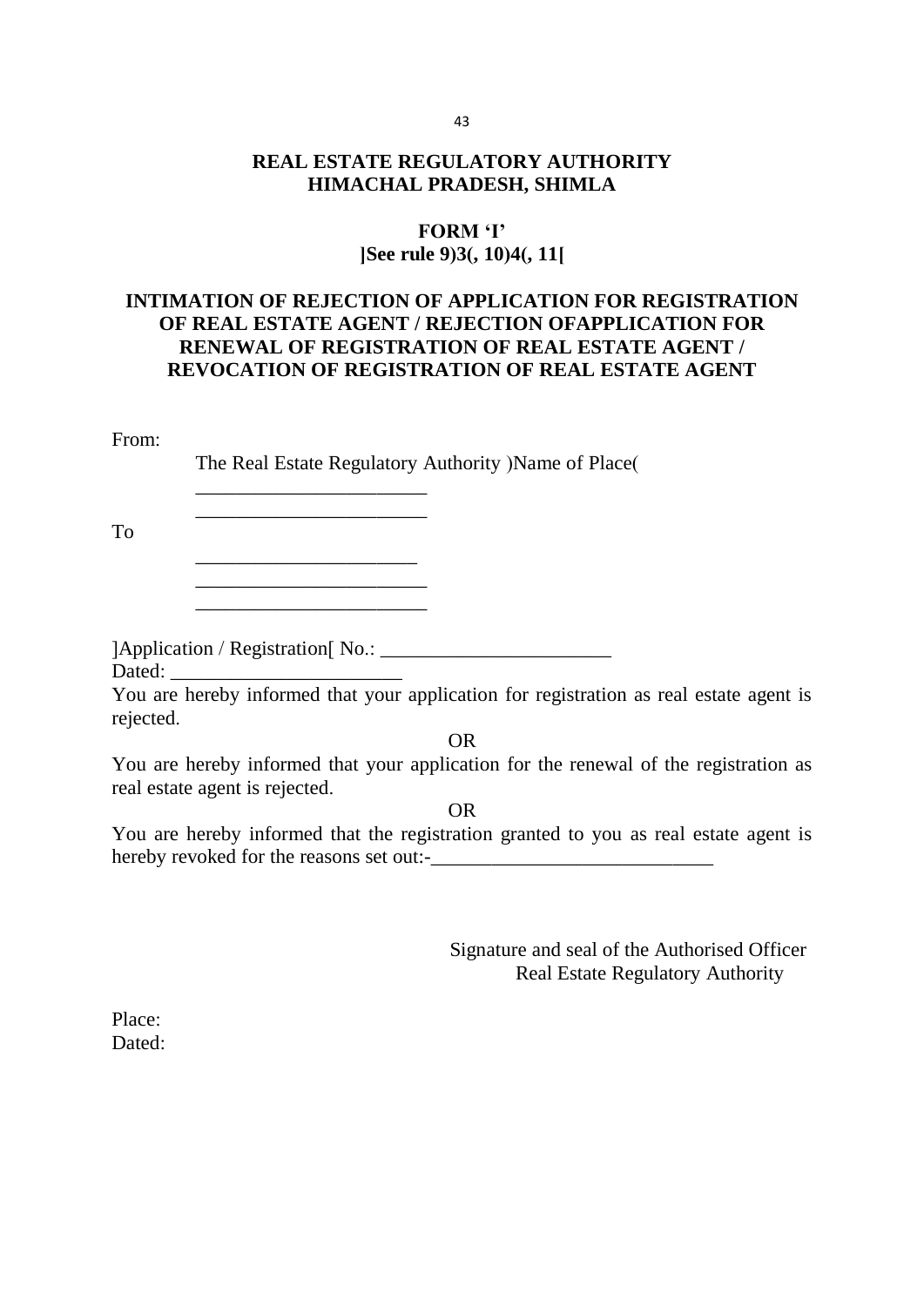## REAL ESTATE REGULATORY AUTHORITY
## HIMACHAL PRADESH, SHIMLA

### FORM 'I'
**]See rule 9)3(, 10)4(, 11[**

### INTIMATION OF REJECTION OF APPLICATION FOR REGISTRATION OF REAL ESTATE AGENT / REJECTION OFAPPLICATION FOR RENEWAL OF REGISTRATION OF REAL ESTATE AGENT / REVOCATION OF REGISTRATION OF REAL ESTATE AGENT

From:

The Real Estate Regulatory Authority )Name of Place(

_______________________

_______________________

To

______________________

_______________________

_______________________

]Application / Registration[ No.: _______________________

Dated: _______________________

You are hereby informed that your application for registration as real estate agent is rejected.

OR

You are hereby informed that your application for the renewal of the registration as real estate agent is rejected.

OR

You are hereby informed that the registration granted to you as real estate agent is hereby revoked for the reasons set out:-____________________________

Signature and seal of the Authorised Officer
Real Estate Regulatory Authority

Place:
Dated: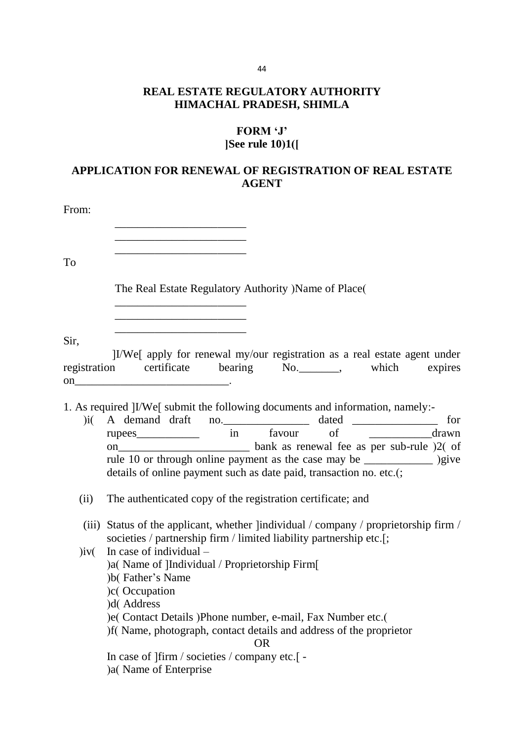## REAL ESTATE REGULATORY AUTHORITY HIMACHAL PRADESH, SHIMLA

### FORM 'J'
**]See rule 10)1([**

### APPLICATION FOR RENEWAL OF REGISTRATION OF REAL ESTATE AGENT

From:

_______________________
_______________________
_______________________

To

The Real Estate Regulatory Authority )Name of Place(
_______________________
_______________________
_______________________

Sir,

]I/We[ apply for renewal my/our registration as a real estate agent under registration certificate bearing No._______, which expires on___________________________.

1. As required ]I/We[ submit the following documents and information, namely:-

)i( A demand draft no._______________ dated _______________ for rupees___________ in favour of ___________drawn on_______________________ bank as renewal fee as per sub-rule )2( of rule 10 or through online payment as the case may be ____________ )give details of online payment such as date paid, transaction no. etc.(;

(ii) The authenticated copy of the registration certificate; and

(iii) Status of the applicant, whether ]individual / company / proprietorship firm / societies / partnership firm / limited liability partnership etc.[;

)iv( In case of individual –
)a( Name of ]Individual / Proprietorship Firm[
)b( Father's Name
)c( Occupation
)d( Address
)e( Contact Details )Phone number, e-mail, Fax Number etc.(
)f( Name, photograph, contact details and address of the proprietor

OR

In case of ]firm / societies / company etc.[ -
)a( Name of Enterprise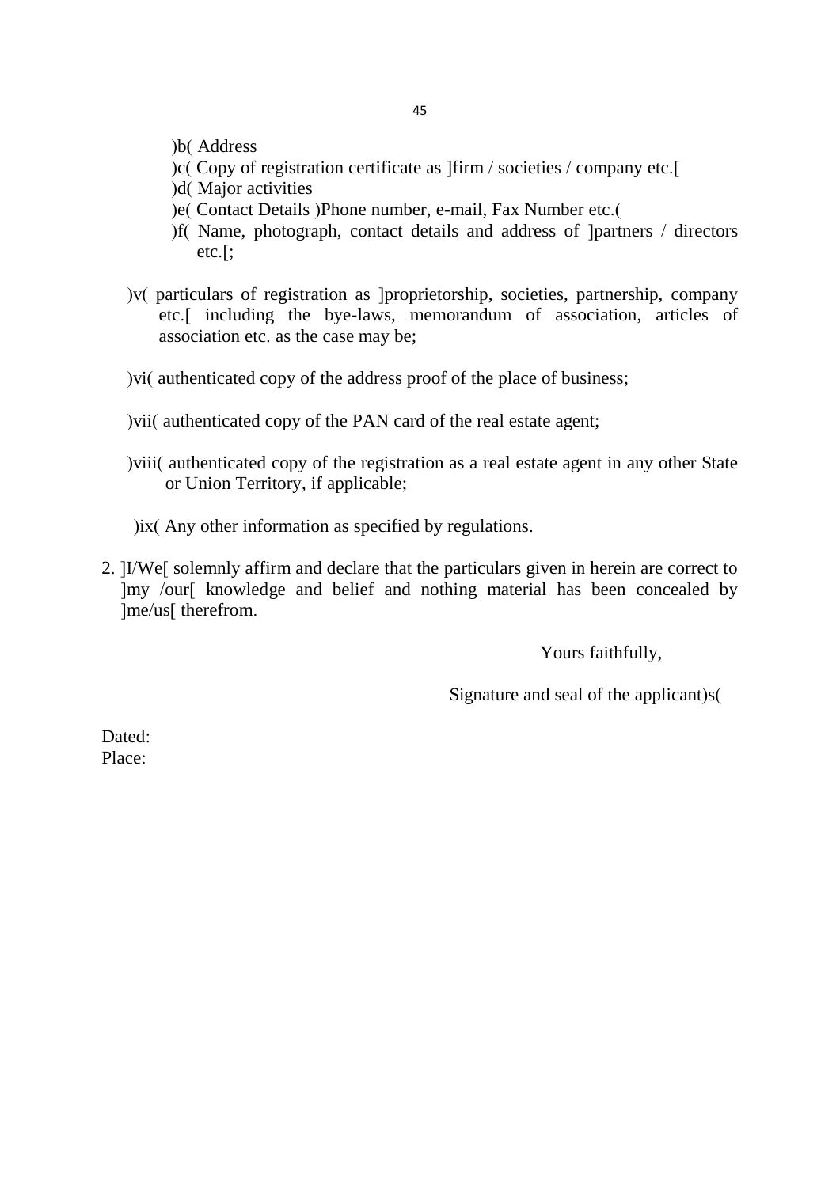)b( Address

)c( Copy of registration certificate as ]firm / societies / company etc.[

)d( Major activities

)e( Contact Details )Phone number, e-mail, Fax Number etc.(

)f( Name, photograph, contact details and address of ]partners / directors etc.[;

)v( particulars of registration as ]proprietorship, societies, partnership, company etc.[ including the bye-laws, memorandum of association, articles of association etc. as the case may be;

)vi( authenticated copy of the address proof of the place of business;

)vii( authenticated copy of the PAN card of the real estate agent;

)viii( authenticated copy of the registration as a real estate agent in any other State or Union Territory, if applicable;

)ix( Any other information as specified by regulations.

2. ]I/We[ solemnly affirm and declare that the particulars given in herein are correct to ]my /our[ knowledge and belief and nothing material has been concealed by ]me/us[ therefrom.

Yours faithfully,

Signature and seal of the applicant)s(

Dated:

Place: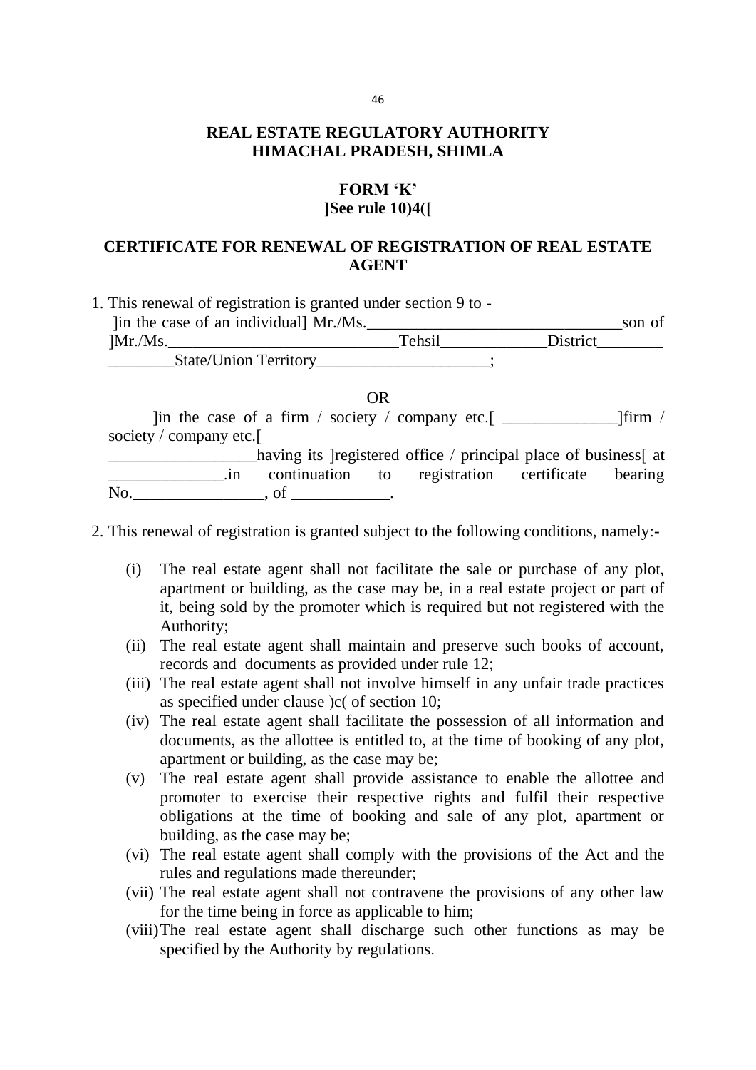## REAL ESTATE REGULATORY AUTHORITY HIMACHAL PRADESH, SHIMLA

### FORM 'K'
**]See rule 10)4([**

### CERTIFICATE FOR RENEWAL OF REGISTRATION OF REAL ESTATE AGENT

1. This renewal of registration is granted under section 9 to -
   ]in the case of an individual] Mr./Ms.________________________________son of ]Mr./Ms.____________________________Tehsil_____________District________ ________State/Union Territory_____________________;

   OR

   ]in the case of a firm / society / company etc.[ ______________]firm / society / company etc.[ __________________having its ]registered office / principal place of business[ at ______________.in continuation to registration certificate bearing No.________________, of ____________.

2. This renewal of registration is granted subject to the following conditions, namely:-

   (i) The real estate agent shall not facilitate the sale or purchase of any plot, apartment or building, as the case may be, in a real estate project or part of it, being sold by the promoter which is required but not registered with the Authority;
   (ii) The real estate agent shall maintain and preserve such books of account, records and documents as provided under rule 12;
   (iii) The real estate agent shall not involve himself in any unfair trade practices as specified under clause )c( of section 10;
   (iv) The real estate agent shall facilitate the possession of all information and documents, as the allottee is entitled to, at the time of booking of any plot, apartment or building, as the case may be;
   (v) The real estate agent shall provide assistance to enable the allottee and promoter to exercise their respective rights and fulfil their respective obligations at the time of booking and sale of any plot, apartment or building, as the case may be;
   (vi) The real estate agent shall comply with the provisions of the Act and the rules and regulations made thereunder;
   (vii) The real estate agent shall not contravene the provisions of any other law for the time being in force as applicable to him;
   (viii) The real estate agent shall discharge such other functions as may be specified by the Authority by regulations.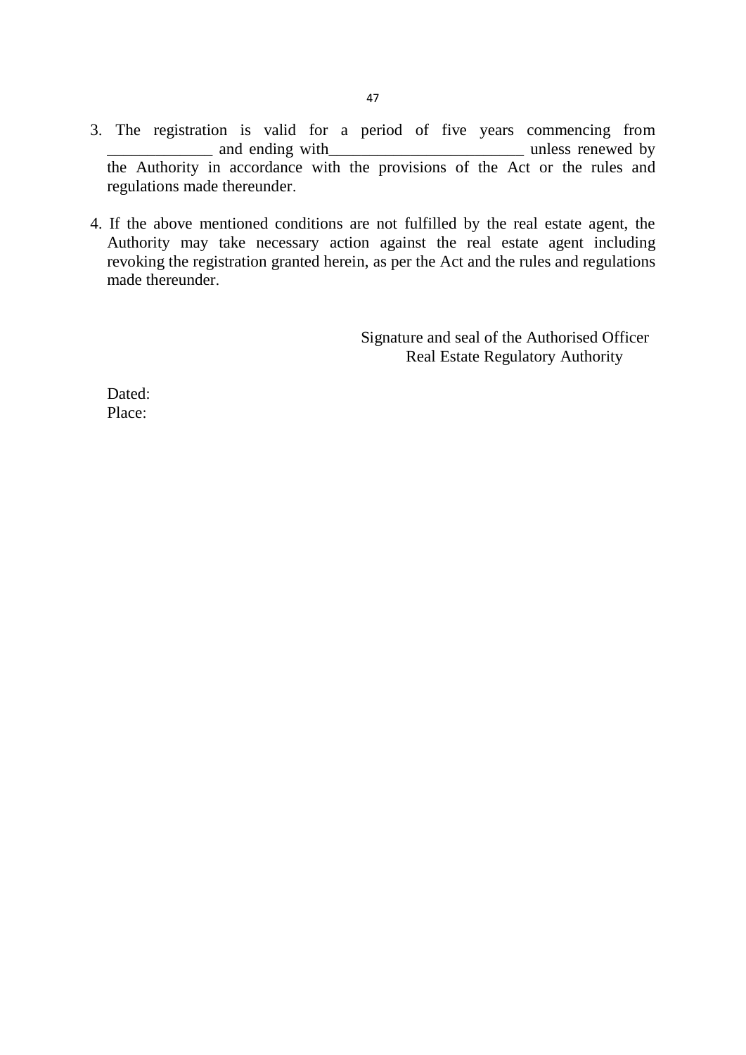3. The registration is valid for a period of five years commencing from _____________ and ending with________________________ unless renewed by the Authority in accordance with the provisions of the Act or the rules and regulations made thereunder.

4. If the above mentioned conditions are not fulfilled by the real estate agent, the Authority may take necessary action against the real estate agent including revoking the registration granted herein, as per the Act and the rules and regulations made thereunder.

Signature and seal of the Authorised Officer
Real Estate Regulatory Authority

Dated:
Place: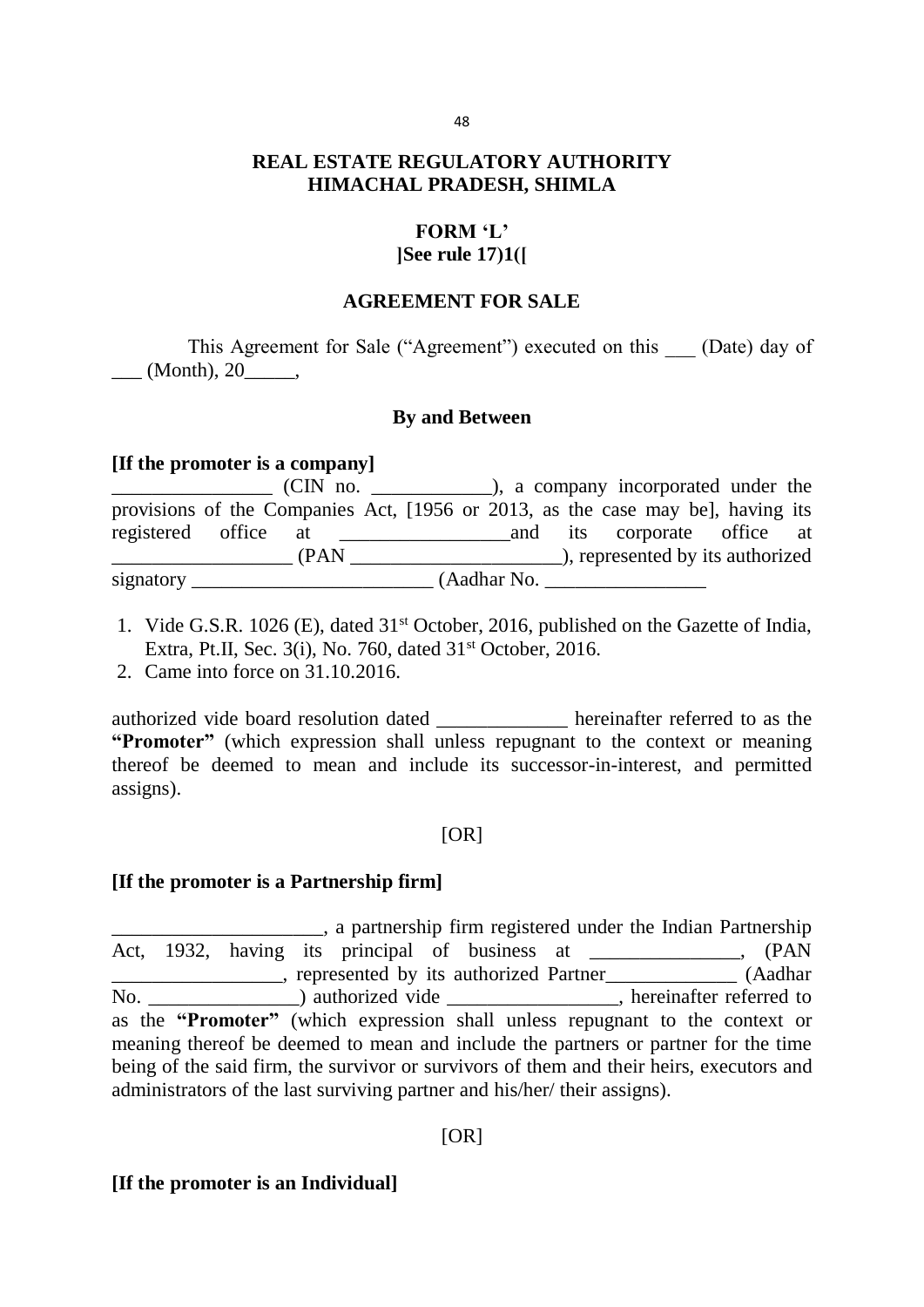# REAL ESTATE REGULATORY AUTHORITY HIMACHAL PRADESH, SHIMLA

## FORM 'L'
**]See rule 17)1([**

## AGREEMENT FOR SALE

This Agreement for Sale ("Agreement") executed on this ___ (Date) day of ___ (Month), 20_____,

**By and Between**

**[If the promoter is a company]**

________________ (CIN no. ____________), a company incorporated under the provisions of the Companies Act, [1956 or 2013, as the case may be], having its registered office at _________________and its corporate office at __________________ (PAN _____________________), represented by its authorized signatory ________________________ (Aadhar No. ________________

1. Vide G.S.R. 1026 (E), dated 31st October, 2016, published on the Gazette of India, Extra, Pt.II, Sec. 3(i), No. 760, dated 31st October, 2016.
2. Came into force on 31.10.2016.

authorized vide board resolution dated _____________ hereinafter referred to as the **"Promoter"** (which expression shall unless repugnant to the context or meaning thereof be deemed to mean and include its successor-in-interest, and permitted assigns).

[OR]

**[If the promoter is a Partnership firm]**

_____________________, a partnership firm registered under the Indian Partnership Act, 1932, having its principal of business at _______________, (PAN _________________, represented by its authorized Partner_____________ (Aadhar No. _______________) authorized vide _________________, hereinafter referred to as the **"Promoter"** (which expression shall unless repugnant to the context or meaning thereof be deemed to mean and include the partners or partner for the time being of the said firm, the survivor or survivors of them and their heirs, executors and administrators of the last surviving partner and his/her/ their assigns).

[OR]

**[If the promoter is an Individual]**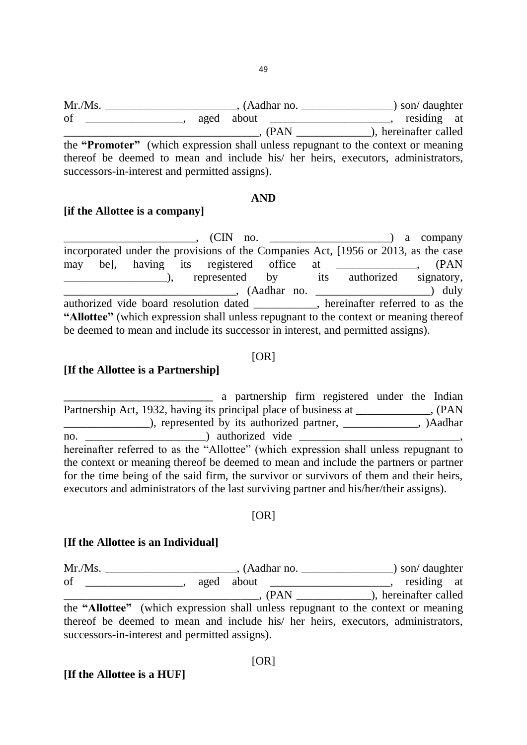Mr./Ms. _______________________, (Aadhar no. ________________) son/ daughter of _________________, aged about _____________________, residing at __________________________________, (PAN _____________), hereinafter called the **"Promoter"** (which expression shall unless repugnant to the context or meaning thereof be deemed to mean and include his/ her heirs, executors, administrators, successors-in-interest and permitted assigns).

**AND**

**[if the Allottee is a company]**

_______________________, (CIN no. _____________________) a company incorporated under the provisions of the Companies Act, [1956 or 2013, as the case may be], having its registered office at ______________, (PAN __________________), represented by its authorized signatory, ______________________________, (Aadhar no. ____________________) duly authorized vide board resolution dated ___________, hereinafter referred to as the **"Allottee"** (which expression shall unless repugnant to the context or meaning thereof be deemed to mean and include its successor in interest, and permitted assigns).

[OR]

**[If the Allottee is a Partnership]**

**__________________________** a partnership firm registered under the Indian Partnership Act, 1932, having its principal place of business at _____________, (PAN _______________), represented by its authorized partner, _____________, )Aadhar no. _____________________) authorized vide ____________________________, hereinafter referred to as the "Allottee" (which expression shall unless repugnant to the context or meaning thereof be deemed to mean and include the partners or partner for the time being of the said firm, the survivor or survivors of them and their heirs, executors and administrators of the last surviving partner and his/her/their assigns).

[OR]

**[If the Allottee is an Individual]**

Mr./Ms. _______________________, (Aadhar no. ________________) son/ daughter of _________________, aged about _____________________, residing at __________________________________, (PAN _____________), hereinafter called the **"Allottee"** (which expression shall unless repugnant to the context or meaning thereof be deemed to mean and include his/ her heirs, executors, administrators, successors-in-interest and permitted assigns).

[OR]

**[If the Allottee is a HUF]**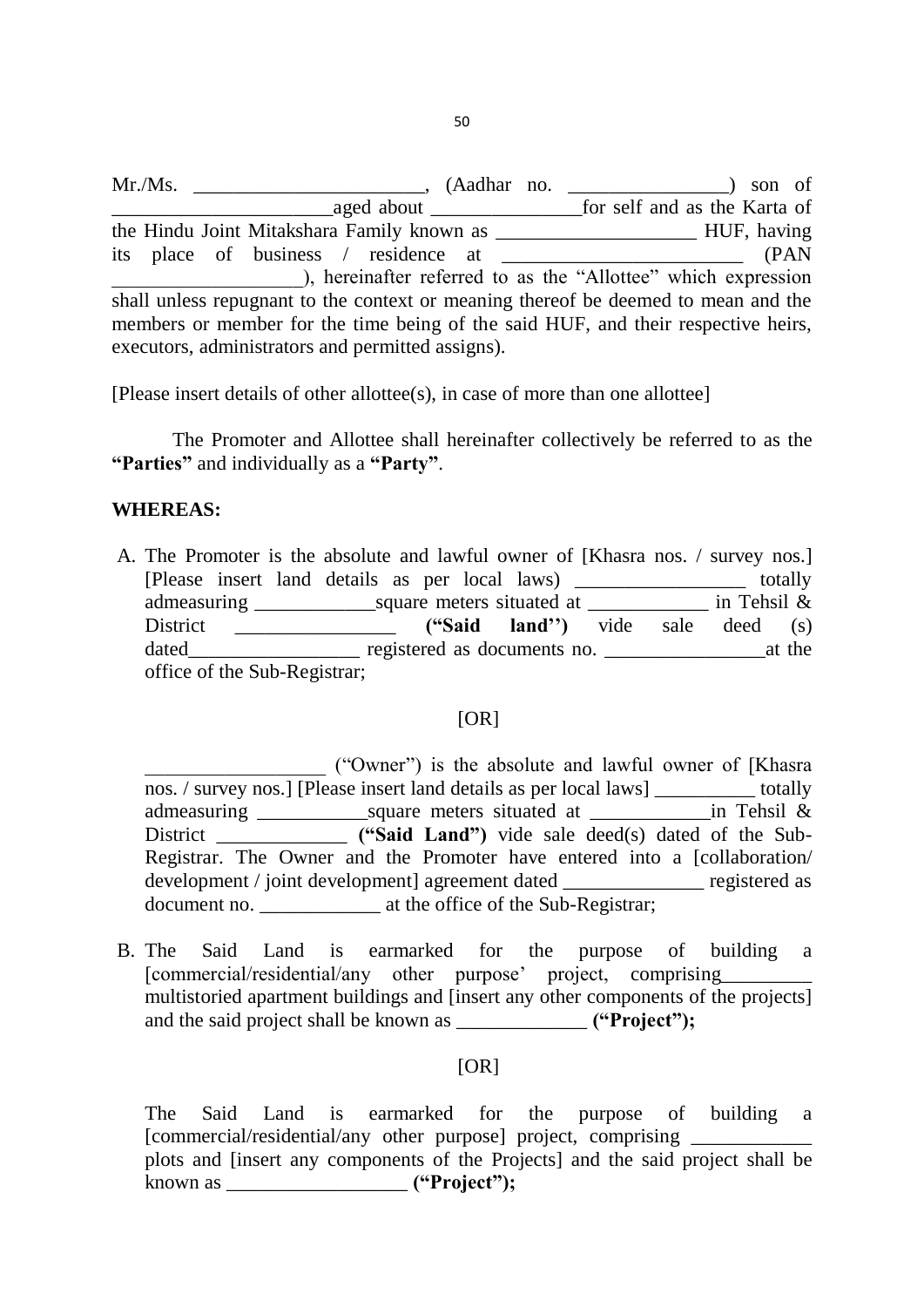Mr./Ms. ______________________, (Aadhar no. _______________) son of _____________________aged about _______________for self and as the Karta of the Hindu Joint Mitakshara Family known as ____________________ HUF, having its place of business / residence at _______________________ (PAN __________________), hereinafter referred to as the "Allottee" which expression shall unless repugnant to the context or meaning thereof be deemed to mean and the members or member for the time being of the said HUF, and their respective heirs, executors, administrators and permitted assigns).

[Please insert details of other allottee(s), in case of more than one allottee]

The Promoter and Allottee shall hereinafter collectively be referred to as the **"Parties"** and individually as a **"Party"**.

**WHEREAS:**

A. The Promoter is the absolute and lawful owner of [Khasra nos. / survey nos.] [Please insert land details as per local laws) _________________ totally admeasuring ____________square meters situated at ____________ in Tehsil & District ________________ **("Said land'')** vide sale deed (s) dated_________________ registered as documents no. ________________at the office of the Sub-Registrar;

[OR]

__________________ ("Owner") is the absolute and lawful owner of [Khasra nos. / survey nos.] [Please insert land details as per local laws] __________ totally admeasuring ___________square meters situated at ____________in Tehsil & District _____________ **("Said Land")** vide sale deed(s) dated of the Sub-Registrar. The Owner and the Promoter have entered into a [collaboration/ development / joint development] agreement dated ______________ registered as document no. ____________ at the office of the Sub-Registrar;

B. The Said Land is earmarked for the purpose of building a [commercial/residential/any other purpose' project, comprising_________ multistoried apartment buildings and [insert any other components of the projects] and the said project shall be known as _____________ **("Project");**

[OR]

The Said Land is earmarked for the purpose of building a [commercial/residential/any other purpose] project, comprising ____________ plots and [insert any components of the Projects] and the said project shall be known as __________________ **("Project");**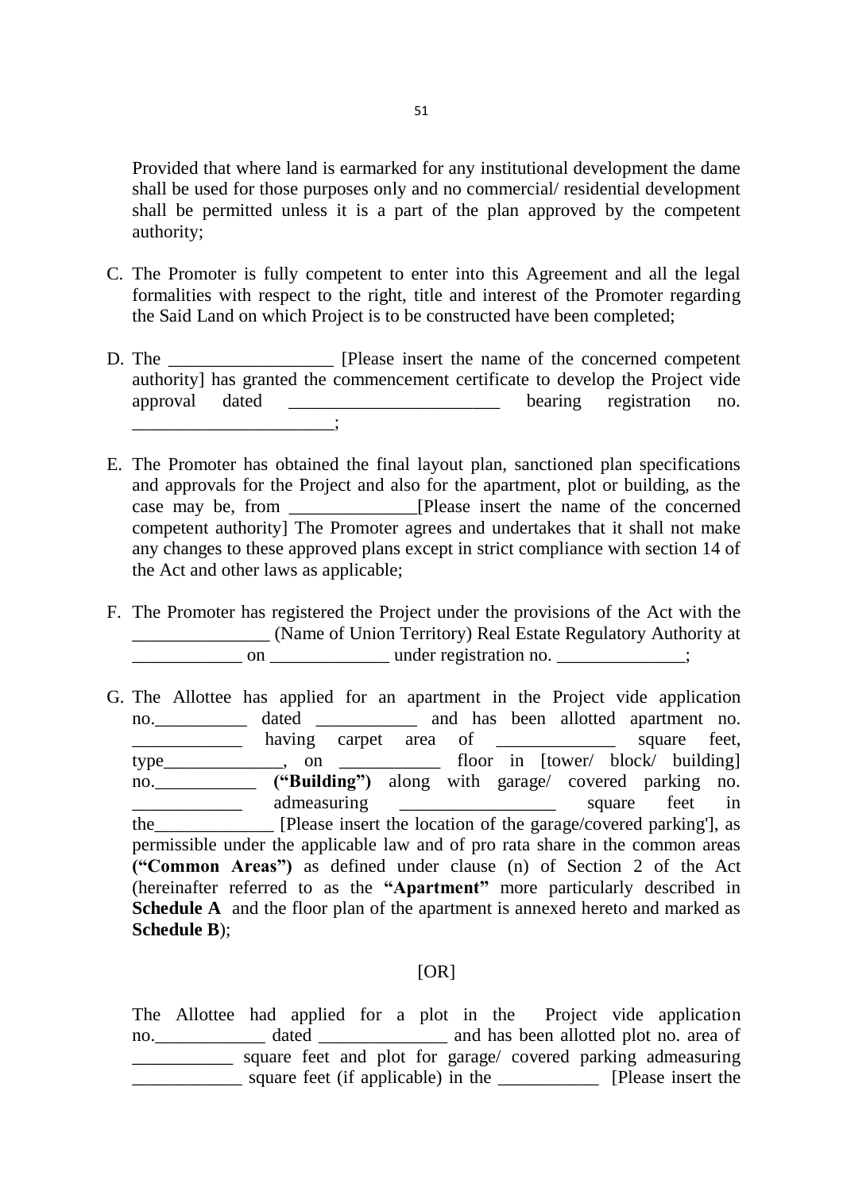Provided that where land is earmarked for any institutional development the dame shall be used for those purposes only and no commercial/ residential development shall be permitted unless it is a part of the plan approved by the competent authority;

C. The Promoter is fully competent to enter into this Agreement and all the legal formalities with respect to the right, title and interest of the Promoter regarding the Said Land on which Project is to be constructed have been completed;

D. The __________________ [Please insert the name of the concerned competent authority] has granted the commencement certificate to develop the Project vide approval dated _______________________ bearing registration no. ______________________;

E. The Promoter has obtained the final layout plan, sanctioned plan specifications and approvals for the Project and also for the apartment, plot or building, as the case may be, from ______________[Please insert the name of the concerned competent authority] The Promoter agrees and undertakes that it shall not make any changes to these approved plans except in strict compliance with section 14 of the Act and other laws as applicable;

F. The Promoter has registered the Project under the provisions of the Act with the _______________ (Name of Union Territory) Real Estate Regulatory Authority at ____________ on _____________ under registration no. ______________;

G. The Allottee has applied for an apartment in the Project vide application no.__________ dated ___________ and has been allotted apartment no. ____________ having carpet area of _____________ square feet, type_____________, on ___________ floor in [tower/ block/ building] no.___________ **("Building")** along with garage/ covered parking no. ____________ admeasuring _________________ square feet in the_____________ [Please insert the location of the garage/covered parking'], as permissible under the applicable law and of pro rata share in the common areas **("Common Areas")** as defined under clause (n) of Section 2 of the Act (hereinafter referred to as the **"Apartment"** more particularly described in **Schedule A** and the floor plan of the apartment is annexed hereto and marked as **Schedule B**);

[OR]

The Allottee had applied for a plot in the Project vide application no.____________ dated ______________ and has been allotted plot no. area of ___________ square feet and plot for garage/ covered parking admeasuring ____________ square feet (if applicable) in the ___________ [Please insert the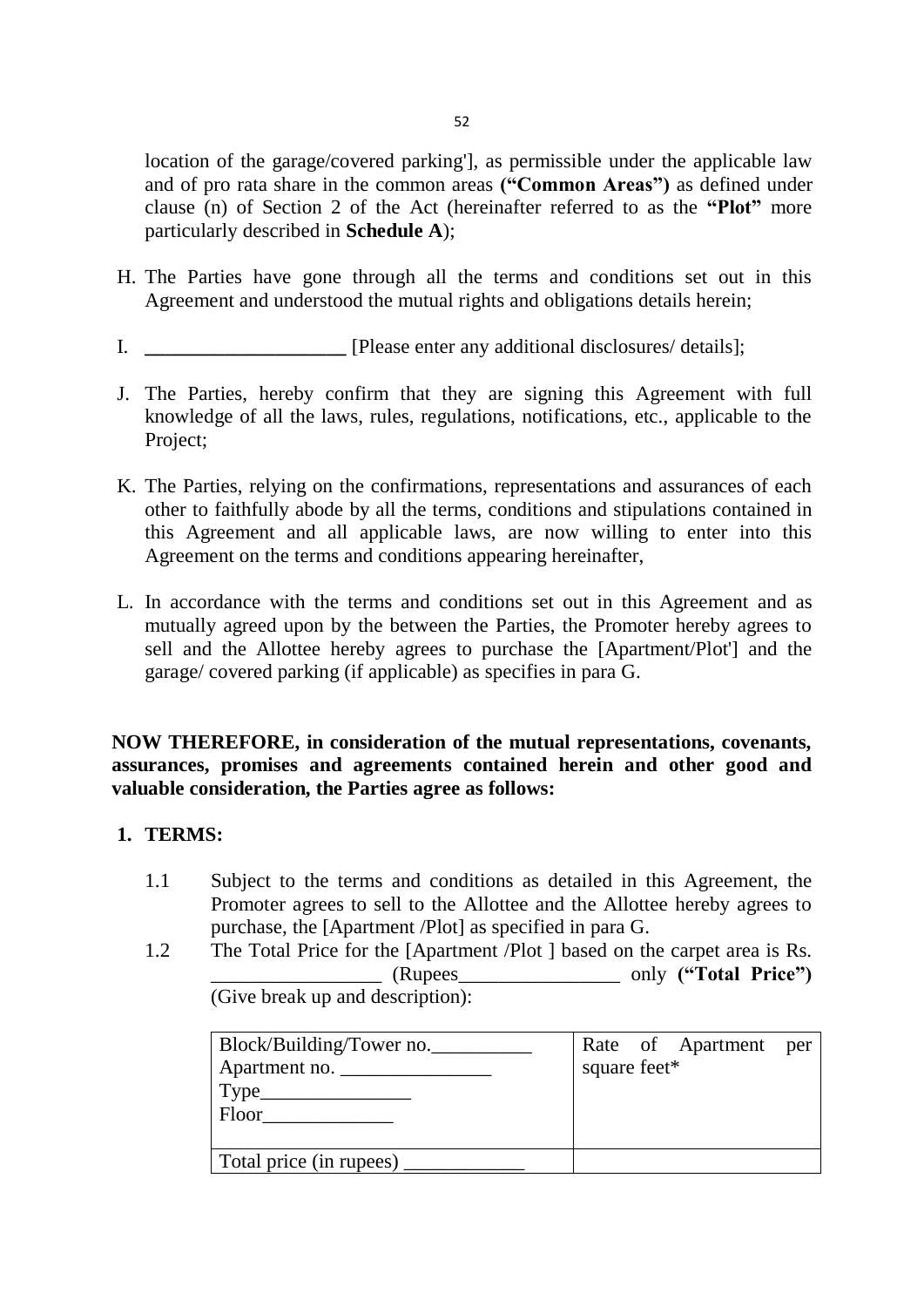location of the garage/covered parking'], as permissible under the applicable law and of pro rata share in the common areas **("Common Areas")** as defined under clause (n) of Section 2 of the Act (hereinafter referred to as the **"Plot"** more particularly described in **Schedule A**);

H. The Parties have gone through all the terms and conditions set out in this Agreement and understood the mutual rights and obligations details herein;

I. **____________________** [Please enter any additional disclosures/ details];

J. The Parties, hereby confirm that they are signing this Agreement with full knowledge of all the laws, rules, regulations, notifications, etc., applicable to the Project;

K. The Parties, relying on the confirmations, representations and assurances of each other to faithfully abode by all the terms, conditions and stipulations contained in this Agreement and all applicable laws, are now willing to enter into this Agreement on the terms and conditions appearing hereinafter,

L. In accordance with the terms and conditions set out in this Agreement and as mutually agreed upon by the between the Parties, the Promoter hereby agrees to sell and the Allottee hereby agrees to purchase the [Apartment/Plot'] and the garage/ covered parking (if applicable) as specifies in para G.

**NOW THEREFORE, in consideration of the mutual representations, covenants, assurances, promises and agreements contained herein and other good and valuable consideration, the Parties agree as follows:**

**1. TERMS:**

1.1 Subject to the terms and conditions as detailed in this Agreement, the Promoter agrees to sell to the Allottee and the Allottee hereby agrees to purchase, the [Apartment /Plot] as specified in para G.

1.2 The Total Price for the [Apartment /Plot ] based on the carpet area is Rs. _________________ (Rupees________________ only **("Total Price")** (Give break up and description):

| Block/Building/Tower no.__________<br>Apartment no. _______________<br>Type_______________<br>Floor_____________ | Rate of Apartment per square feet* |
|---|---|
| Total price (in rupees) ____________ | |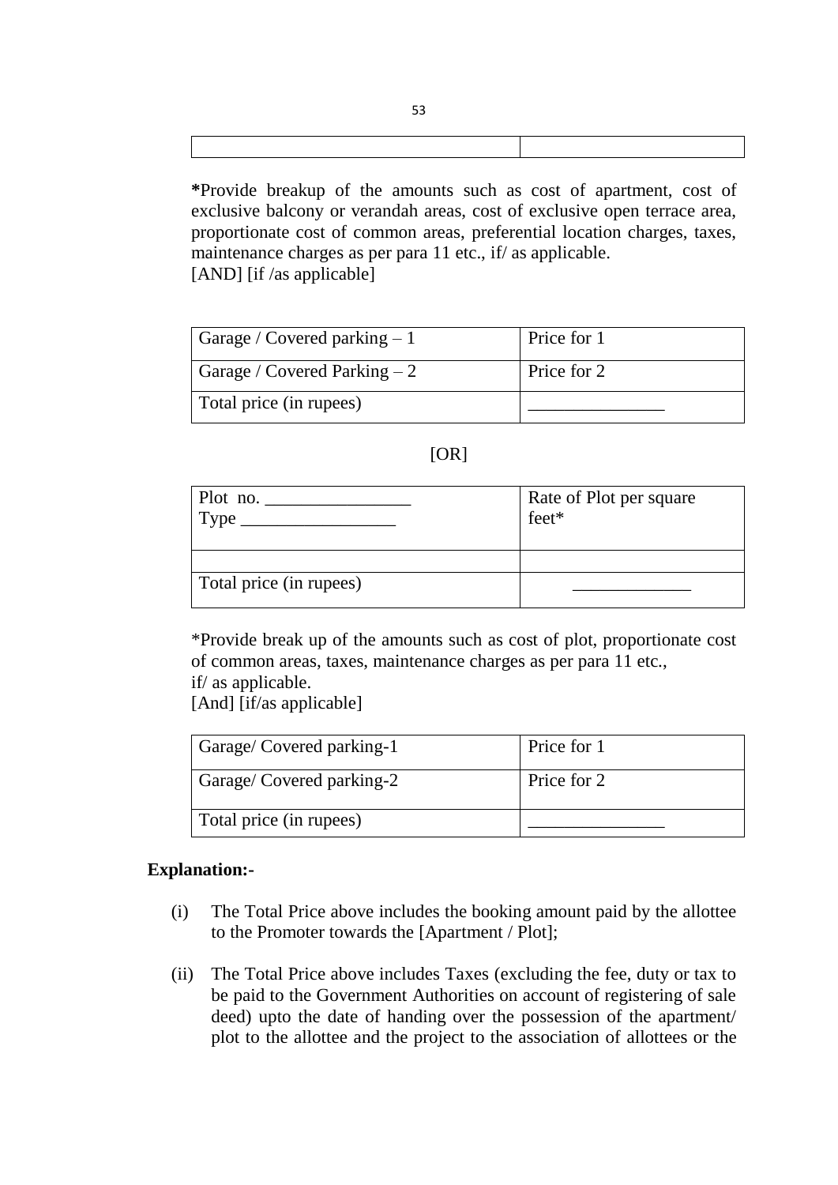| | |
|---|---|
| | |

**\***Provide breakup of the amounts such as cost of apartment, cost of exclusive balcony or verandah areas, cost of exclusive open terrace area, proportionate cost of common areas, preferential location charges, taxes, maintenance charges as per para 11 etc., if/ as applicable.
[AND] [if /as applicable]

| Garage / Covered parking – 1 | Price for 1 |
|---|---|
| Garage / Covered Parking – 2 | Price for 2 |
| Total price (in rupees) | _______________ |

[OR]

| Plot no. ________________ Type _________________ | Rate of Plot per square feet* |
|---|---|
| | |
| Total price (in rupees) | _____________ |

*Provide break up of the amounts such as cost of plot, proportionate cost of common areas, taxes, maintenance charges as per para 11 etc., if/ as applicable.
[And] [if/as applicable]

| Garage/ Covered parking-1 | Price for 1 |
|---|---|
| Garage/ Covered parking-2 | Price for 2 |
| Total price (in rupees) | _______________ |

**Explanation:-**

(i) The Total Price above includes the booking amount paid by the allottee to the Promoter towards the [Apartment / Plot];

(ii) The Total Price above includes Taxes (excluding the fee, duty or tax to be paid to the Government Authorities on account of registering of sale deed) upto the date of handing over the possession of the apartment/ plot to the allottee and the project to the association of allottees or the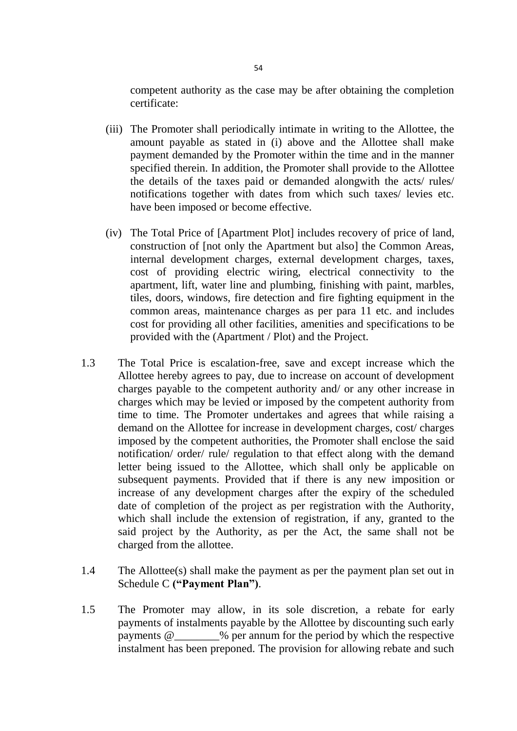competent authority as the case may be after obtaining the completion certificate:

(iii) The Promoter shall periodically intimate in writing to the Allottee, the amount payable as stated in (i) above and the Allottee shall make payment demanded by the Promoter within the time and in the manner specified therein. In addition, the Promoter shall provide to the Allottee the details of the taxes paid or demanded alongwith the acts/ rules/ notifications together with dates from which such taxes/ levies etc. have been imposed or become effective.

(iv) The Total Price of [Apartment Plot] includes recovery of price of land, construction of [not only the Apartment but also] the Common Areas, internal development charges, external development charges, taxes, cost of providing electric wiring, electrical connectivity to the apartment, lift, water line and plumbing, finishing with paint, marbles, tiles, doors, windows, fire detection and fire fighting equipment in the common areas, maintenance charges as per para 11 etc. and includes cost for providing all other facilities, amenities and specifications to be provided with the (Apartment / Plot) and the Project.

1.3 The Total Price is escalation-free, save and except increase which the Allottee hereby agrees to pay, due to increase on account of development charges payable to the competent authority and/ or any other increase in charges which may be levied or imposed by the competent authority from time to time. The Promoter undertakes and agrees that while raising a demand on the Allottee for increase in development charges, cost/ charges imposed by the competent authorities, the Promoter shall enclose the said notification/ order/ rule/ regulation to that effect along with the demand letter being issued to the Allottee, which shall only be applicable on subsequent payments. Provided that if there is any new imposition or increase of any development charges after the expiry of the scheduled date of completion of the project as per registration with the Authority, which shall include the extension of registration, if any, granted to the said project by the Authority, as per the Act, the same shall not be charged from the allottee.

1.4 The Allottee(s) shall make the payment as per the payment plan set out in Schedule C **("Payment Plan")**.

1.5 The Promoter may allow, in its sole discretion, a rebate for early payments of instalments payable by the Allottee by discounting such early payments @________% per annum for the period by which the respective instalment has been preponed. The provision for allowing rebate and such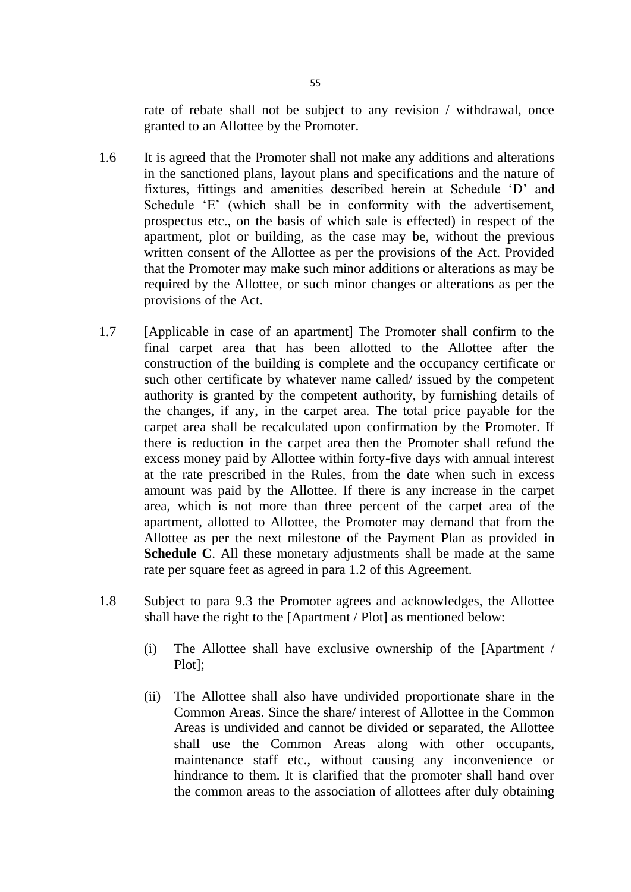rate of rebate shall not be subject to any revision / withdrawal, once granted to an Allottee by the Promoter.

1.6 It is agreed that the Promoter shall not make any additions and alterations in the sanctioned plans, layout plans and specifications and the nature of fixtures, fittings and amenities described herein at Schedule 'D' and Schedule 'E' (which shall be in conformity with the advertisement, prospectus etc., on the basis of which sale is effected) in respect of the apartment, plot or building, as the case may be, without the previous written consent of the Allottee as per the provisions of the Act. Provided that the Promoter may make such minor additions or alterations as may be required by the Allottee, or such minor changes or alterations as per the provisions of the Act.

1.7 [Applicable in case of an apartment] The Promoter shall confirm to the final carpet area that has been allotted to the Allottee after the construction of the building is complete and the occupancy certificate or such other certificate by whatever name called/ issued by the competent authority is granted by the competent authority, by furnishing details of the changes, if any, in the carpet area. The total price payable for the carpet area shall be recalculated upon confirmation by the Promoter. If there is reduction in the carpet area then the Promoter shall refund the excess money paid by Allottee within forty-five days with annual interest at the rate prescribed in the Rules, from the date when such in excess amount was paid by the Allottee. If there is any increase in the carpet area, which is not more than three percent of the carpet area of the apartment, allotted to Allottee, the Promoter may demand that from the Allottee as per the next milestone of the Payment Plan as provided in **Schedule C**. All these monetary adjustments shall be made at the same rate per square feet as agreed in para 1.2 of this Agreement.

1.8 Subject to para 9.3 the Promoter agrees and acknowledges, the Allottee shall have the right to the [Apartment / Plot] as mentioned below:

(i) The Allottee shall have exclusive ownership of the [Apartment / Plot];

(ii) The Allottee shall also have undivided proportionate share in the Common Areas. Since the share/ interest of Allottee in the Common Areas is undivided and cannot be divided or separated, the Allottee shall use the Common Areas along with other occupants, maintenance staff etc., without causing any inconvenience or hindrance to them. It is clarified that the promoter shall hand over the common areas to the association of allottees after duly obtaining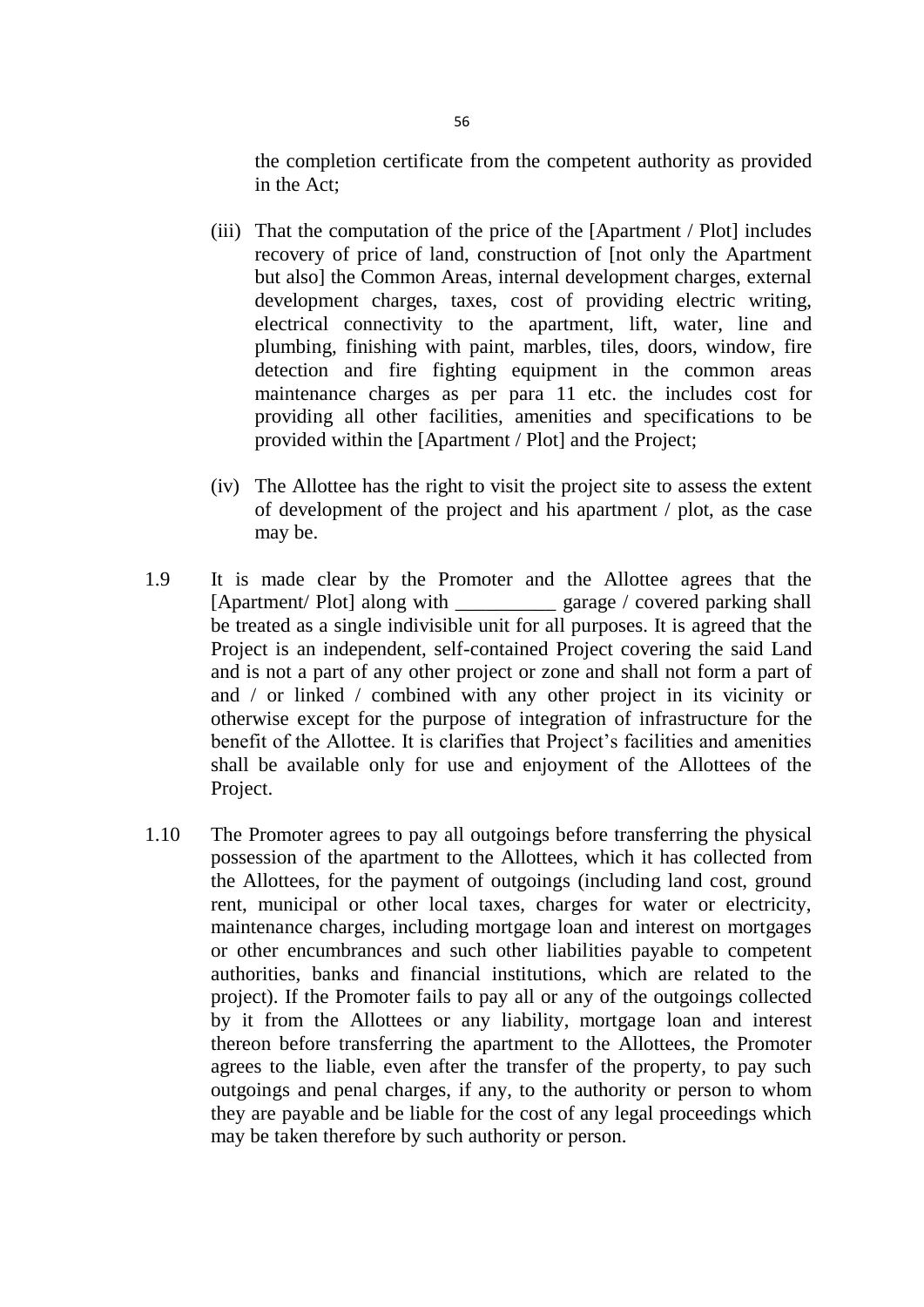the completion certificate from the competent authority as provided in the Act;

(iii) That the computation of the price of the [Apartment / Plot] includes recovery of price of land, construction of [not only the Apartment but also] the Common Areas, internal development charges, external development charges, taxes, cost of providing electric writing, electrical connectivity to the apartment, lift, water, line and plumbing, finishing with paint, marbles, tiles, doors, window, fire detection and fire fighting equipment in the common areas maintenance charges as per para 11 etc. the includes cost for providing all other facilities, amenities and specifications to be provided within the [Apartment / Plot] and the Project;

(iv) The Allottee has the right to visit the project site to assess the extent of development of the project and his apartment / plot, as the case may be.

1.9 It is made clear by the Promoter and the Allottee agrees that the [Apartment/ Plot] along with __________ garage / covered parking shall be treated as a single indivisible unit for all purposes. It is agreed that the Project is an independent, self-contained Project covering the said Land and is not a part of any other project or zone and shall not form a part of and / or linked / combined with any other project in its vicinity or otherwise except for the purpose of integration of infrastructure for the benefit of the Allottee. It is clarifies that Project's facilities and amenities shall be available only for use and enjoyment of the Allottees of the Project.

1.10 The Promoter agrees to pay all outgoings before transferring the physical possession of the apartment to the Allottees, which it has collected from the Allottees, for the payment of outgoings (including land cost, ground rent, municipal or other local taxes, charges for water or electricity, maintenance charges, including mortgage loan and interest on mortgages or other encumbrances and such other liabilities payable to competent authorities, banks and financial institutions, which are related to the project). If the Promoter fails to pay all or any of the outgoings collected by it from the Allottees or any liability, mortgage loan and interest thereon before transferring the apartment to the Allottees, the Promoter agrees to the liable, even after the transfer of the property, to pay such outgoings and penal charges, if any, to the authority or person to whom they are payable and be liable for the cost of any legal proceedings which may be taken therefore by such authority or person.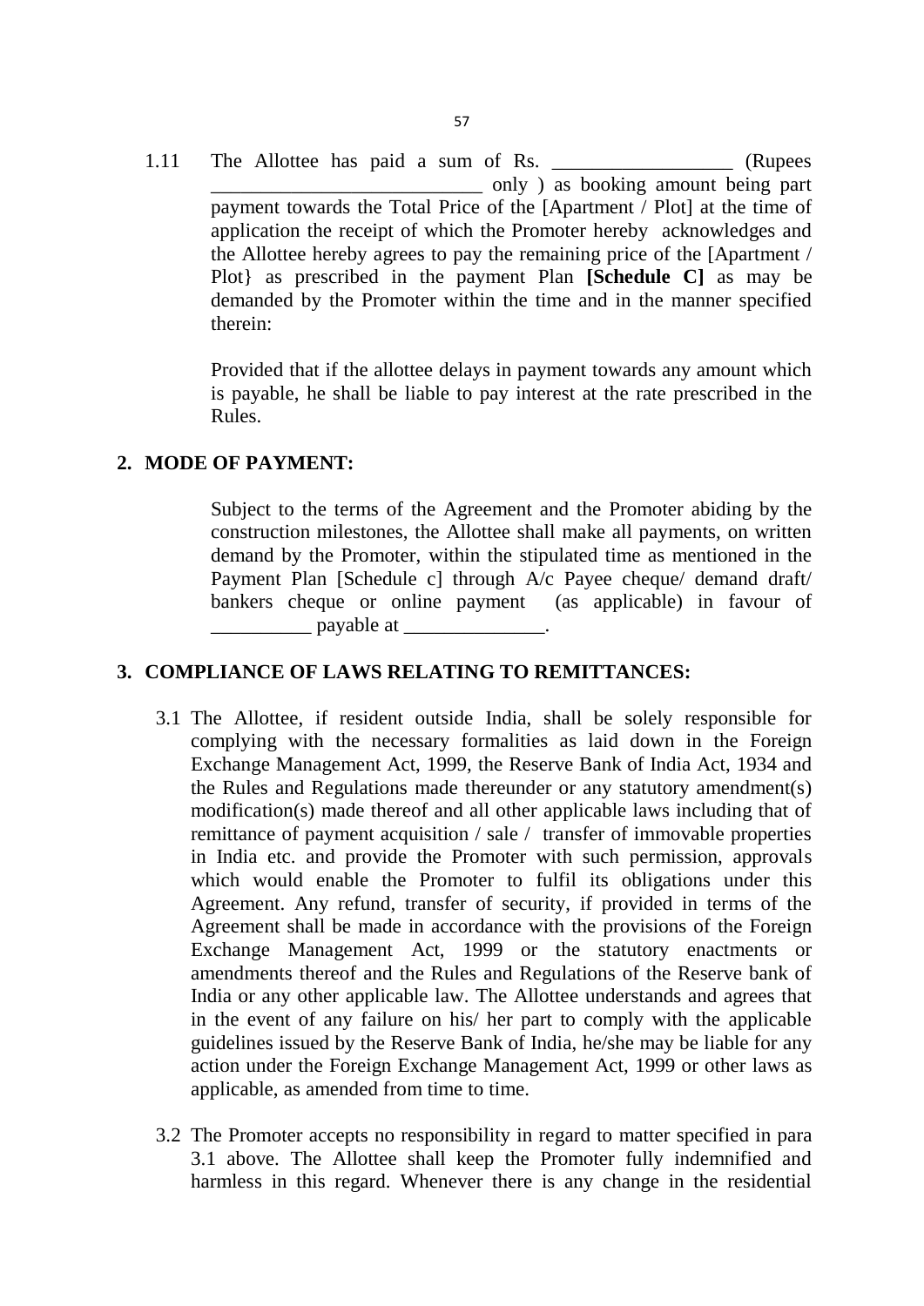1.11 The Allottee has paid a sum of Rs. __________________ (Rupees ___________________________ only ) as booking amount being part payment towards the Total Price of the [Apartment / Plot] at the time of application the receipt of which the Promoter hereby acknowledges and the Allottee hereby agrees to pay the remaining price of the [Apartment / Plot} as prescribed in the payment Plan **[Schedule C]** as may be demanded by the Promoter within the time and in the manner specified therein:

Provided that if the allottee delays in payment towards any amount which is payable, he shall be liable to pay interest at the rate prescribed in the Rules.

## 2. MODE OF PAYMENT:

Subject to the terms of the Agreement and the Promoter abiding by the construction milestones, the Allottee shall make all payments, on written demand by the Promoter, within the stipulated time as mentioned in the Payment Plan [Schedule c] through A/c Payee cheque/ demand draft/ bankers cheque or online payment (as applicable) in favour of __________ payable at ______________.

## 3. COMPLIANCE OF LAWS RELATING TO REMITTANCES:

3.1 The Allottee, if resident outside India, shall be solely responsible for complying with the necessary formalities as laid down in the Foreign Exchange Management Act, 1999, the Reserve Bank of India Act, 1934 and the Rules and Regulations made thereunder or any statutory amendment(s) modification(s) made thereof and all other applicable laws including that of remittance of payment acquisition / sale / transfer of immovable properties in India etc. and provide the Promoter with such permission, approvals which would enable the Promoter to fulfil its obligations under this Agreement. Any refund, transfer of security, if provided in terms of the Agreement shall be made in accordance with the provisions of the Foreign Exchange Management Act, 1999 or the statutory enactments or amendments thereof and the Rules and Regulations of the Reserve bank of India or any other applicable law. The Allottee understands and agrees that in the event of any failure on his/ her part to comply with the applicable guidelines issued by the Reserve Bank of India, he/she may be liable for any action under the Foreign Exchange Management Act, 1999 or other laws as applicable, as amended from time to time.

3.2 The Promoter accepts no responsibility in regard to matter specified in para 3.1 above. The Allottee shall keep the Promoter fully indemnified and harmless in this regard. Whenever there is any change in the residential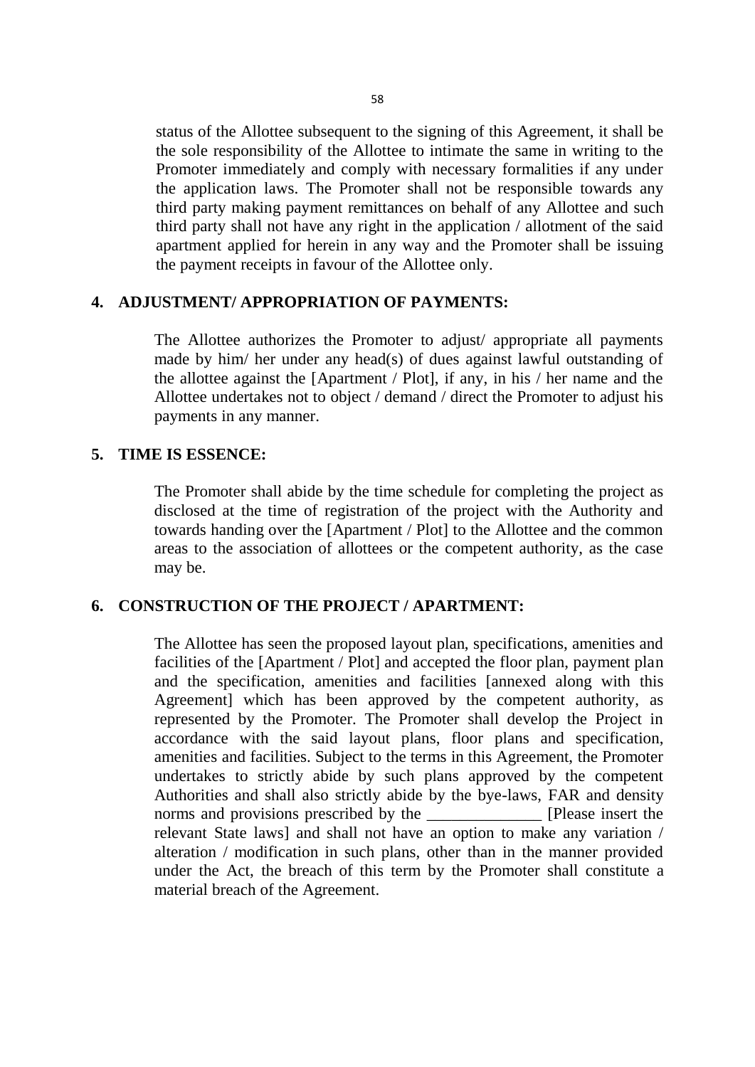status of the Allottee subsequent to the signing of this Agreement, it shall be the sole responsibility of the Allottee to intimate the same in writing to the Promoter immediately and comply with necessary formalities if any under the application laws. The Promoter shall not be responsible towards any third party making payment remittances on behalf of any Allottee and such third party shall not have any right in the application / allotment of the said apartment applied for herein in any way and the Promoter shall be issuing the payment receipts in favour of the Allottee only.

**4. ADJUSTMENT/ APPROPRIATION OF PAYMENTS:**

The Allottee authorizes the Promoter to adjust/ appropriate all payments made by him/ her under any head(s) of dues against lawful outstanding of the allottee against the [Apartment / Plot], if any, in his / her name and the Allottee undertakes not to object / demand / direct the Promoter to adjust his payments in any manner.

**5. TIME IS ESSENCE:**

The Promoter shall abide by the time schedule for completing the project as disclosed at the time of registration of the project with the Authority and towards handing over the [Apartment / Plot] to the Allottee and the common areas to the association of allottees or the competent authority, as the case may be.

**6. CONSTRUCTION OF THE PROJECT / APARTMENT:**

The Allottee has seen the proposed layout plan, specifications, amenities and facilities of the [Apartment / Plot] and accepted the floor plan, payment plan and the specification, amenities and facilities [annexed along with this Agreement] which has been approved by the competent authority, as represented by the Promoter. The Promoter shall develop the Project in accordance with the said layout plans, floor plans and specification, amenities and facilities. Subject to the terms in this Agreement, the Promoter undertakes to strictly abide by such plans approved by the competent Authorities and shall also strictly abide by the bye-laws, FAR and density norms and provisions prescribed by the ______________ [Please insert the relevant State laws] and shall not have an option to make any variation / alteration / modification in such plans, other than in the manner provided under the Act, the breach of this term by the Promoter shall constitute a material breach of the Agreement.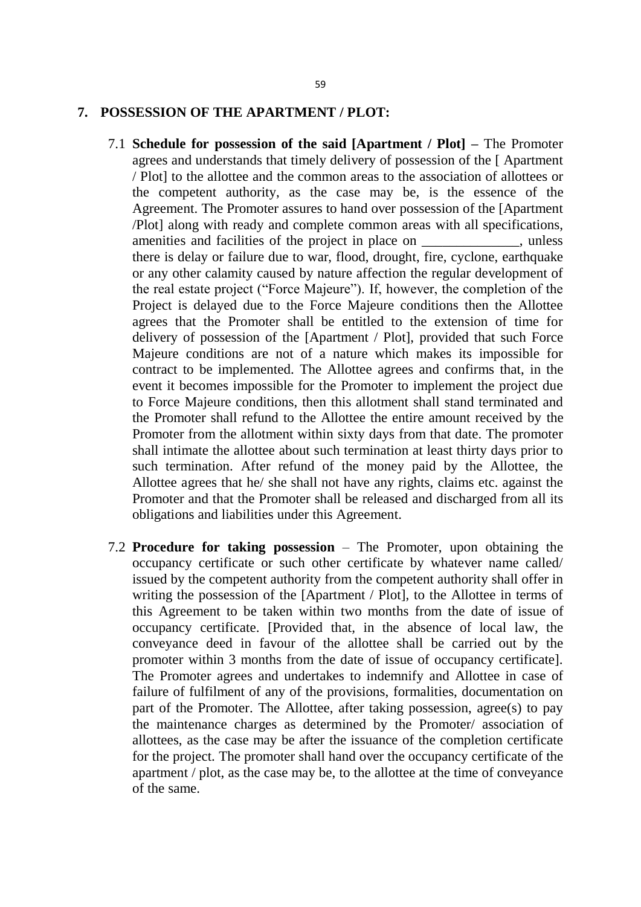## 7. POSSESSION OF THE APARTMENT / PLOT:

7.1 **Schedule for possession of the said [Apartment / Plot] –** The Promoter agrees and understands that timely delivery of possession of the [ Apartment / Plot] to the allottee and the common areas to the association of allottees or the competent authority, as the case may be, is the essence of the Agreement. The Promoter assures to hand over possession of the [Apartment /Plot] along with ready and complete common areas with all specifications, amenities and facilities of the project in place on ______________, unless there is delay or failure due to war, flood, drought, fire, cyclone, earthquake or any other calamity caused by nature affection the regular development of the real estate project ("Force Majeure"). If, however, the completion of the Project is delayed due to the Force Majeure conditions then the Allottee agrees that the Promoter shall be entitled to the extension of time for delivery of possession of the [Apartment / Plot], provided that such Force Majeure conditions are not of a nature which makes its impossible for contract to be implemented. The Allottee agrees and confirms that, in the event it becomes impossible for the Promoter to implement the project due to Force Majeure conditions, then this allotment shall stand terminated and the Promoter shall refund to the Allottee the entire amount received by the Promoter from the allotment within sixty days from that date. The promoter shall intimate the allottee about such termination at least thirty days prior to such termination. After refund of the money paid by the Allottee, the Allottee agrees that he/ she shall not have any rights, claims etc. against the Promoter and that the Promoter shall be released and discharged from all its obligations and liabilities under this Agreement.

7.2 **Procedure for taking possession** – The Promoter, upon obtaining the occupancy certificate or such other certificate by whatever name called/ issued by the competent authority from the competent authority shall offer in writing the possession of the [Apartment / Plot], to the Allottee in terms of this Agreement to be taken within two months from the date of issue of occupancy certificate. [Provided that, in the absence of local law, the conveyance deed in favour of the allottee shall be carried out by the promoter within 3 months from the date of issue of occupancy certificate]. The Promoter agrees and undertakes to indemnify and Allottee in case of failure of fulfilment of any of the provisions, formalities, documentation on part of the Promoter. The Allottee, after taking possession, agree(s) to pay the maintenance charges as determined by the Promoter/ association of allottees, as the case may be after the issuance of the completion certificate for the project. The promoter shall hand over the occupancy certificate of the apartment / plot, as the case may be, to the allottee at the time of conveyance of the same.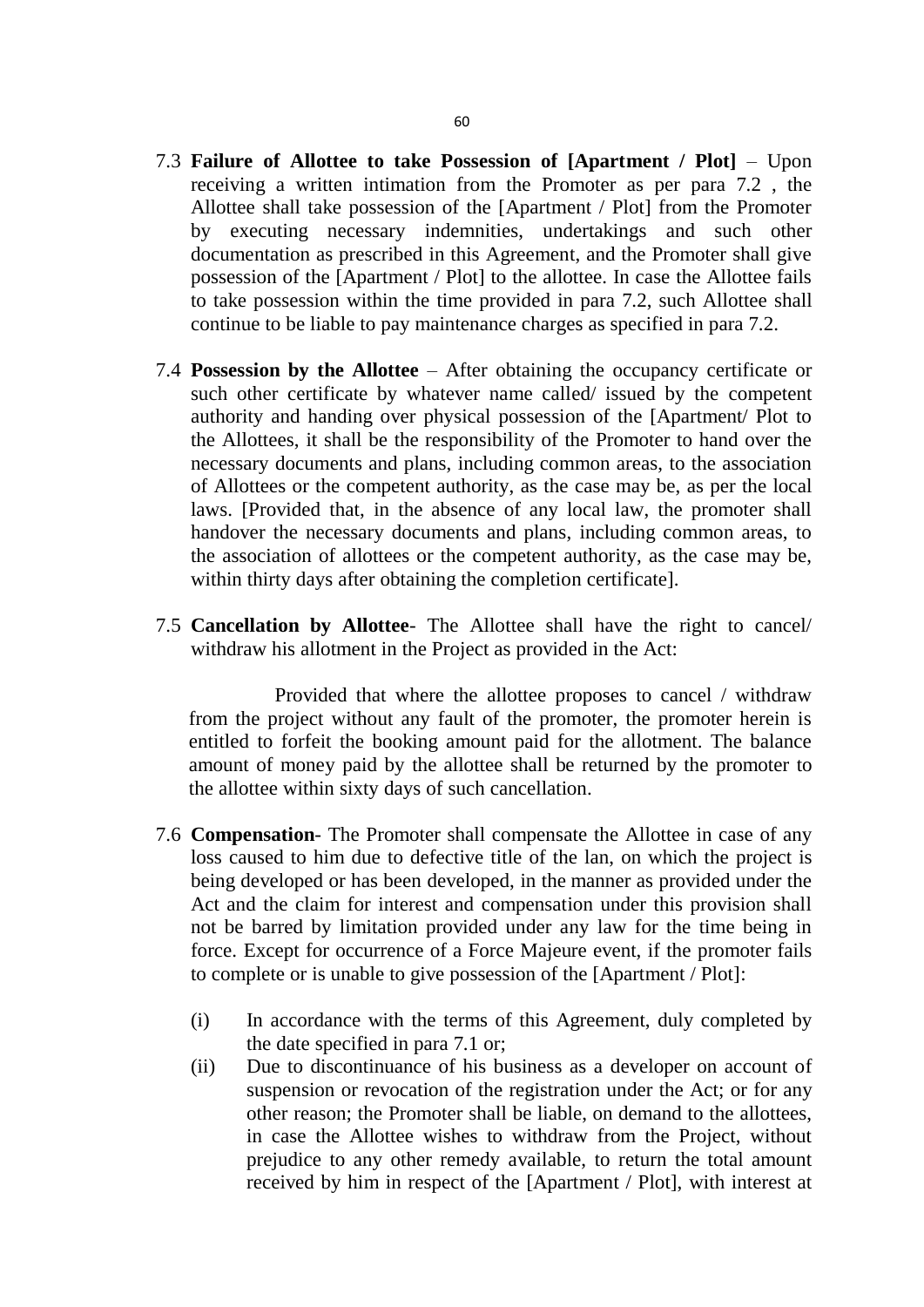7.3 **Failure of Allottee to take Possession of [Apartment / Plot]** – Upon receiving a written intimation from the Promoter as per para 7.2 , the Allottee shall take possession of the [Apartment / Plot] from the Promoter by executing necessary indemnities, undertakings and such other documentation as prescribed in this Agreement, and the Promoter shall give possession of the [Apartment / Plot] to the allottee. In case the Allottee fails to take possession within the time provided in para 7.2, such Allottee shall continue to be liable to pay maintenance charges as specified in para 7.2.

7.4 **Possession by the Allottee** – After obtaining the occupancy certificate or such other certificate by whatever name called/ issued by the competent authority and handing over physical possession of the [Apartment/ Plot to the Allottees, it shall be the responsibility of the Promoter to hand over the necessary documents and plans, including common areas, to the association of Allottees or the competent authority, as the case may be, as per the local laws. [Provided that, in the absence of any local law, the promoter shall handover the necessary documents and plans, including common areas, to the association of allottees or the competent authority, as the case may be, within thirty days after obtaining the completion certificate].

7.5 **Cancellation by Allottee**- The Allottee shall have the right to cancel/ withdraw his allotment in the Project as provided in the Act:

Provided that where the allottee proposes to cancel / withdraw from the project without any fault of the promoter, the promoter herein is entitled to forfeit the booking amount paid for the allotment. The balance amount of money paid by the allottee shall be returned by the promoter to the allottee within sixty days of such cancellation.

7.6 **Compensation**- The Promoter shall compensate the Allottee in case of any loss caused to him due to defective title of the lan, on which the project is being developed or has been developed, in the manner as provided under the Act and the claim for interest and compensation under this provision shall not be barred by limitation provided under any law for the time being in force. Except for occurrence of a Force Majeure event, if the promoter fails to complete or is unable to give possession of the [Apartment / Plot]:

(i) In accordance with the terms of this Agreement, duly completed by the date specified in para 7.1 or;

(ii) Due to discontinuance of his business as a developer on account of suspension or revocation of the registration under the Act; or for any other reason; the Promoter shall be liable, on demand to the allottees, in case the Allottee wishes to withdraw from the Project, without prejudice to any other remedy available, to return the total amount received by him in respect of the [Apartment / Plot], with interest at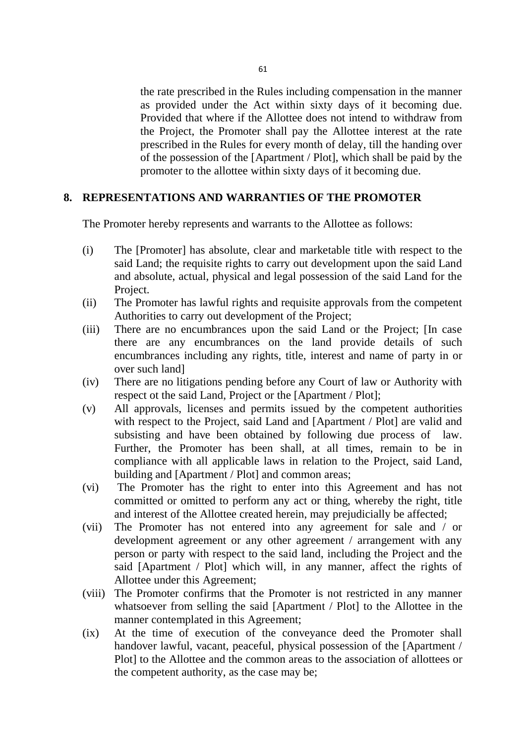the rate prescribed in the Rules including compensation in the manner as provided under the Act within sixty days of it becoming due. Provided that where if the Allottee does not intend to withdraw from the Project, the Promoter shall pay the Allottee interest at the rate prescribed in the Rules for every month of delay, till the handing over of the possession of the [Apartment / Plot], which shall be paid by the promoter to the allottee within sixty days of it becoming due.

## 8. REPRESENTATIONS AND WARRANTIES OF THE PROMOTER

The Promoter hereby represents and warrants to the Allottee as follows:

(i) The [Promoter] has absolute, clear and marketable title with respect to the said Land; the requisite rights to carry out development upon the said Land and absolute, actual, physical and legal possession of the said Land for the Project.

(ii) The Promoter has lawful rights and requisite approvals from the competent Authorities to carry out development of the Project;

(iii) There are no encumbrances upon the said Land or the Project; [In case there are any encumbrances on the land provide details of such encumbrances including any rights, title, interest and name of party in or over such land]

(iv) There are no litigations pending before any Court of law or Authority with respect ot the said Land, Project or the [Apartment / Plot];

(v) All approvals, licenses and permits issued by the competent authorities with respect to the Project, said Land and [Apartment / Plot] are valid and subsisting and have been obtained by following due process of law. Further, the Promoter has been shall, at all times, remain to be in compliance with all applicable laws in relation to the Project, said Land, building and [Apartment / Plot] and common areas;

(vi) The Promoter has the right to enter into this Agreement and has not committed or omitted to perform any act or thing, whereby the right, title and interest of the Allottee created herein, may prejudicially be affected;

(vii) The Promoter has not entered into any agreement for sale and / or development agreement or any other agreement / arrangement with any person or party with respect to the said land, including the Project and the said [Apartment / Plot] which will, in any manner, affect the rights of Allottee under this Agreement;

(viii) The Promoter confirms that the Promoter is not restricted in any manner whatsoever from selling the said [Apartment / Plot] to the Allottee in the manner contemplated in this Agreement;

(ix) At the time of execution of the conveyance deed the Promoter shall handover lawful, vacant, peaceful, physical possession of the [Apartment / Plot] to the Allottee and the common areas to the association of allottees or the competent authority, as the case may be;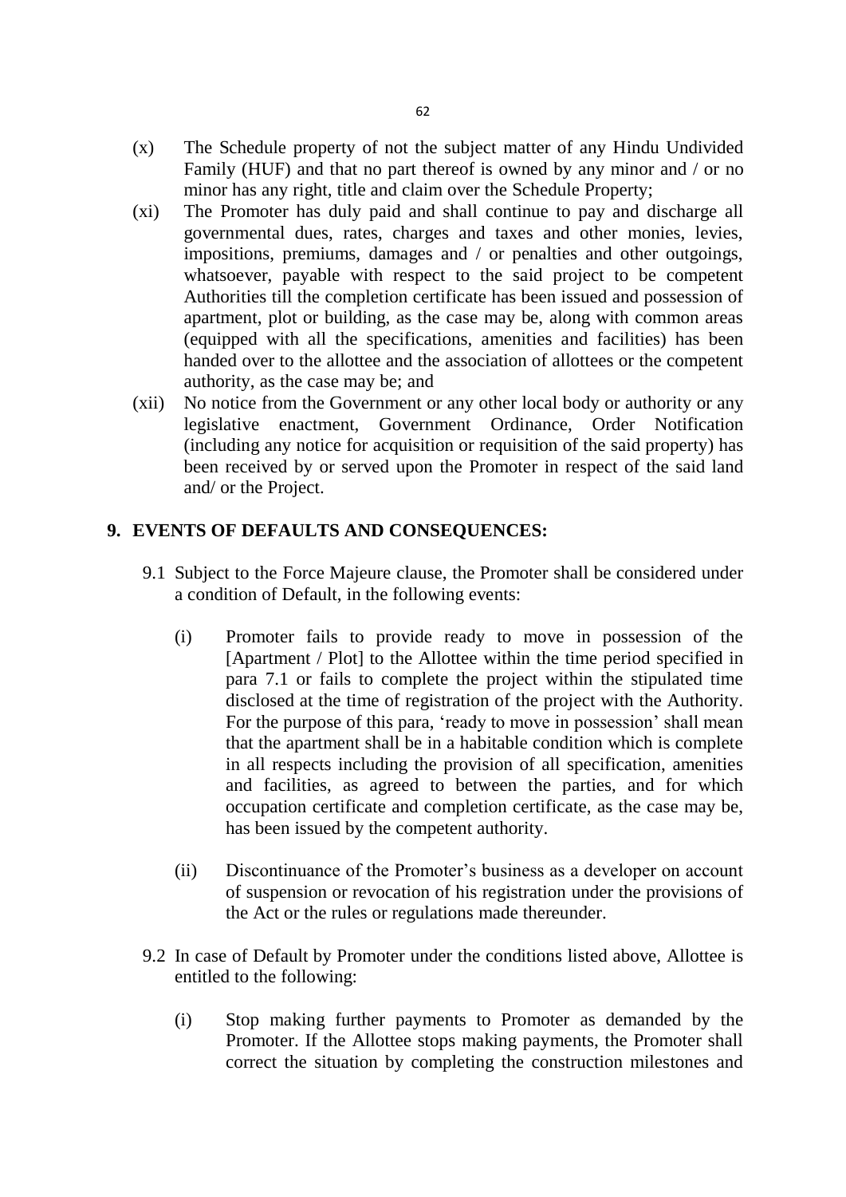(x) The Schedule property of not the subject matter of any Hindu Undivided Family (HUF) and that no part thereof is owned by any minor and / or no minor has any right, title and claim over the Schedule Property;

(xi) The Promoter has duly paid and shall continue to pay and discharge all governmental dues, rates, charges and taxes and other monies, levies, impositions, premiums, damages and / or penalties and other outgoings, whatsoever, payable with respect to the said project to be competent Authorities till the completion certificate has been issued and possession of apartment, plot or building, as the case may be, along with common areas (equipped with all the specifications, amenities and facilities) has been handed over to the allottee and the association of allottees or the competent authority, as the case may be; and

(xii) No notice from the Government or any other local body or authority or any legislative enactment, Government Ordinance, Order Notification (including any notice for acquisition or requisition of the said property) has been received by or served upon the Promoter in respect of the said land and/ or the Project.

## 9. EVENTS OF DEFAULTS AND CONSEQUENCES:

9.1 Subject to the Force Majeure clause, the Promoter shall be considered under a condition of Default, in the following events:

(i) Promoter fails to provide ready to move in possession of the [Apartment / Plot] to the Allottee within the time period specified in para 7.1 or fails to complete the project within the stipulated time disclosed at the time of registration of the project with the Authority. For the purpose of this para, 'ready to move in possession' shall mean that the apartment shall be in a habitable condition which is complete in all respects including the provision of all specification, amenities and facilities, as agreed to between the parties, and for which occupation certificate and completion certificate, as the case may be, has been issued by the competent authority.

(ii) Discontinuance of the Promoter's business as a developer on account of suspension or revocation of his registration under the provisions of the Act or the rules or regulations made thereunder.

9.2 In case of Default by Promoter under the conditions listed above, Allottee is entitled to the following:

(i) Stop making further payments to Promoter as demanded by the Promoter. If the Allottee stops making payments, the Promoter shall correct the situation by completing the construction milestones and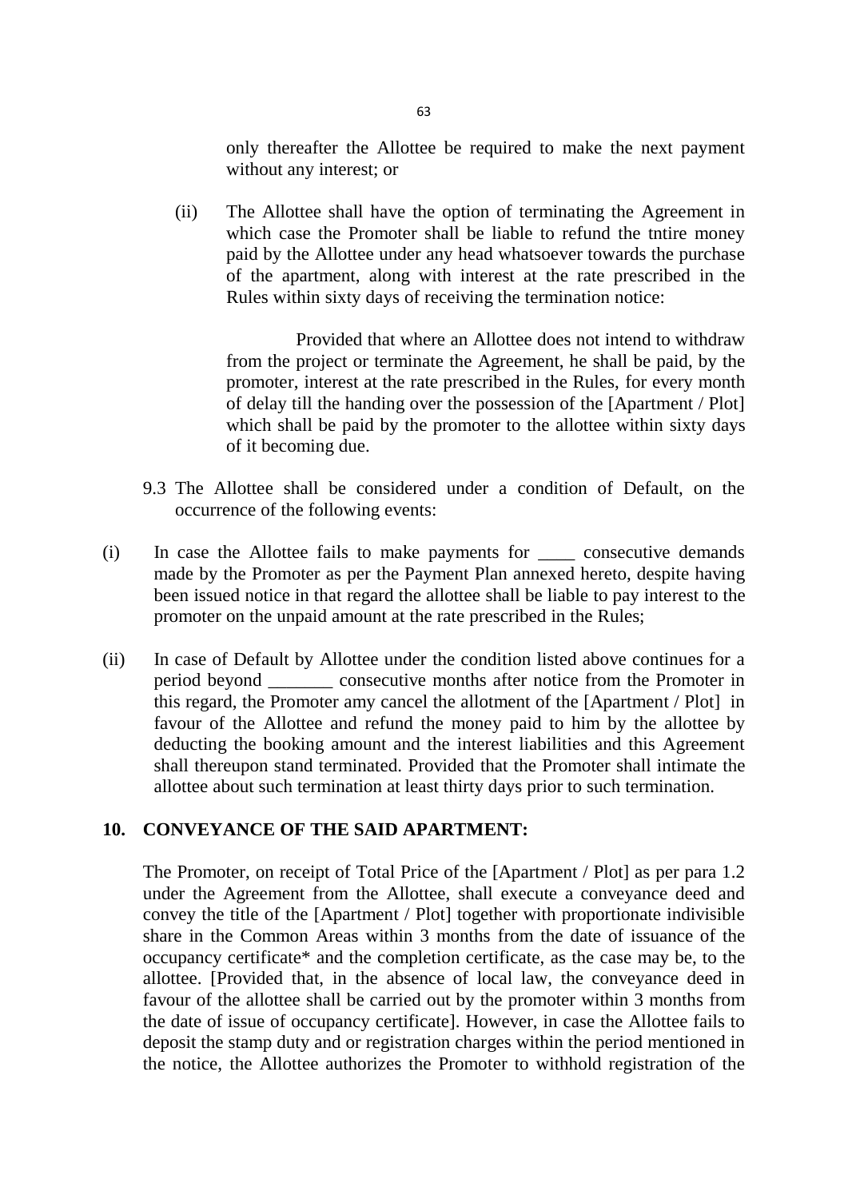only thereafter the Allottee be required to make the next payment without any interest; or

(ii) The Allottee shall have the option of terminating the Agreement in which case the Promoter shall be liable to refund the tntire money paid by the Allottee under any head whatsoever towards the purchase of the apartment, along with interest at the rate prescribed in the Rules within sixty days of receiving the termination notice:

Provided that where an Allottee does not intend to withdraw from the project or terminate the Agreement, he shall be paid, by the promoter, interest at the rate prescribed in the Rules, for every month of delay till the handing over the possession of the [Apartment / Plot] which shall be paid by the promoter to the allottee within sixty days of it becoming due.

9.3 The Allottee shall be considered under a condition of Default, on the occurrence of the following events:

(i) In case the Allottee fails to make payments for ____ consecutive demands made by the Promoter as per the Payment Plan annexed hereto, despite having been issued notice in that regard the allottee shall be liable to pay interest to the promoter on the unpaid amount at the rate prescribed in the Rules;

(ii) In case of Default by Allottee under the condition listed above continues for a period beyond _______ consecutive months after notice from the Promoter in this regard, the Promoter amy cancel the allotment of the [Apartment / Plot] in favour of the Allottee and refund the money paid to him by the allottee by deducting the booking amount and the interest liabilities and this Agreement shall thereupon stand terminated. Provided that the Promoter shall intimate the allottee about such termination at least thirty days prior to such termination.

## 10. CONVEYANCE OF THE SAID APARTMENT:

The Promoter, on receipt of Total Price of the [Apartment / Plot] as per para 1.2 under the Agreement from the Allottee, shall execute a conveyance deed and convey the title of the [Apartment / Plot] together with proportionate indivisible share in the Common Areas within 3 months from the date of issuance of the occupancy certificate* and the completion certificate, as the case may be, to the allottee. [Provided that, in the absence of local law, the conveyance deed in favour of the allottee shall be carried out by the promoter within 3 months from the date of issue of occupancy certificate]. However, in case the Allottee fails to deposit the stamp duty and or registration charges within the period mentioned in the notice, the Allottee authorizes the Promoter to withhold registration of the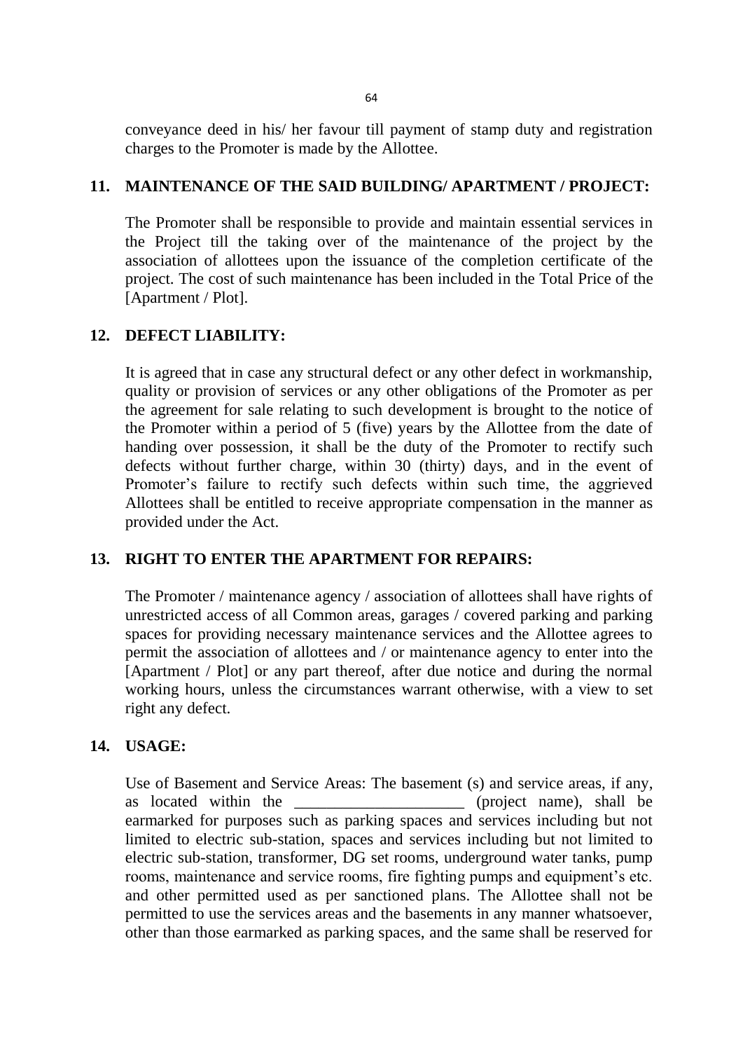conveyance deed in his/ her favour till payment of stamp duty and registration charges to the Promoter is made by the Allottee.

## 11. MAINTENANCE OF THE SAID BUILDING/ APARTMENT / PROJECT:

The Promoter shall be responsible to provide and maintain essential services in the Project till the taking over of the maintenance of the project by the association of allottees upon the issuance of the completion certificate of the project. The cost of such maintenance has been included in the Total Price of the [Apartment / Plot].

## 12. DEFECT LIABILITY:

It is agreed that in case any structural defect or any other defect in workmanship, quality or provision of services or any other obligations of the Promoter as per the agreement for sale relating to such development is brought to the notice of the Promoter within a period of 5 (five) years by the Allottee from the date of handing over possession, it shall be the duty of the Promoter to rectify such defects without further charge, within 30 (thirty) days, and in the event of Promoter's failure to rectify such defects within such time, the aggrieved Allottees shall be entitled to receive appropriate compensation in the manner as provided under the Act.

## 13. RIGHT TO ENTER THE APARTMENT FOR REPAIRS:

The Promoter / maintenance agency / association of allottees shall have rights of unrestricted access of all Common areas, garages / covered parking and parking spaces for providing necessary maintenance services and the Allottee agrees to permit the association of allottees and / or maintenance agency to enter into the [Apartment / Plot] or any part thereof, after due notice and during the normal working hours, unless the circumstances warrant otherwise, with a view to set right any defect.

## 14. USAGE:

Use of Basement and Service Areas: The basement (s) and service areas, if any, as located within the _____________________ (project name), shall be earmarked for purposes such as parking spaces and services including but not limited to electric sub-station, spaces and services including but not limited to electric sub-station, transformer, DG set rooms, underground water tanks, pump rooms, maintenance and service rooms, fire fighting pumps and equipment's etc. and other permitted used as per sanctioned plans. The Allottee shall not be permitted to use the services areas and the basements in any manner whatsoever, other than those earmarked as parking spaces, and the same shall be reserved for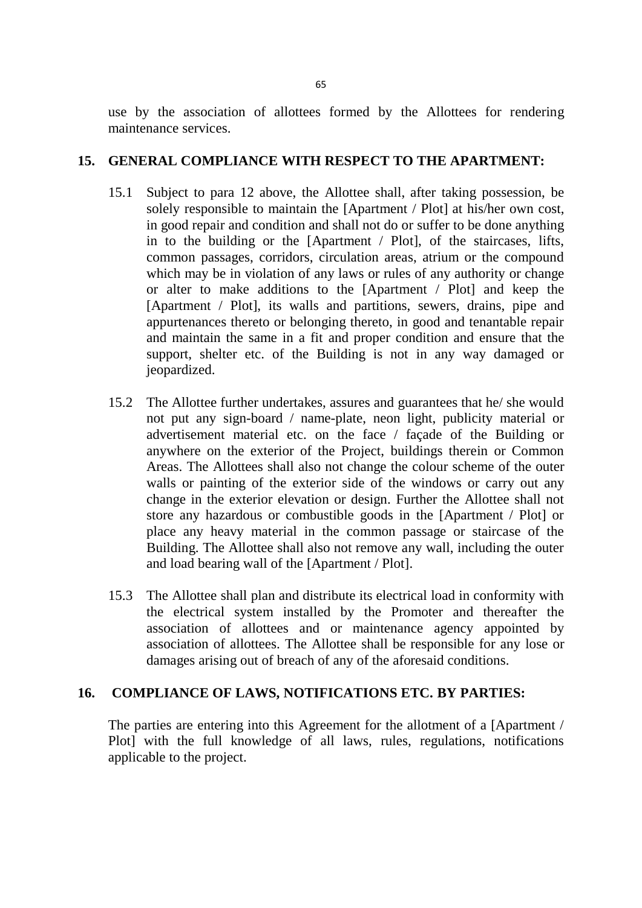use by the association of allottees formed by the Allottees for rendering maintenance services.

## 15. GENERAL COMPLIANCE WITH RESPECT TO THE APARTMENT:

15.1 Subject to para 12 above, the Allottee shall, after taking possession, be solely responsible to maintain the [Apartment / Plot] at his/her own cost, in good repair and condition and shall not do or suffer to be done anything in to the building or the [Apartment / Plot], of the staircases, lifts, common passages, corridors, circulation areas, atrium or the compound which may be in violation of any laws or rules of any authority or change or alter to make additions to the [Apartment / Plot] and keep the [Apartment / Plot], its walls and partitions, sewers, drains, pipe and appurtenances thereto or belonging thereto, in good and tenantable repair and maintain the same in a fit and proper condition and ensure that the support, shelter etc. of the Building is not in any way damaged or jeopardized.

15.2 The Allottee further undertakes, assures and guarantees that he/ she would not put any sign-board / name-plate, neon light, publicity material or advertisement material etc. on the face / façade of the Building or anywhere on the exterior of the Project, buildings therein or Common Areas. The Allottees shall also not change the colour scheme of the outer walls or painting of the exterior side of the windows or carry out any change in the exterior elevation or design. Further the Allottee shall not store any hazardous or combustible goods in the [Apartment / Plot] or place any heavy material in the common passage or staircase of the Building. The Allottee shall also not remove any wall, including the outer and load bearing wall of the [Apartment / Plot].

15.3 The Allottee shall plan and distribute its electrical load in conformity with the electrical system installed by the Promoter and thereafter the association of allottees and or maintenance agency appointed by association of allottees. The Allottee shall be responsible for any lose or damages arising out of breach of any of the aforesaid conditions.

## 16. COMPLIANCE OF LAWS, NOTIFICATIONS ETC. BY PARTIES:

The parties are entering into this Agreement for the allotment of a [Apartment / Plot] with the full knowledge of all laws, rules, regulations, notifications applicable to the project.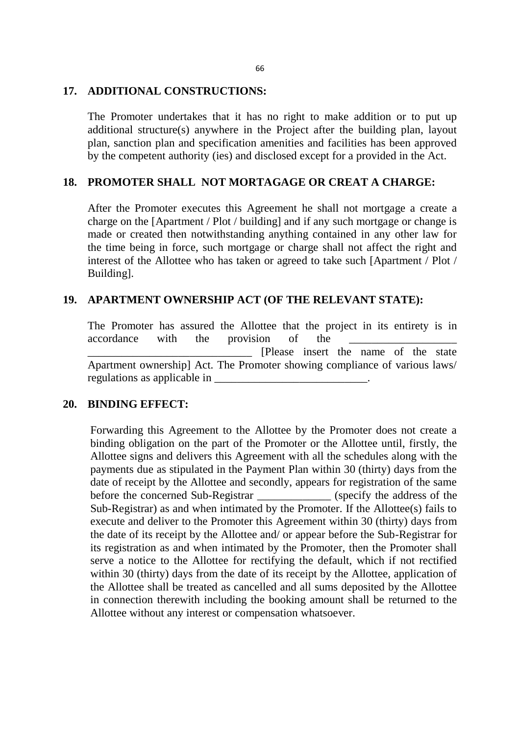## 17. ADDITIONAL CONSTRUCTIONS:

The Promoter undertakes that it has no right to make addition or to put up additional structure(s) anywhere in the Project after the building plan, layout plan, sanction plan and specification amenities and facilities has been approved by the competent authority (ies) and disclosed except for a provided in the Act.

## 18. PROMOTER SHALL NOT MORTAGAGE OR CREAT A CHARGE:

After the Promoter executes this Agreement he shall not mortgage a create a charge on the [Apartment / Plot / building] and if any such mortgage or change is made or created then notwithstanding anything contained in any other law for the time being in force, such mortgage or charge shall not affect the right and interest of the Allottee who has taken or agreed to take such [Apartment / Plot / Building].

## 19. APARTMENT OWNERSHIP ACT (OF THE RELEVANT STATE):

The Promoter has assured the Allottee that the project in its entirety is in accordance with the provision of the ___________________ _____________________________ [Please insert the name of the state Apartment ownership] Act. The Promoter showing compliance of various laws/ regulations as applicable in ___________________________.

## 20. BINDING EFFECT:

Forwarding this Agreement to the Allottee by the Promoter does not create a binding obligation on the part of the Promoter or the Allottee until, firstly, the Allottee signs and delivers this Agreement with all the schedules along with the payments due as stipulated in the Payment Plan within 30 (thirty) days from the date of receipt by the Allottee and secondly, appears for registration of the same before the concerned Sub-Registrar _____________ (specify the address of the Sub-Registrar) as and when intimated by the Promoter. If the Allottee(s) fails to execute and deliver to the Promoter this Agreement within 30 (thirty) days from the date of its receipt by the Allottee and/ or appear before the Sub-Registrar for its registration as and when intimated by the Promoter, then the Promoter shall serve a notice to the Allottee for rectifying the default, which if not rectified within 30 (thirty) days from the date of its receipt by the Allottee, application of the Allottee shall be treated as cancelled and all sums deposited by the Allottee in connection therewith including the booking amount shall be returned to the Allottee without any interest or compensation whatsoever.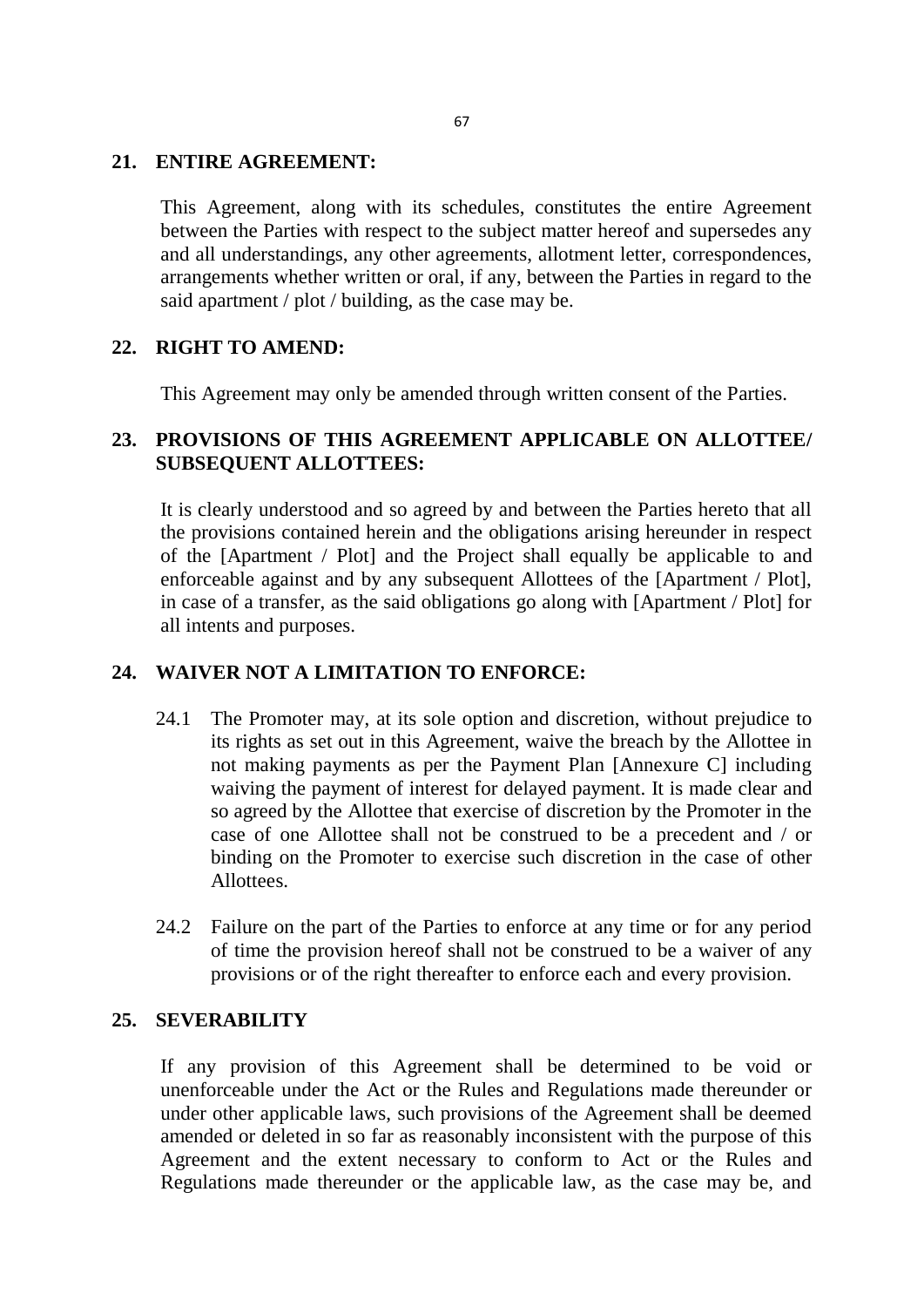## 21. ENTIRE AGREEMENT:

This Agreement, along with its schedules, constitutes the entire Agreement between the Parties with respect to the subject matter hereof and supersedes any and all understandings, any other agreements, allotment letter, correspondences, arrangements whether written or oral, if any, between the Parties in regard to the said apartment / plot / building, as the case may be.

## 22. RIGHT TO AMEND:

This Agreement may only be amended through written consent of the Parties.

## 23. PROVISIONS OF THIS AGREEMENT APPLICABLE ON ALLOTTEE/ SUBSEQUENT ALLOTTEES:

It is clearly understood and so agreed by and between the Parties hereto that all the provisions contained herein and the obligations arising hereunder in respect of the [Apartment / Plot] and the Project shall equally be applicable to and enforceable against and by any subsequent Allottees of the [Apartment / Plot], in case of a transfer, as the said obligations go along with [Apartment / Plot] for all intents and purposes.

## 24. WAIVER NOT A LIMITATION TO ENFORCE:

24.1 The Promoter may, at its sole option and discretion, without prejudice to its rights as set out in this Agreement, waive the breach by the Allottee in not making payments as per the Payment Plan [Annexure C] including waiving the payment of interest for delayed payment. It is made clear and so agreed by the Allottee that exercise of discretion by the Promoter in the case of one Allottee shall not be construed to be a precedent and / or binding on the Promoter to exercise such discretion in the case of other Allottees.

24.2 Failure on the part of the Parties to enforce at any time or for any period of time the provision hereof shall not be construed to be a waiver of any provisions or of the right thereafter to enforce each and every provision.

## 25. SEVERABILITY

If any provision of this Agreement shall be determined to be void or unenforceable under the Act or the Rules and Regulations made thereunder or under other applicable laws, such provisions of the Agreement shall be deemed amended or deleted in so far as reasonably inconsistent with the purpose of this Agreement and the extent necessary to conform to Act or the Rules and Regulations made thereunder or the applicable law, as the case may be, and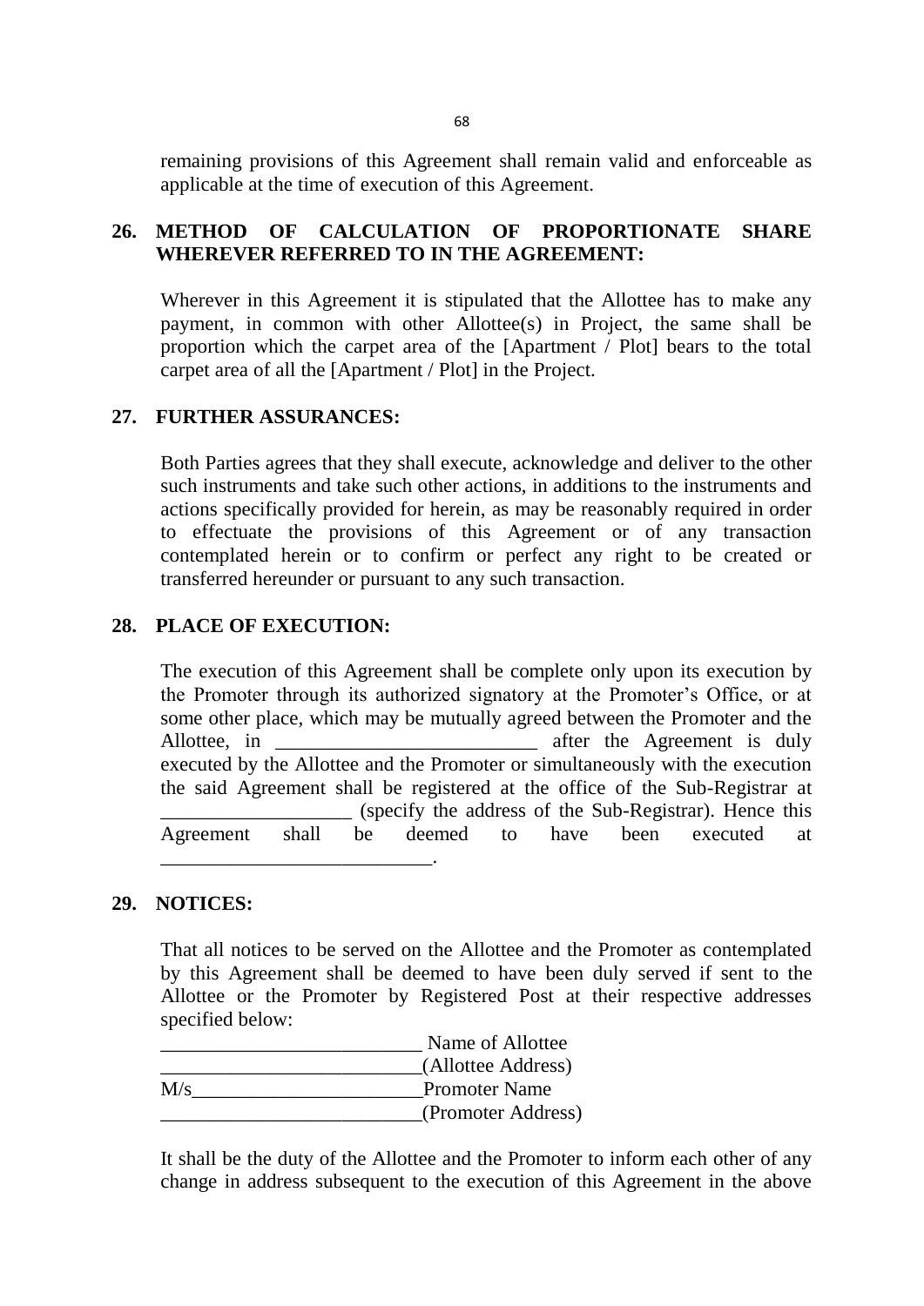remaining provisions of this Agreement shall remain valid and enforceable as applicable at the time of execution of this Agreement.

## 26. METHOD OF CALCULATION OF PROPORTIONATE SHARE WHEREVER REFERRED TO IN THE AGREEMENT:

Wherever in this Agreement it is stipulated that the Allottee has to make any payment, in common with other Allottee(s) in Project, the same shall be proportion which the carpet area of the [Apartment / Plot] bears to the total carpet area of all the [Apartment / Plot] in the Project.

## 27. FURTHER ASSURANCES:

Both Parties agrees that they shall execute, acknowledge and deliver to the other such instruments and take such other actions, in additions to the instruments and actions specifically provided for herein, as may be reasonably required in order to effectuate the provisions of this Agreement or of any transaction contemplated herein or to confirm or perfect any right to be created or transferred hereunder or pursuant to any such transaction.

## 28. PLACE OF EXECUTION:

The execution of this Agreement shall be complete only upon its execution by the Promoter through its authorized signatory at the Promoter's Office, or at some other place, which may be mutually agreed between the Promoter and the Allottee, in __________________________ after the Agreement is duly executed by the Allottee and the Promoter or simultaneously with the execution the said Agreement shall be registered at the office of the Sub-Registrar at __________________ (specify the address of the Sub-Registrar). Hence this Agreement shall be deemed to have been executed at ___________________________.

## 29. NOTICES:

That all notices to be served on the Allottee and the Promoter as contemplated by this Agreement shall be deemed to have been duly served if sent to the Allottee or the Promoter by Registered Post at their respective addresses specified below:

__________________________ Name of Allottee
__________________________(Allottee Address)
M/s_______________________Promoter Name
__________________________(Promoter Address)

It shall be the duty of the Allottee and the Promoter to inform each other of any change in address subsequent to the execution of this Agreement in the above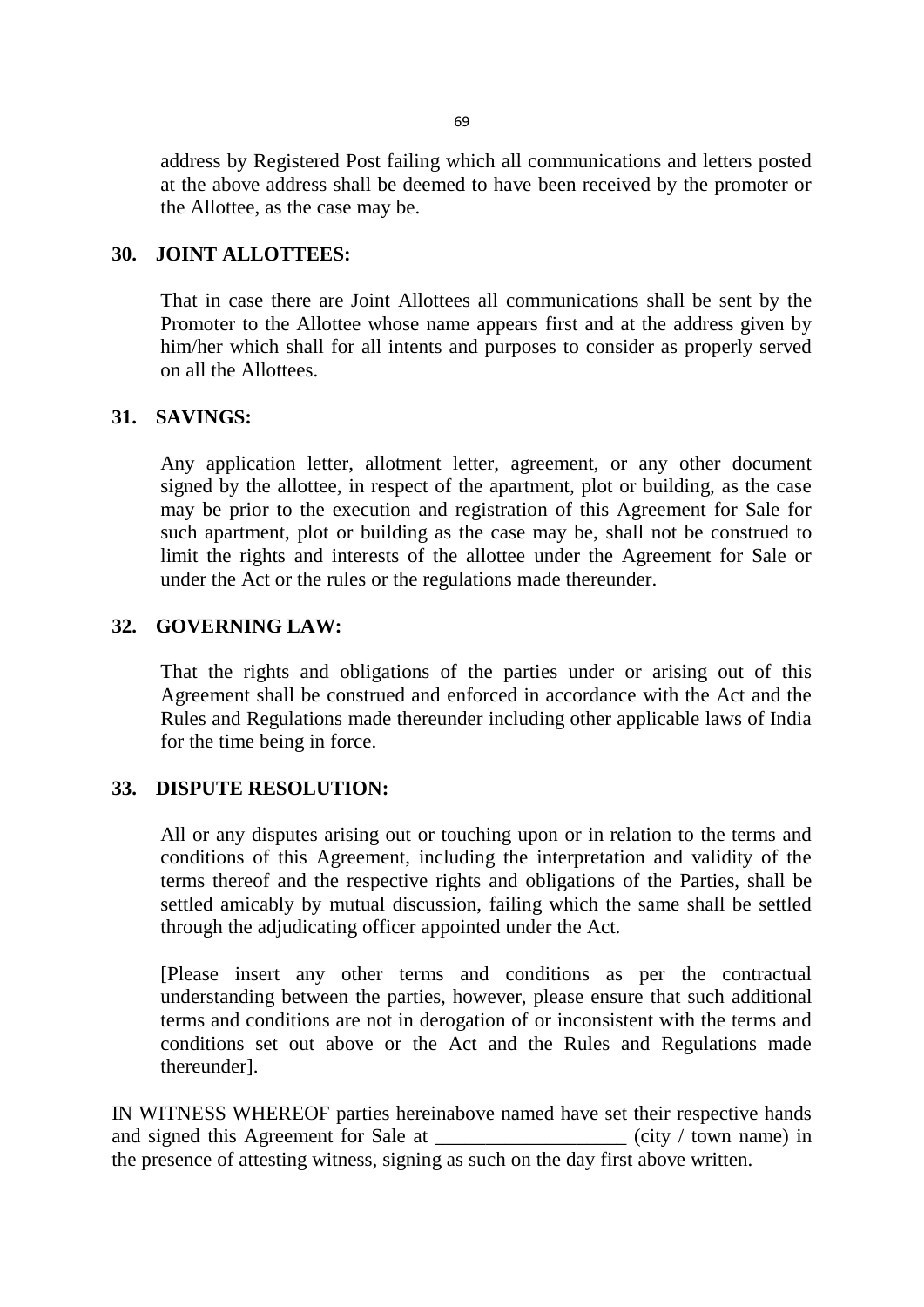address by Registered Post failing which all communications and letters posted at the above address shall be deemed to have been received by the promoter or the Allottee, as the case may be.

**30. JOINT ALLOTTEES:**

That in case there are Joint Allottees all communications shall be sent by the Promoter to the Allottee whose name appears first and at the address given by him/her which shall for all intents and purposes to consider as properly served on all the Allottees.

**31. SAVINGS:**

Any application letter, allotment letter, agreement, or any other document signed by the allottee, in respect of the apartment, plot or building, as the case may be prior to the execution and registration of this Agreement for Sale for such apartment, plot or building as the case may be, shall not be construed to limit the rights and interests of the allottee under the Agreement for Sale or under the Act or the rules or the regulations made thereunder.

**32. GOVERNING LAW:**

That the rights and obligations of the parties under or arising out of this Agreement shall be construed and enforced in accordance with the Act and the Rules and Regulations made thereunder including other applicable laws of India for the time being in force.

**33. DISPUTE RESOLUTION:**

All or any disputes arising out or touching upon or in relation to the terms and conditions of this Agreement, including the interpretation and validity of the terms thereof and the respective rights and obligations of the Parties, shall be settled amicably by mutual discussion, failing which the same shall be settled through the adjudicating officer appointed under the Act.

[Please insert any other terms and conditions as per the contractual understanding between the parties, however, please ensure that such additional terms and conditions are not in derogation of or inconsistent with the terms and conditions set out above or the Act and the Rules and Regulations made thereunder].

IN WITNESS WHEREOF parties hereinabove named have set their respective hands and signed this Agreement for Sale at ___________________ (city / town name) in the presence of attesting witness, signing as such on the day first above written.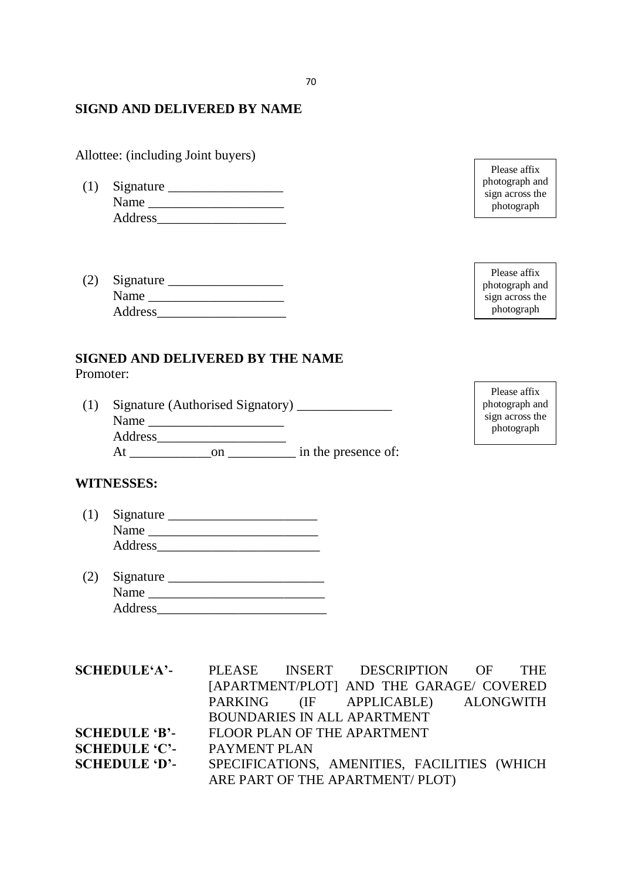**SIGND AND DELIVERED BY NAME**

Allottee: (including Joint buyers)

(1) Signature _________________
    Name ____________________
    Address___________________

Please affix photograph and sign across the photograph

(2) Signature _________________
    Name ____________________
    Address___________________

Please affix photograph and sign across the photograph

**SIGNED AND DELIVERED BY THE NAME**

Promoter:

(1) Signature (Authorised Signatory) ______________
    Name ____________________
    Address___________________
    At ____________on __________ in the presence of:

Please affix photograph and sign across the photograph

**WITNESSES:**

(1) Signature ______________________
    Name _________________________
    Address_________________________

(2) Signature _______________________
    Name __________________________
    Address__________________________

| | |
|---|---|
| **SCHEDULE'A'-** | PLEASE INSERT DESCRIPTION OF THE [APARTMENT/PLOT] AND THE GARAGE/ COVERED PARKING (IF APPLICABLE) ALONGWITH BOUNDARIES IN ALL APARTMENT |
| **SCHEDULE 'B'-** | FLOOR PLAN OF THE APARTMENT |
| **SCHEDULE 'C'-** | PAYMENT PLAN |
| **SCHEDULE 'D'-** | SPECIFICATIONS, AMENITIES, FACILITIES (WHICH ARE PART OF THE APARTMENT/ PLOT) |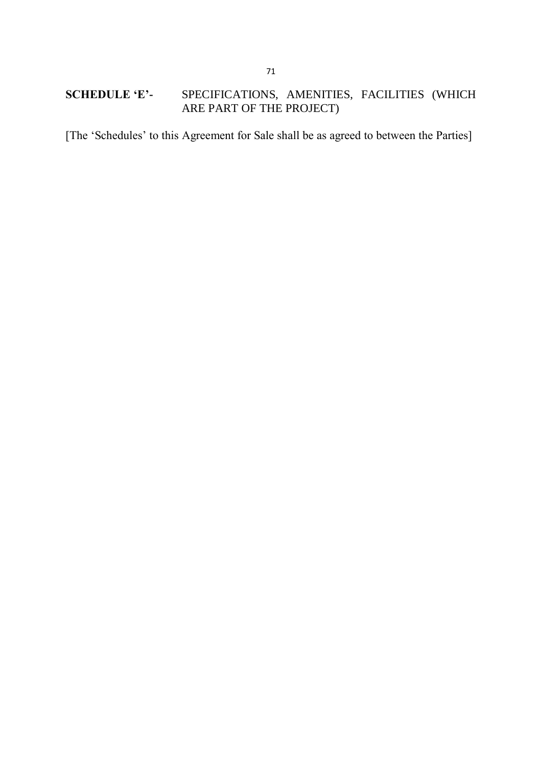**SCHEDULE 'E'-** SPECIFICATIONS, AMENITIES, FACILITIES (WHICH ARE PART OF THE PROJECT)

[The 'Schedules' to this Agreement for Sale shall be as agreed to between the Parties]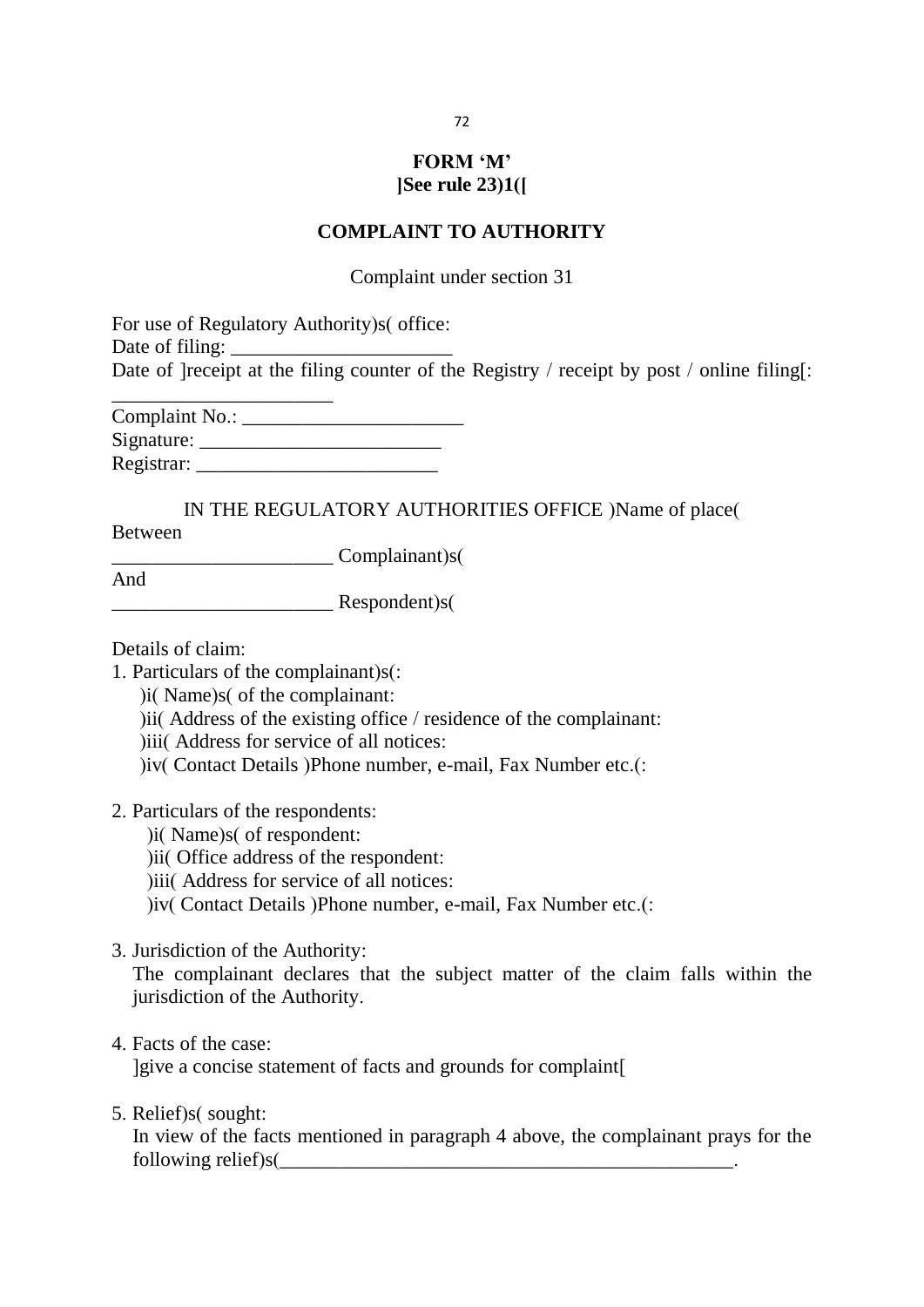**FORM 'M'**
**]See rule 23)1([**

**COMPLAINT TO AUTHORITY**

Complaint under section 31

For use of Regulatory Authority)s( office:
Date of filing: ______________________
Date of ]receipt at the filing counter of the Registry / receipt by post / online filing[:
______________________
Complaint No.: ______________________
Signature: ________________________
Registrar: ________________________

IN THE REGULATORY AUTHORITIES OFFICE )Name of place(
Between
______________________ Complainant)s(
And
______________________ Respondent)s(

Details of claim:

1. Particulars of the complainant)s(:
   )i( Name)s( of the complainant:
   )ii( Address of the existing office / residence of the complainant:
   )iii( Address for service of all notices:
   )iv( Contact Details )Phone number, e-mail, Fax Number etc.(:

2. Particulars of the respondents:
   )i( Name)s( of respondent:
   )ii( Office address of the respondent:
   )iii( Address for service of all notices:
   )iv( Contact Details )Phone number, e-mail, Fax Number etc.(:

3. Jurisdiction of the Authority:
   The complainant declares that the subject matter of the claim falls within the jurisdiction of the Authority.

4. Facts of the case:
   ]give a concise statement of facts and grounds for complaint[

5. Relief)s( sought:
   In view of the facts mentioned in paragraph 4 above, the complainant prays for the following relief)s(______________________________________________.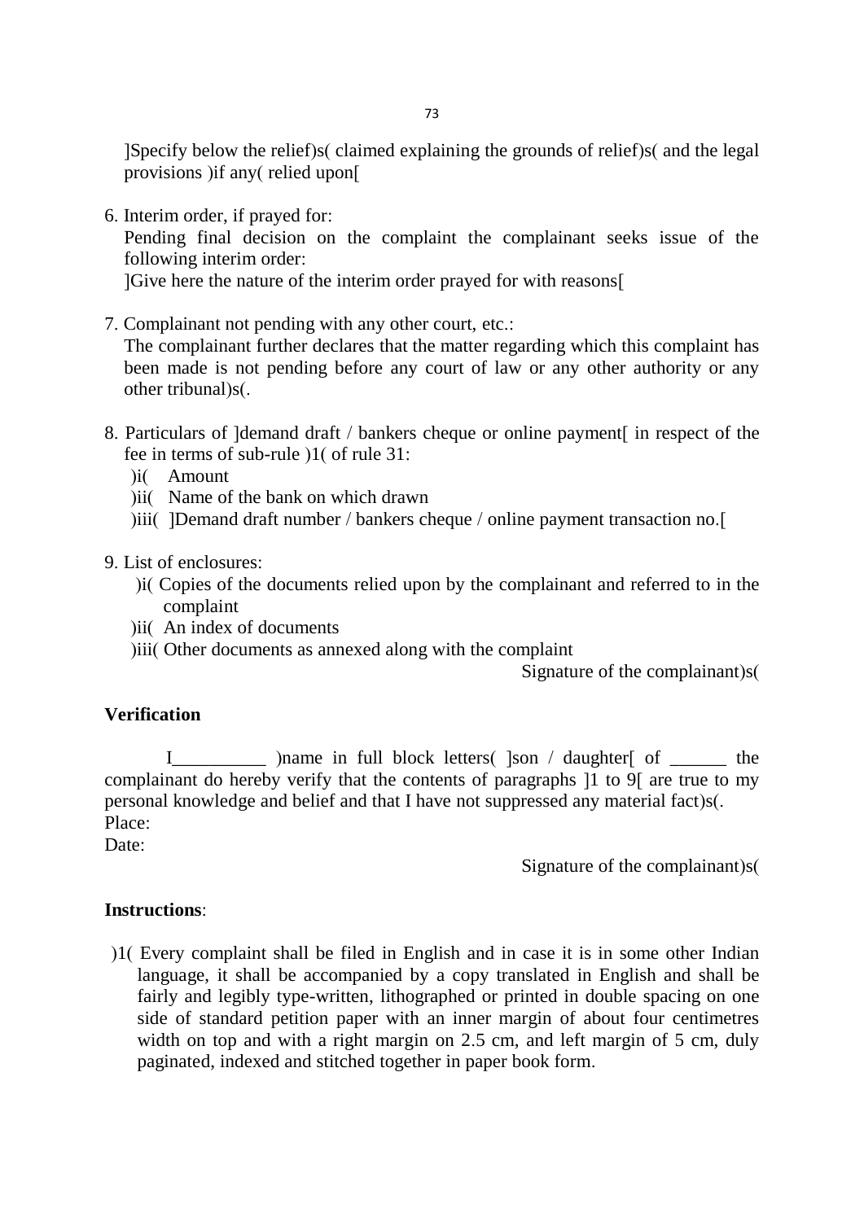]Specify below the relief)s( claimed explaining the grounds of relief)s( and the legal provisions )if any( relied upon[

6. Interim order, if prayed for:
   Pending final decision on the complaint the complainant seeks issue of the following interim order:
   ]Give here the nature of the interim order prayed for with reasons[

7. Complainant not pending with any other court, etc.:
   The complainant further declares that the matter regarding which this complaint has been made is not pending before any court of law or any other authority or any other tribunal)s(.

8. Particulars of ]demand draft / bankers cheque or online payment[ in respect of the fee in terms of sub-rule )1( of rule 31:
   )i( Amount
   )ii( Name of the bank on which drawn
   )iii( ]Demand draft number / bankers cheque / online payment transaction no.[

9. List of enclosures:
   )i( Copies of the documents relied upon by the complainant and referred to in the complaint
   )ii( An index of documents
   )iii( Other documents as annexed along with the complaint

Signature of the complainant)s(

**Verification**

I__________ )name in full block letters( ]son / daughter[ of ______ the complainant do hereby verify that the contents of paragraphs ]1 to 9[ are true to my personal knowledge and belief and that I have not suppressed any material fact)s(.

Place:

Date:

Signature of the complainant)s(

**Instructions**:

)1( Every complaint shall be filed in English and in case it is in some other Indian language, it shall be accompanied by a copy translated in English and shall be fairly and legibly type-written, lithographed or printed in double spacing on one side of standard petition paper with an inner margin of about four centimetres width on top and with a right margin on 2.5 cm, and left margin of 5 cm, duly paginated, indexed and stitched together in paper book form.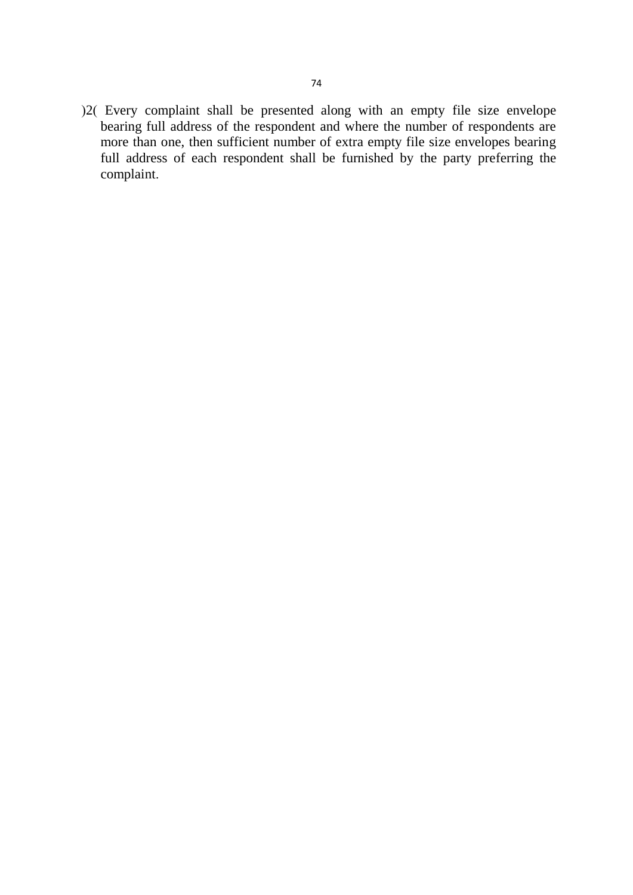)2( Every complaint shall be presented along with an empty file size envelope bearing full address of the respondent and where the number of respondents are more than one, then sufficient number of extra empty file size envelopes bearing full address of each respondent shall be furnished by the party preferring the complaint.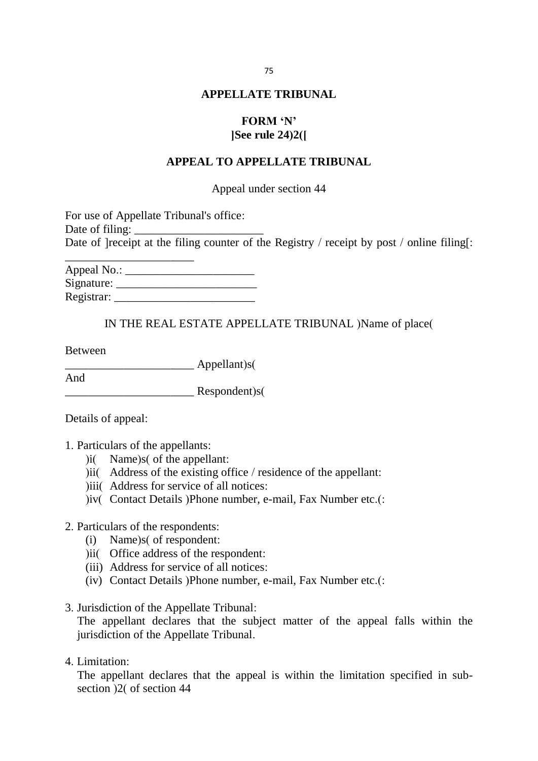## APPELLATE TRIBUNAL

## FORM 'N'
**]See rule 24)2([**

## APPEAL TO APPELLATE TRIBUNAL

Appeal under section 44

For use of Appellate Tribunal's office:
Date of filing: ______________________
Date of ]receipt at the filing counter of the Registry / receipt by post / online filing[: ______________________
Appeal No.: ______________________
Signature: ________________________
Registrar: ________________________

IN THE REAL ESTATE APPELLATE TRIBUNAL )Name of place(

Between
______________________ Appellant)s(
And
______________________ Respondent)s(

Details of appeal:

1. Particulars of the appellants:
   )i( Name)s( of the appellant:
   )ii( Address of the existing office / residence of the appellant:
   )iii( Address for service of all notices:
   )iv( Contact Details )Phone number, e-mail, Fax Number etc.(:

2. Particulars of the respondents:
   (i) Name)s( of respondent:
   )ii( Office address of the respondent:
   (iii) Address for service of all notices:
   (iv) Contact Details )Phone number, e-mail, Fax Number etc.(:

3. Jurisdiction of the Appellate Tribunal:
   The appellant declares that the subject matter of the appeal falls within the jurisdiction of the Appellate Tribunal.

4. Limitation:
   The appellant declares that the appeal is within the limitation specified in sub-section )2( of section 44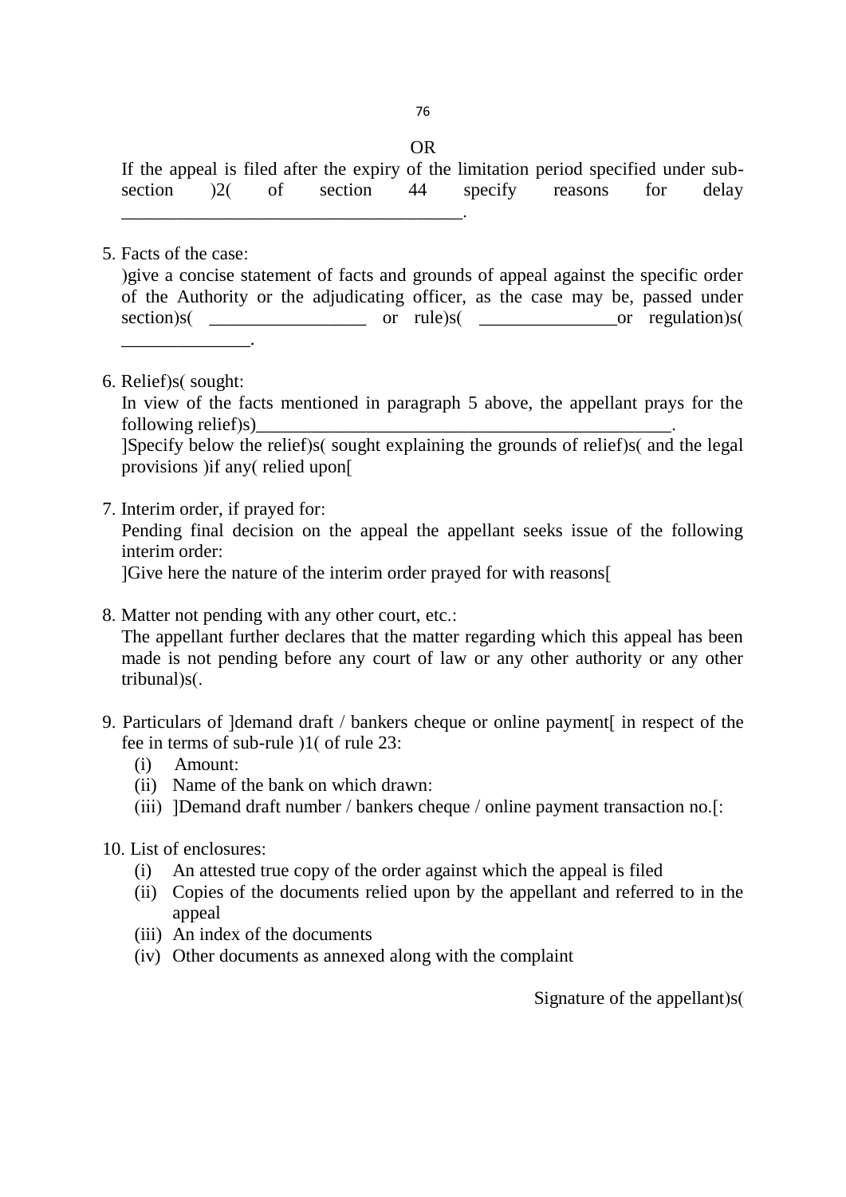OR

If the appeal is filed after the expiry of the limitation period specified under sub-section )2( of section 44 specify reasons for delay ___________________________________.

5. Facts of the case:

   )give a concise statement of facts and grounds of appeal against the specific order of the Authority or the adjudicating officer, as the case may be, passed under section)s( _________________ or rule)s( _______________or regulation)s( ______________.

6. Relief)s( sought:

   In view of the facts mentioned in paragraph 5 above, the appellant prays for the following relief)s)_____________________________________________.

   ]Specify below the relief)s( sought explaining the grounds of relief)s( and the legal provisions )if any( relied upon[

7. Interim order, if prayed for:

   Pending final decision on the appeal the appellant seeks issue of the following interim order:

   ]Give here the nature of the interim order prayed for with reasons[

8. Matter not pending with any other court, etc.:

   The appellant further declares that the matter regarding which this appeal has been made is not pending before any court of law or any other authority or any other tribunal)s(.

9. Particulars of ]demand draft / bankers cheque or online payment[ in respect of the fee in terms of sub-rule )1( of rule 23:
   (i) Amount:
   (ii) Name of the bank on which drawn:
   (iii) ]Demand draft number / bankers cheque / online payment transaction no.[:

10. List of enclosures:
    (i) An attested true copy of the order against which the appeal is filed
    (ii) Copies of the documents relied upon by the appellant and referred to in the appeal
    (iii) An index of the documents
    (iv) Other documents as annexed along with the complaint

Signature of the appellant)s(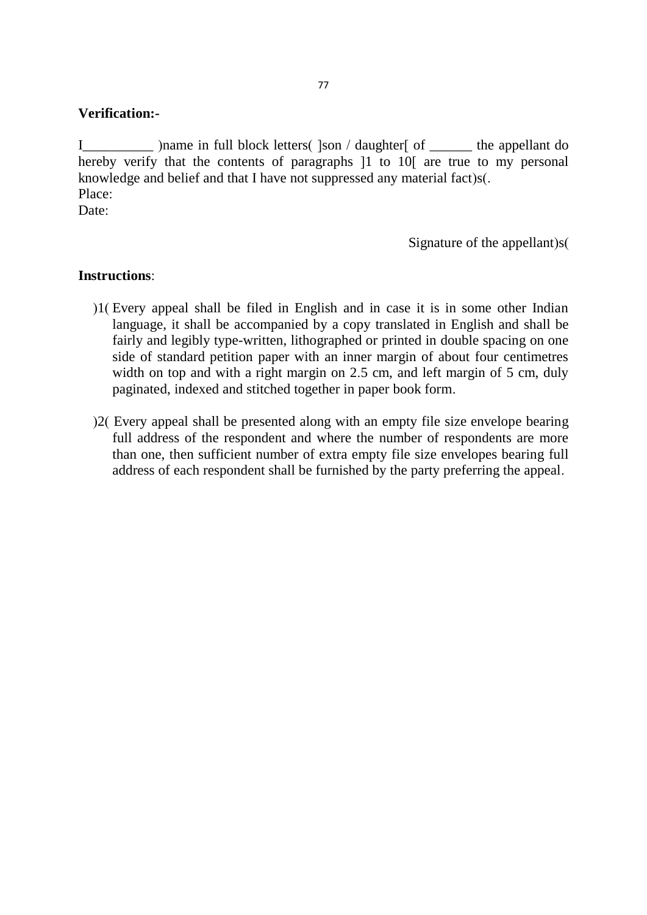**Verification:-**

I__________ )name in full block letters( ]son / daughter[ of ______ the appellant do hereby verify that the contents of paragraphs ]1 to 10[ are true to my personal knowledge and belief and that I have not suppressed any material fact)s(.
Place:
Date:

Signature of the appellant)s(

**Instructions**:

)1( Every appeal shall be filed in English and in case it is in some other Indian language, it shall be accompanied by a copy translated in English and shall be fairly and legibly type-written, lithographed or printed in double spacing on one side of standard petition paper with an inner margin of about four centimetres width on top and with a right margin on 2.5 cm, and left margin of 5 cm, duly paginated, indexed and stitched together in paper book form.

)2( Every appeal shall be presented along with an empty file size envelope bearing full address of the respondent and where the number of respondents are more than one, then sufficient number of extra empty file size envelopes bearing full address of each respondent shall be furnished by the party preferring the appeal.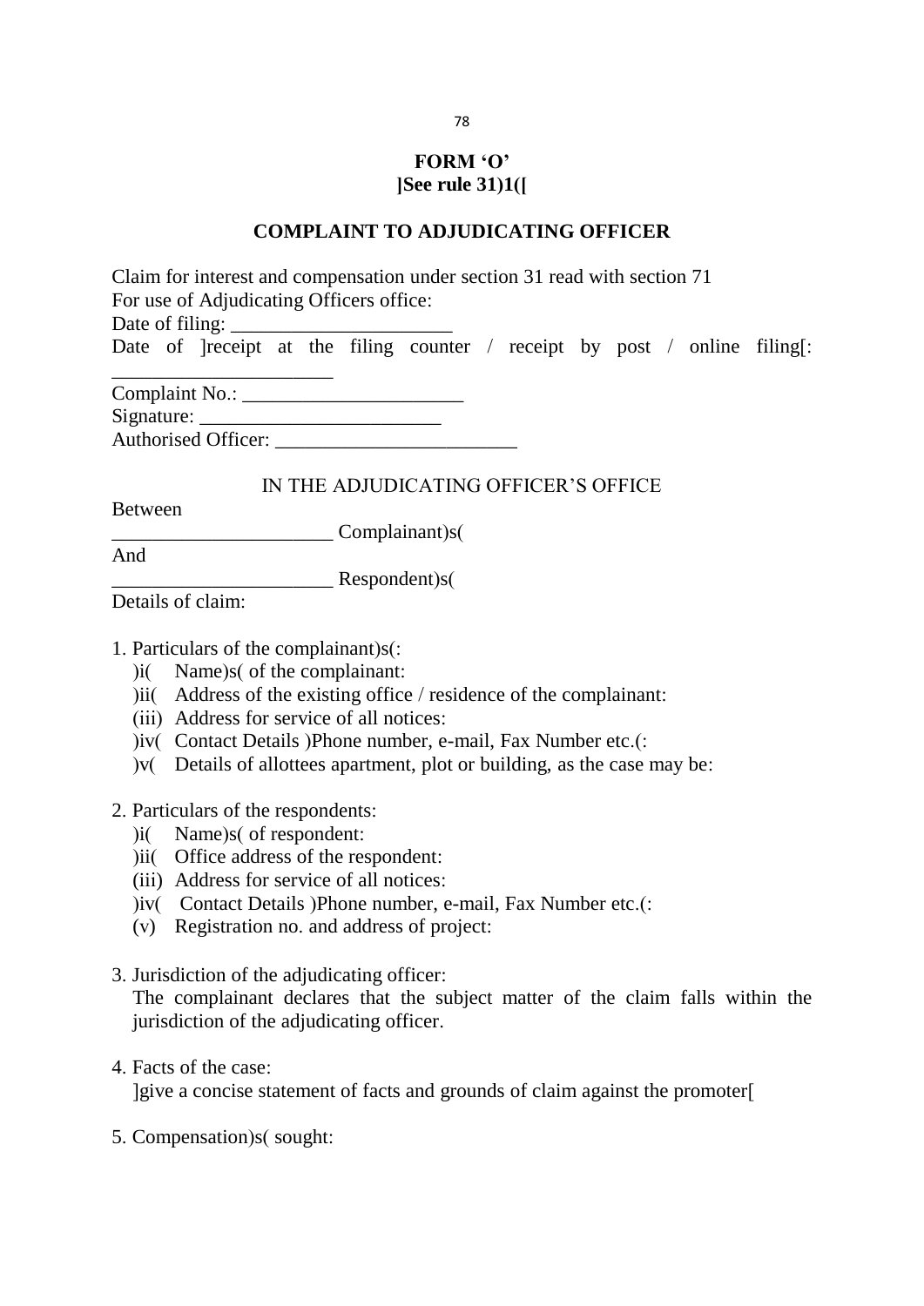**FORM 'O'**
**]See rule 31)1([**

## COMPLAINT TO ADJUDICATING OFFICER

Claim for interest and compensation under section 31 read with section 71
For use of Adjudicating Officers office:
Date of filing: ______________________
Date of ]receipt at the filing counter / receipt by post / online filing[: ______________________
Complaint No.: ______________________
Signature: ________________________
Authorised Officer: ________________________

IN THE ADJUDICATING OFFICER'S OFFICE

Between
______________________ Complainant)s(
And
______________________ Respondent)s(
Details of claim:

1. Particulars of the complainant)s(:
   )i( Name)s( of the complainant:
   )ii( Address of the existing office / residence of the complainant:
   (iii) Address for service of all notices:
   )iv( Contact Details )Phone number, e-mail, Fax Number etc.(:
   )v( Details of allottees apartment, plot or building, as the case may be:

2. Particulars of the respondents:
   )i( Name)s( of respondent:
   )ii( Office address of the respondent:
   (iii) Address for service of all notices:
   )iv( Contact Details )Phone number, e-mail, Fax Number etc.(:
   (v) Registration no. and address of project:

3. Jurisdiction of the adjudicating officer:
   The complainant declares that the subject matter of the claim falls within the jurisdiction of the adjudicating officer.

4. Facts of the case:
   ]give a concise statement of facts and grounds of claim against the promoter[

5. Compensation)s( sought: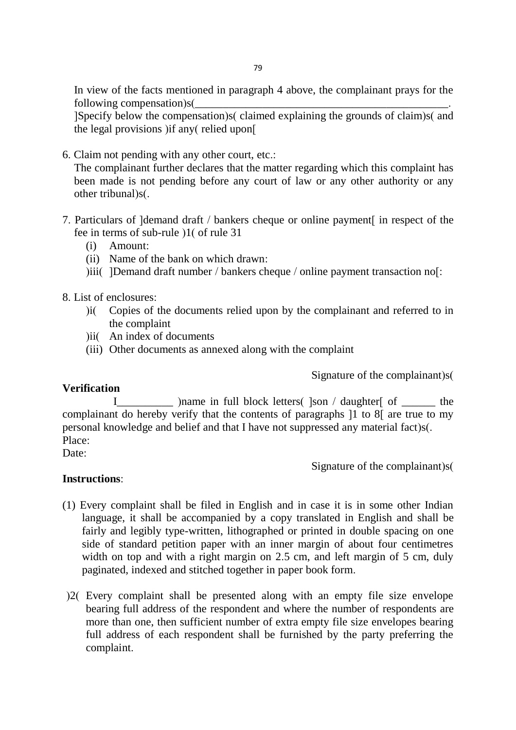In view of the facts mentioned in paragraph 4 above, the complainant prays for the following compensation)s(_______________________________________________.
]Specify below the compensation)s( claimed explaining the grounds of claim)s( and the legal provisions )if any( relied upon[

6. Claim not pending with any other court, etc.:
   The complainant further declares that the matter regarding which this complaint has been made is not pending before any court of law or any other authority or any other tribunal)s(.

7. Particulars of ]demand draft / bankers cheque or online payment[ in respect of the fee in terms of sub-rule )1( of rule 31
   (i) Amount:
   (ii) Name of the bank on which drawn:
   )iii( ]Demand draft number / bankers cheque / online payment transaction no[:

8. List of enclosures:
   )i( Copies of the documents relied upon by the complainant and referred to in the complaint
   )ii( An index of documents
   (iii) Other documents as annexed along with the complaint

Signature of the complainant)s(

**Verification**

I__________ )name in full block letters( ]son / daughter[ of ______ the complainant do hereby verify that the contents of paragraphs ]1 to 8[ are true to my personal knowledge and belief and that I have not suppressed any material fact)s(.

Place:

Date:

Signature of the complainant)s(

**Instructions**:

(1) Every complaint shall be filed in English and in case it is in some other Indian language, it shall be accompanied by a copy translated in English and shall be fairly and legibly type-written, lithographed or printed in double spacing on one side of standard petition paper with an inner margin of about four centimetres width on top and with a right margin on 2.5 cm, and left margin of 5 cm, duly paginated, indexed and stitched together in paper book form.

)2( Every complaint shall be presented along with an empty file size envelope bearing full address of the respondent and where the number of respondents are more than one, then sufficient number of extra empty file size envelopes bearing full address of each respondent shall be furnished by the party preferring the complaint.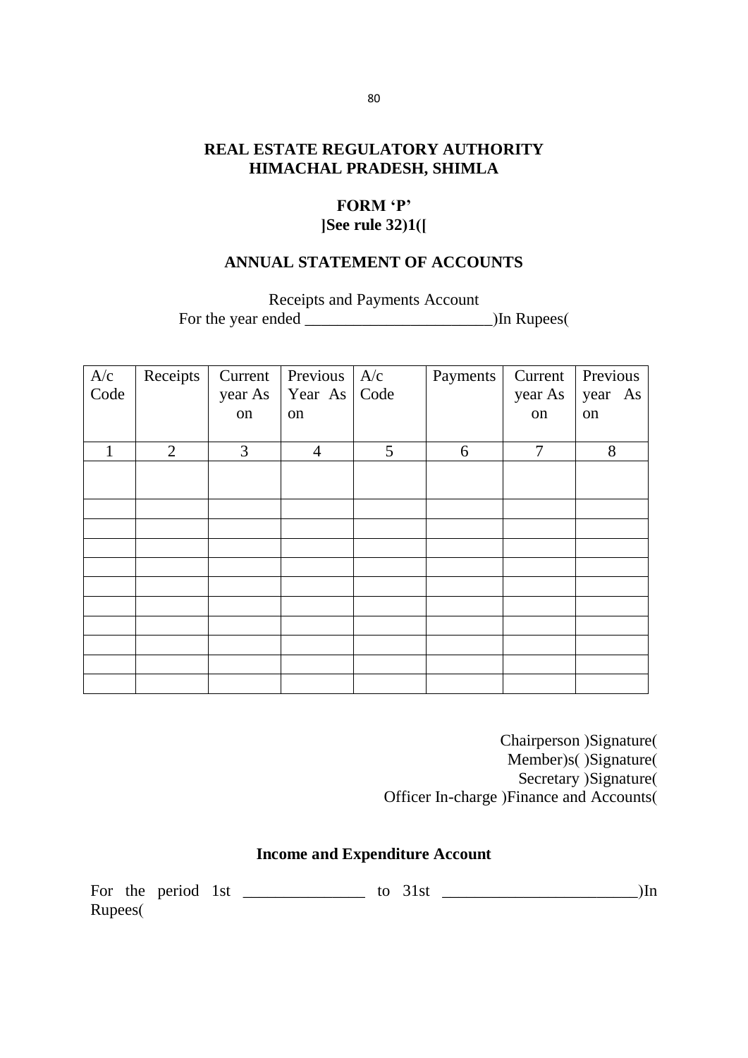## REAL ESTATE REGULATORY AUTHORITY
## HIMACHAL PRADESH, SHIMLA

### FORM 'P'
### ]See rule 32)1([

### ANNUAL STATEMENT OF ACCOUNTS

Receipts and Payments Account

For the year ended _______________________)In Rupees(

| A/c Code | Receipts | Current year As on | Previous Year As on | A/c Code | Payments | Current year As on | Previous year As on |
|---|---|---|---|---|---|---|---|
| 1 | 2 | 3 | 4 | 5 | 6 | 7 | 8 |
| | | | | | | | |
| | | | | | | | |
| | | | | | | | |
| | | | | | | | |
| | | | | | | | |
| | | | | | | | |
| | | | | | | | |
| | | | | | | | |
| | | | | | | | |
| | | | | | | | |
| | | | | | | | |

Chairperson )Signature(
Member)s( )Signature(
Secretary )Signature(
Officer In-charge )Finance and Accounts(

### Income and Expenditure Account

For the period 1st ______________ to 31st ________________________)In Rupees(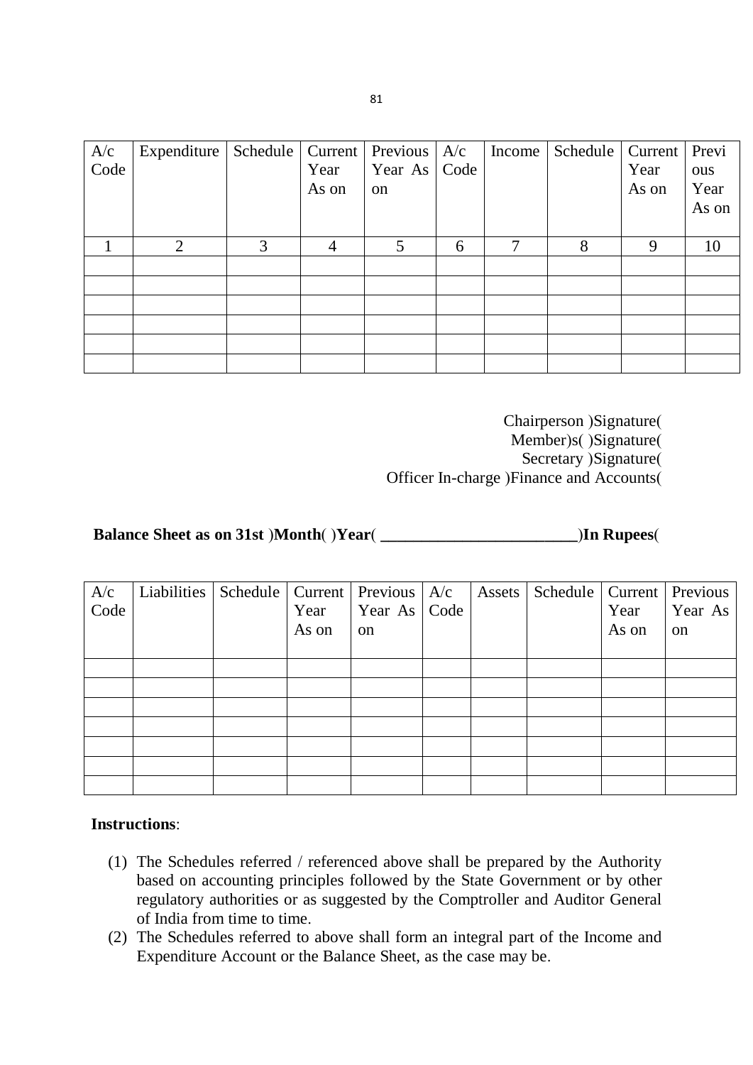| A/c Code | Expenditure | Schedule | Current Year As on | Previous Year As on | A/c Code | Income | Schedule | Current Year As on | Previous Year As on |
|---|---|---|---|---|---|---|---|---|---|
| 1 | 2 | 3 | 4 | 5 | 6 | 7 | 8 | 9 | 10 |
| | | | | | | | | | |
| | | | | | | | | | |
| | | | | | | | | | |
| | | | | | | | | | |
| | | | | | | | | | |
| | | | | | | | | | |

Chairperson )Signature(
Member)s( )Signature(
Secretary )Signature(
Officer In-charge )Finance and Accounts(

**Balance Sheet as on 31st )Month( )Year( ________________________)In Rupees(**

| A/c Code | Liabilities | Schedule | Current Year As on | Previous Year As on | A/c Code | Assets | Schedule | Current Year As on | Previous Year As on |
|---|---|---|---|---|---|---|---|---|---|
| | | | | | | | | | |
| | | | | | | | | | |
| | | | | | | | | | |
| | | | | | | | | | |
| | | | | | | | | | |
| | | | | | | | | | |
| | | | | | | | | | |

**Instructions**:

(1) The Schedules referred / referenced above shall be prepared by the Authority based on accounting principles followed by the State Government or by other regulatory authorities or as suggested by the Comptroller and Auditor General of India from time to time.

(2) The Schedules referred to above shall form an integral part of the Income and Expenditure Account or the Balance Sheet, as the case may be.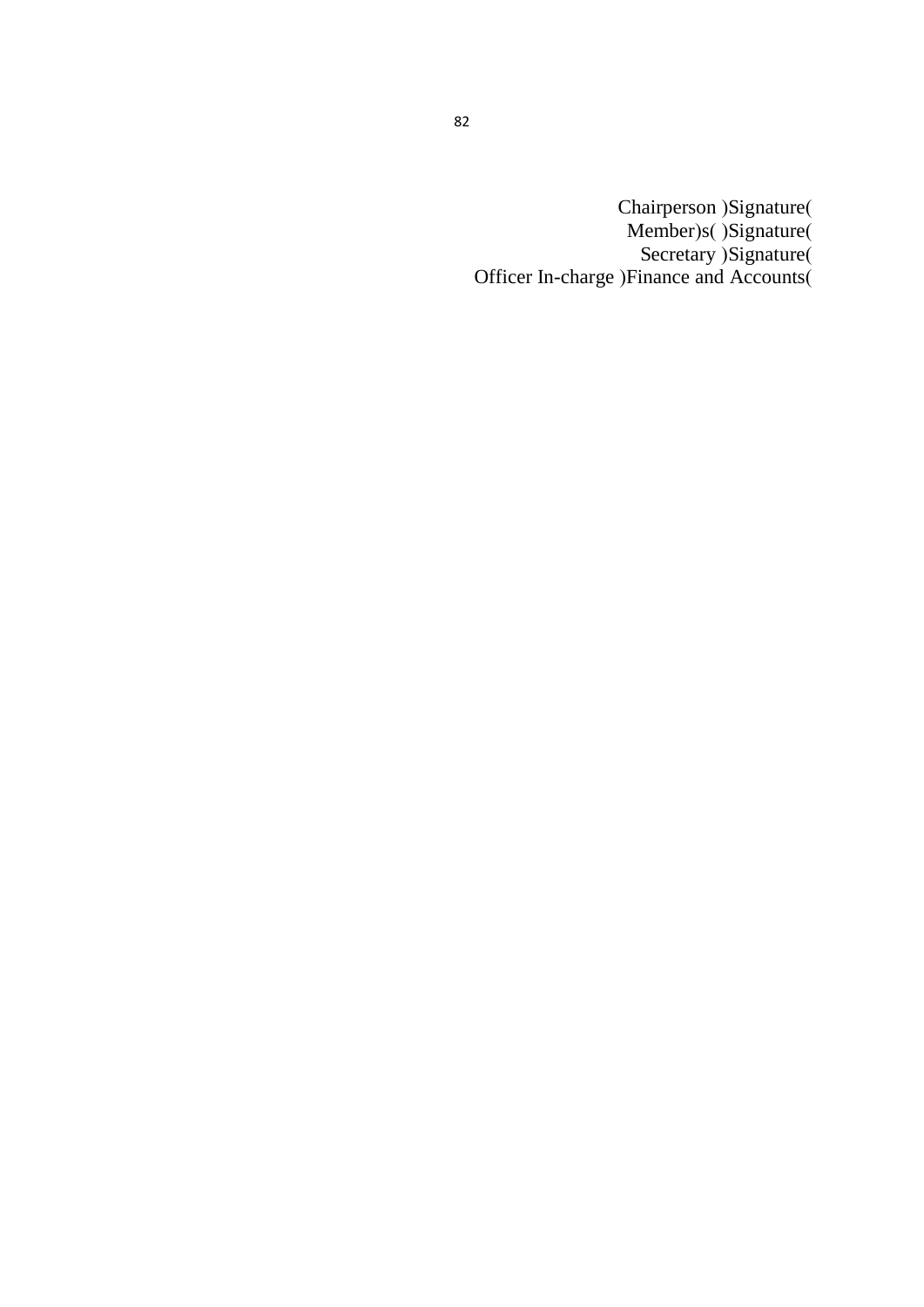Chairperson )Signature(

Member)s( )Signature(

Secretary )Signature(

Officer In-charge )Finance and Accounts(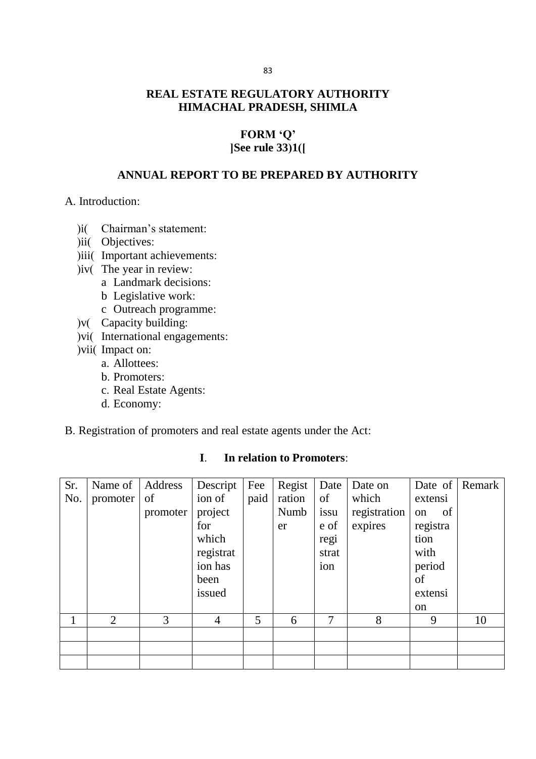## REAL ESTATE REGULATORY AUTHORITY HIMACHAL PRADESH, SHIMLA

### FORM 'Q'

**]See rule 33)1([**

### ANNUAL REPORT TO BE PREPARED BY AUTHORITY

A. Introduction:

)i( Chairman's statement:

)ii( Objectives:

)iii( Important achievements:

)iv( The year in review:

- a Landmark decisions:
- b Legislative work:
- c Outreach programme:

)v( Capacity building:

)vi( International engagements:

)vii( Impact on:

- a. Allottees:
- b. Promoters:
- c. Real Estate Agents:
- d. Economy:

B. Registration of promoters and real estate agents under the Act:

**I. In relation to Promoters**:

| Sr. No. | Name of promoter | Address of promoter | Description of project for which registration has been issued | Fee paid | Registration Number | Date of issue of registration | Date on which registration expires | Date of extension of registration with period of extension | Remark |
|---|---|---|---|---|---|---|---|---|---|
| 1 | 2 | 3 | 4 | 5 | 6 | 7 | 8 | 9 | 10 |
| | | | | | | | | | |
| | | | | | | | | | |
| | | | | | | | | | |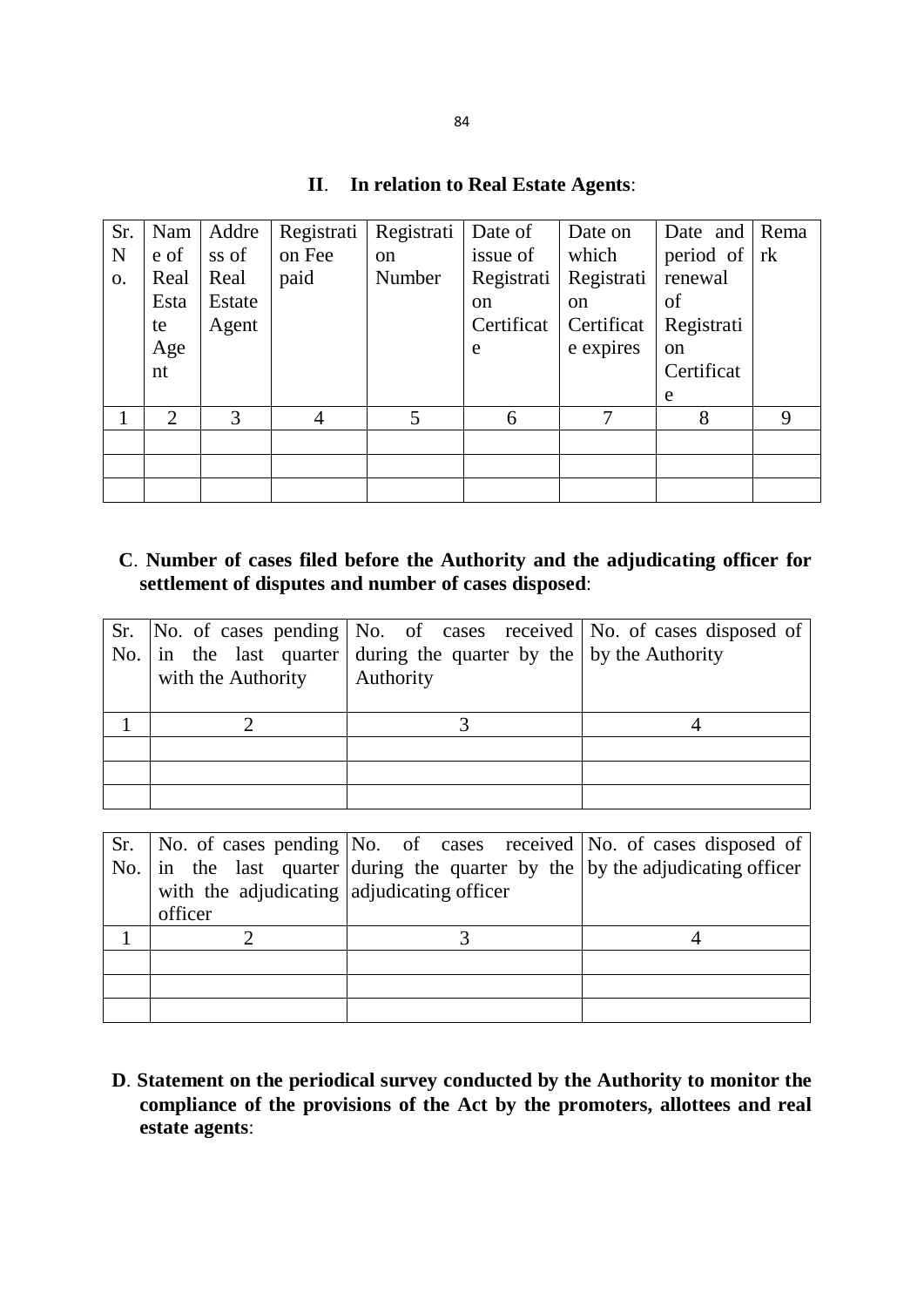## II. In relation to Real Estate Agents:

| Sr. No. | Name of Real Estate Agent | Address of Real Estate Agent | Registration Fee paid | Registration Number | Date of issue of Registration Certificate | Date on which Registration Certificate expires | Date and period of renewal of Registration Certificate | Remark |
|---|---|---|---|---|---|---|---|---|
| 1 | 2 | 3 | 4 | 5 | 6 | 7 | 8 | 9 |
| | | | | | | | | |
| | | | | | | | | |
| | | | | | | | | |

**C**. **Number of cases filed before the Authority and the adjudicating officer for settlement of disputes and number of cases disposed**:

| Sr. No. | No. of cases pending in the last quarter with the Authority | No. of cases received during the quarter by the Authority | No. of cases disposed of by the Authority |
|---|---|---|---|
| 1 | 2 | 3 | 4 |
| | | | |
| | | | |
| | | | |

| Sr. No. | No. of cases pending in the last quarter with the adjudicating officer | No. of cases received during the quarter by the adjudicating officer | No. of cases disposed of by the adjudicating officer |
|---|---|---|---|
| 1 | 2 | 3 | 4 |
| | | | |
| | | | |
| | | | |

**D**. **Statement on the periodical survey conducted by the Authority to monitor the compliance of the provisions of the Act by the promoters, allottees and real estate agents**: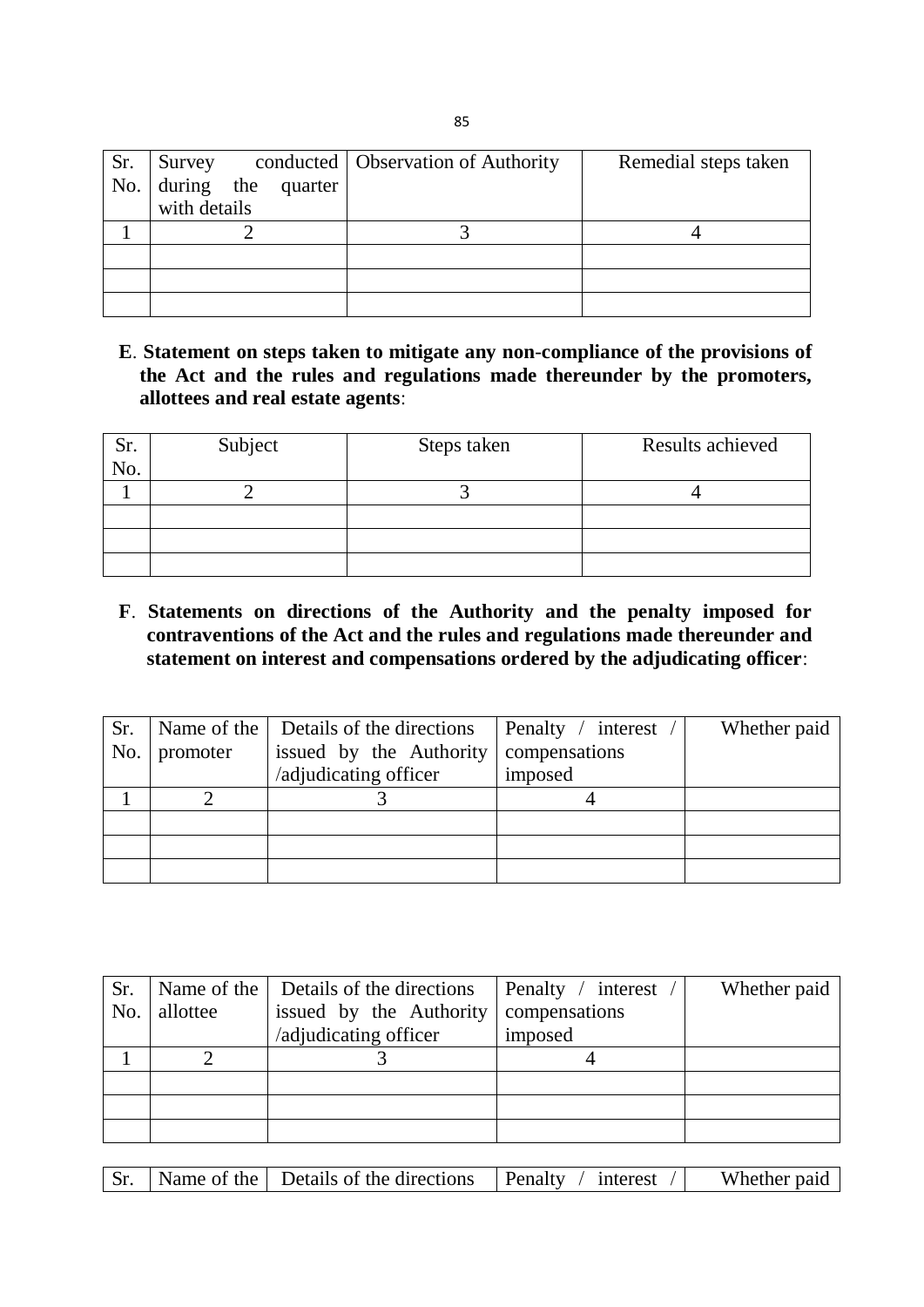| Sr. No. | Survey conducted during the quarter with details | Observation of Authority | Remedial steps taken |
|---|---|---|---|
| 1 | 2 | 3 | 4 |
| | | | |
| | | | |
| | | | |

**E**. **Statement on steps taken to mitigate any non-compliance of the provisions of the Act and the rules and regulations made thereunder by the promoters, allottees and real estate agents**:

| Sr. No. | Subject | Steps taken | Results achieved |
|---|---|---|---|
| 1 | 2 | 3 | 4 |
| | | | |
| | | | |
| | | | |

**F**. **Statements on directions of the Authority and the penalty imposed for contraventions of the Act and the rules and regulations made thereunder and statement on interest and compensations ordered by the adjudicating officer**:

| Sr. No. | Name of the promoter | Details of the directions issued by the Authority /adjudicating officer | Penalty / interest / compensations imposed | Whether paid |
|---|---|---|---|---|
| 1 | 2 | 3 | 4 | |
| | | | | |
| | | | | |
| | | | | |

| Sr. No. | Name of the allottee | Details of the directions issued by the Authority /adjudicating officer | Penalty / interest / compensations imposed | Whether paid |
|---|---|---|---|---|
| 1 | 2 | 3 | 4 | |
| | | | | |
| | | | | |
| | | | | |

| Sr. | Name of the | Details of the directions | Penalty / interest / | Whether paid |
|---|---|---|---|---|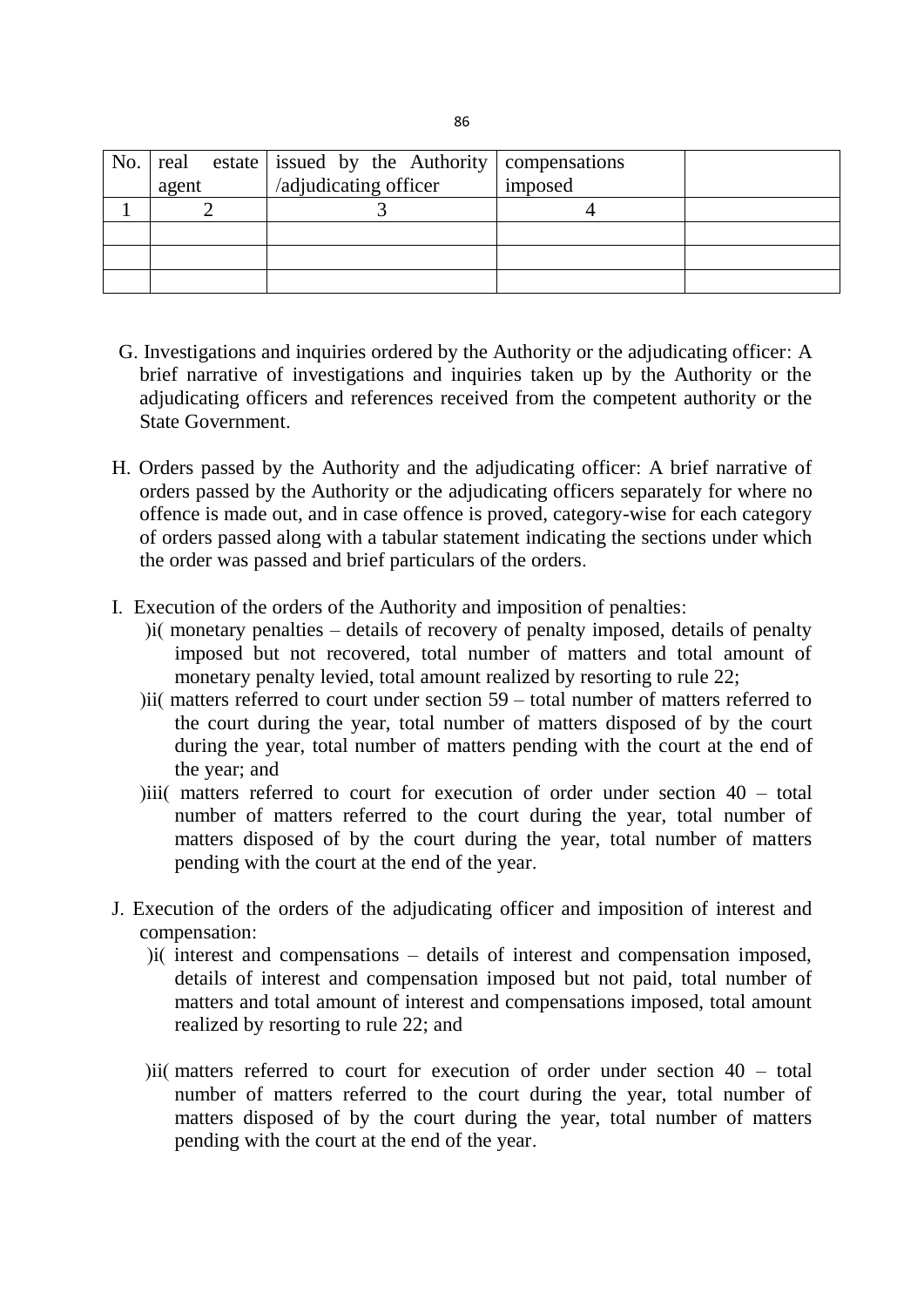| No. | real estate agent | issued by the Authority /adjudicating officer | compensations imposed | |
|---|---|---|---|---|
| 1 | 2 | 3 | 4 | |
| | | | | |
| | | | | |
| | | | | |

G. Investigations and inquiries ordered by the Authority or the adjudicating officer: A brief narrative of investigations and inquiries taken up by the Authority or the adjudicating officers and references received from the competent authority or the State Government.

H. Orders passed by the Authority and the adjudicating officer: A brief narrative of orders passed by the Authority or the adjudicating officers separately for where no offence is made out, and in case offence is proved, category-wise for each category of orders passed along with a tabular statement indicating the sections under which the order was passed and brief particulars of the orders.

I. Execution of the orders of the Authority and imposition of penalties:

)i( monetary penalties – details of recovery of penalty imposed, details of penalty imposed but not recovered, total number of matters and total amount of monetary penalty levied, total amount realized by resorting to rule 22;

)ii( matters referred to court under section 59 – total number of matters referred to the court during the year, total number of matters disposed of by the court during the year, total number of matters pending with the court at the end of the year; and

)iii( matters referred to court for execution of order under section 40 – total number of matters referred to the court during the year, total number of matters disposed of by the court during the year, total number of matters pending with the court at the end of the year.

J. Execution of the orders of the adjudicating officer and imposition of interest and compensation:

)i( interest and compensations – details of interest and compensation imposed, details of interest and compensation imposed but not paid, total number of matters and total amount of interest and compensations imposed, total amount realized by resorting to rule 22; and

)ii( matters referred to court for execution of order under section 40 – total number of matters referred to the court during the year, total number of matters disposed of by the court during the year, total number of matters pending with the court at the end of the year.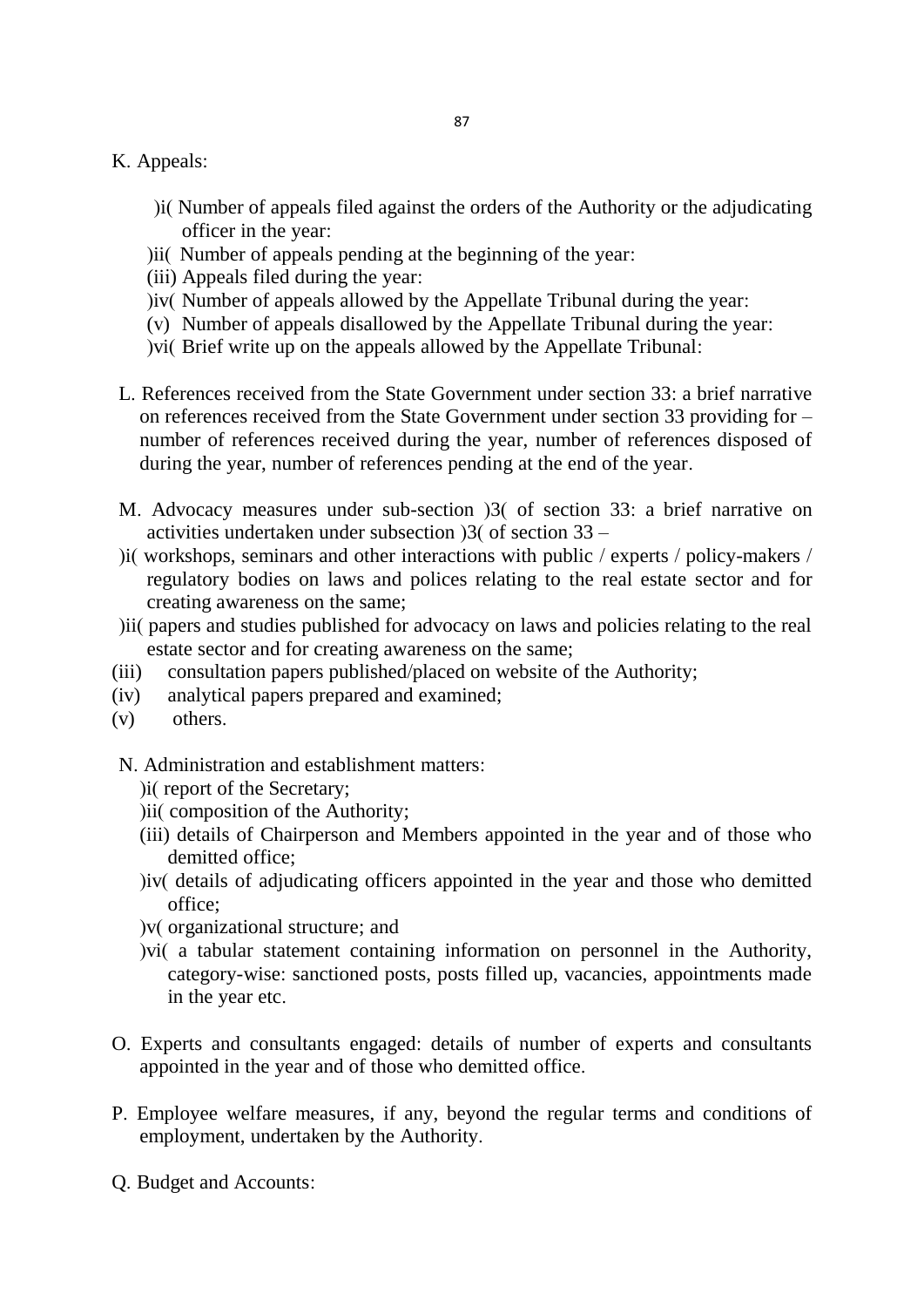K. Appeals:

)i( Number of appeals filed against the orders of the Authority or the adjudicating officer in the year:

)ii( Number of appeals pending at the beginning of the year:

(iii) Appeals filed during the year:

)iv( Number of appeals allowed by the Appellate Tribunal during the year:

(v) Number of appeals disallowed by the Appellate Tribunal during the year:

)vi( Brief write up on the appeals allowed by the Appellate Tribunal:

L. References received from the State Government under section 33: a brief narrative on references received from the State Government under section 33 providing for – number of references received during the year, number of references disposed of during the year, number of references pending at the end of the year.

M. Advocacy measures under sub-section )3( of section 33: a brief narrative on activities undertaken under subsection )3( of section 33 –

)i( workshops, seminars and other interactions with public / experts / policy-makers / regulatory bodies on laws and polices relating to the real estate sector and for creating awareness on the same;

)ii( papers and studies published for advocacy on laws and policies relating to the real estate sector and for creating awareness on the same;

(iii) consultation papers published/placed on website of the Authority;

(iv) analytical papers prepared and examined;

(v) others.

N. Administration and establishment matters:

)i( report of the Secretary;

)ii( composition of the Authority;

(iii) details of Chairperson and Members appointed in the year and of those who demitted office;

)iv( details of adjudicating officers appointed in the year and those who demitted office;

)v( organizational structure; and

)vi( a tabular statement containing information on personnel in the Authority, category-wise: sanctioned posts, posts filled up, vacancies, appointments made in the year etc.

O. Experts and consultants engaged: details of number of experts and consultants appointed in the year and of those who demitted office.

P. Employee welfare measures, if any, beyond the regular terms and conditions of employment, undertaken by the Authority.

Q. Budget and Accounts: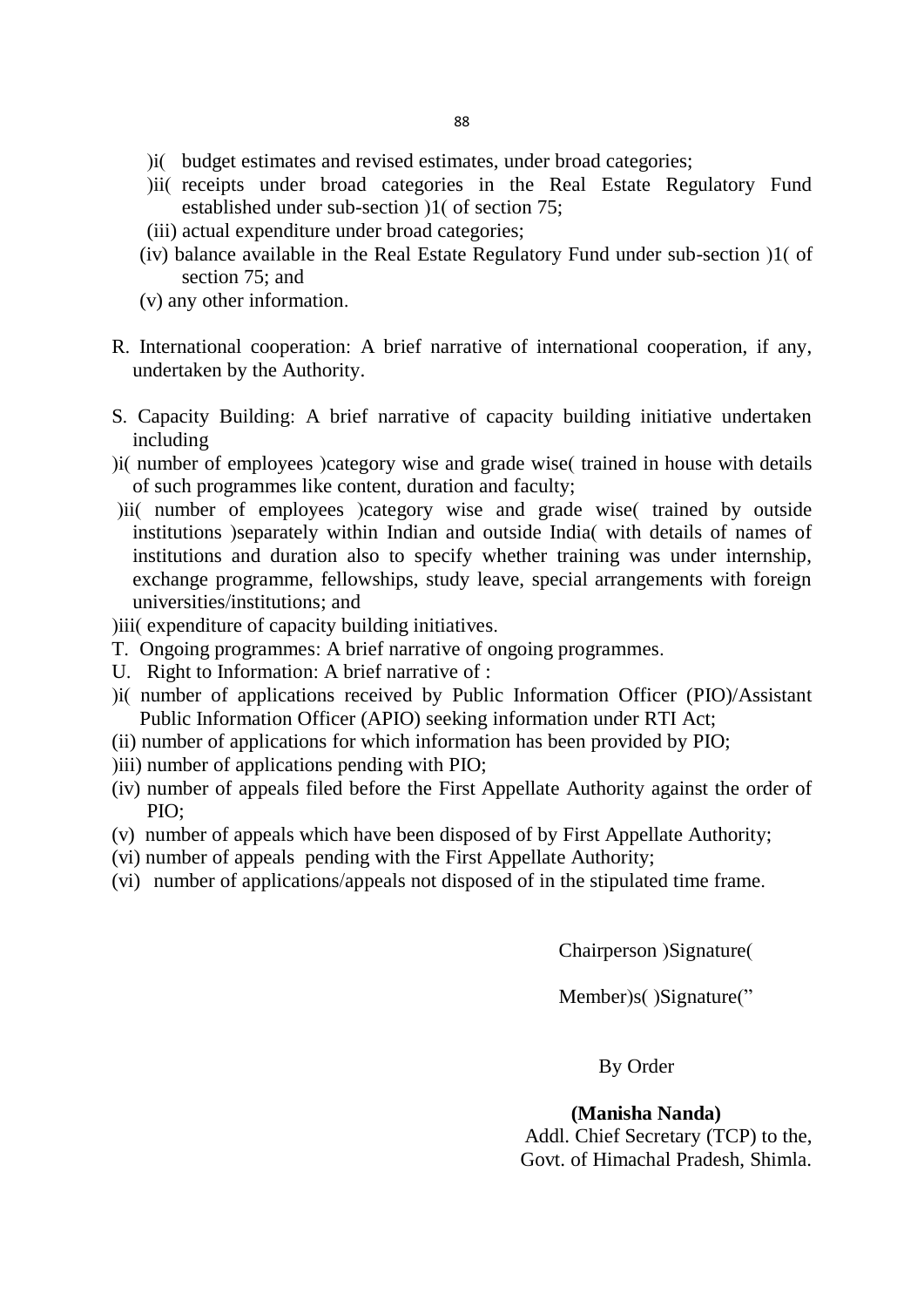)i( budget estimates and revised estimates, under broad categories;

)ii( receipts under broad categories in the Real Estate Regulatory Fund established under sub-section )1( of section 75;

(iii) actual expenditure under broad categories;

(iv) balance available in the Real Estate Regulatory Fund under sub-section )1( of section 75; and

(v) any other information.

R. International cooperation: A brief narrative of international cooperation, if any, undertaken by the Authority.

S. Capacity Building: A brief narrative of capacity building initiative undertaken including

)i( number of employees )category wise and grade wise( trained in house with details of such programmes like content, duration and faculty;

)ii( number of employees )category wise and grade wise( trained by outside institutions )separately within Indian and outside India( with details of names of institutions and duration also to specify whether training was under internship, exchange programme, fellowships, study leave, special arrangements with foreign universities/institutions; and

)iii( expenditure of capacity building initiatives.

T. Ongoing programmes: A brief narrative of ongoing programmes.

U. Right to Information: A brief narrative of :

)i( number of applications received by Public Information Officer (PIO)/Assistant Public Information Officer (APIO) seeking information under RTI Act;

(ii) number of applications for which information has been provided by PIO;

)iii) number of applications pending with PIO;

(iv) number of appeals filed before the First Appellate Authority against the order of PIO;

(v) number of appeals which have been disposed of by First Appellate Authority;

(vi) number of appeals pending with the First Appellate Authority;

(vi) number of applications/appeals not disposed of in the stipulated time frame.

Chairperson )Signature(

Member)s( )Signature("

By Order

**(Manisha Nanda)**
Addl. Chief Secretary (TCP) to the,
Govt. of Himachal Pradesh, Shimla.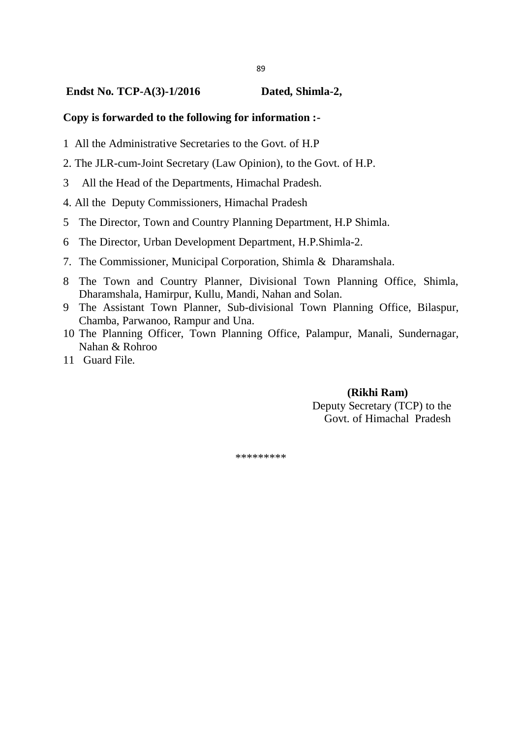**Endst No. TCP-A(3)-1/2016 Dated, Shimla-2,**

**Copy is forwarded to the following for information :-**

1. All the Administrative Secretaries to the Govt. of H.P
2. The JLR-cum-Joint Secretary (Law Opinion), to the Govt. of H.P.
3. All the Head of the Departments, Himachal Pradesh.
4. All the Deputy Commissioners, Himachal Pradesh
5. The Director, Town and Country Planning Department, H.P Shimla.
6. The Director, Urban Development Department, H.P.Shimla-2.
7. The Commissioner, Municipal Corporation, Shimla & Dharamshala.
8. The Town and Country Planner, Divisional Town Planning Office, Shimla, Dharamshala, Hamirpur, Kullu, Mandi, Nahan and Solan.
9. The Assistant Town Planner, Sub-divisional Town Planning Office, Bilaspur, Chamba, Parwanoo, Rampur and Una.
10. The Planning Officer, Town Planning Office, Palampur, Manali, Sundernagar, Nahan & Rohroo
11. Guard File.

**(Rikhi Ram)**
Deputy Secretary (TCP) to the
Govt. of Himachal Pradesh

*********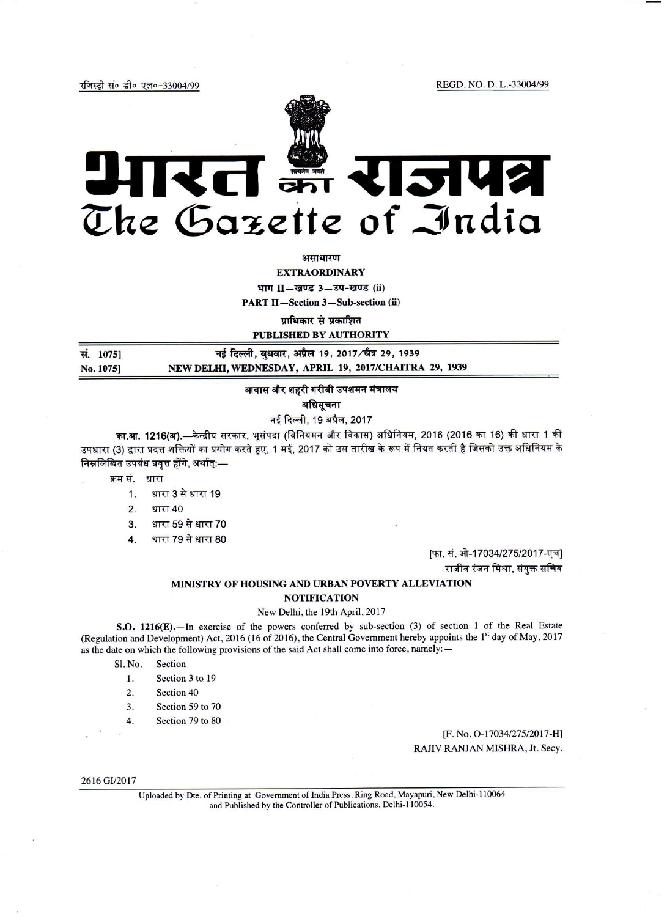रजिस्ट्री सं० डी० एल०-33004/99 REGD. NO. D. L.-33004/99

# भारत का राजपत्र
# The Gazette of India

असाधारण

**EXTRAORDINARY**

भाग II—खण्ड 3—उप-खण्ड (ii)

**PART II—Section 3—Sub-section (ii)**

प्राधिकार से प्रकाशित

**PUBLISHED BY AUTHORITY**

सं. 1075] नई दिल्ली, बुधवार, अप्रैल 19, 2017/चैत्र 29, 1939

No. 1075] NEW DELHI, WEDNESDAY, APRIL 19, 2017/CHAITRA 29, 1939

## आवास और शहरी गरीबी उपशमन मंत्रालय

### अधिसूचना

नई दिल्ली, 19 अप्रैल, 2017

**का.आ. 1216(अ).**—केन्द्रीय सरकार, भूसंपदा (विनियमन और विकास) अधिनियम, 2016 (2016 का 16) की धारा 1 की उपधारा (3) द्वारा प्रदत्त शक्तियों का प्रयोग करते हुए, 1 मई, 2017 को उस तारीख के रूप में नियत करती है जिसको उक्त अधिनियम के निम्नलिखित उपबंध प्रवृत्त होंगे, अर्थात्:—

| क्रम सं. | धारा |
|---|---|
| 1. | धारा 3 से धारा 19 |
| 2. | धारा 40 |
| 3. | धारा 59 से धारा 70 |
| 4. | धारा 79 से धारा 80 |

[फा. सं. ओ-17034/275/2017-एच]

राजीव रंजन मिश्रा, संयुक्त सचिव

## MINISTRY OF HOUSING AND URBAN POVERTY ALLEVIATION

### NOTIFICATION

New Delhi, the 19th April, 2017

**S.O. 1216(E).**—In exercise of the powers conferred by sub-section (3) of section 1 of the Real Estate (Regulation and Development) Act, 2016 (16 of 2016), the Central Government hereby appoints the 1st day of May, 2017 as the date on which the following provisions of the said Act shall come into force, namely:—

| Sl. No. | Section |
|---|---|
| 1. | Section 3 to 19 |
| 2. | Section 40 |
| 3. | Section 59 to 70 |
| 4. | Section 79 to 80 |

[F. No. O-17034/275/2017-H]

RAJIV RANJAN MISHRA, Jt. Secy.

2616 GI/2017

Uploaded by Dte. of Printing at Government of India Press, Ring Road, Mayapuri, New Delhi-110064 and Published by the Controller of Publications, Delhi-110054.